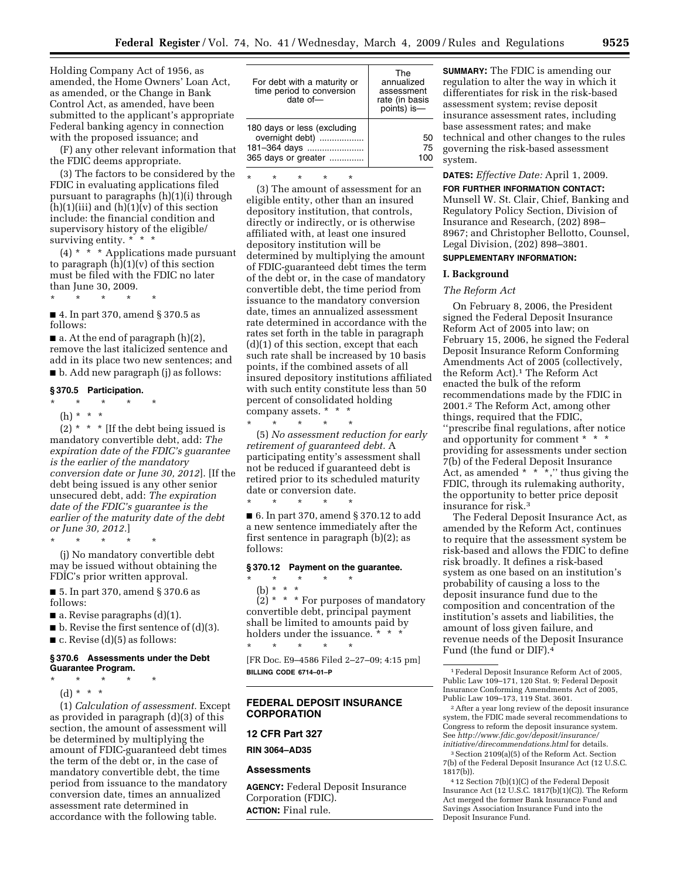Holding Company Act of 1956, as amended, the Home Owners' Loan Act, as amended, or the Change in Bank Control Act, as amended, have been submitted to the applicant's appropriate Federal banking agency in connection with the proposed issuance; and

(F) any other relevant information that the FDIC deems appropriate.

(3) The factors to be considered by the FDIC in evaluating applications filed pursuant to paragraphs (h)(1)(i) through (h)(1)(iii) and (h)(1)(v) of this section include: the financial condition and supervisory history of the eligible/surviving entity. * * *

(4) * * * Applications made pursuant to paragraph (h)(1)(v) of this section must be filed with the FDIC no later than June 30, 2009.

\* \* \* \* \*

■ 4. In part 370, amend § 370.5 as follows:

■ a. At the end of paragraph (h)(2), remove the last italicized sentence and add in its place two new sentences; and

■ b. Add new paragraph (j) as follows:

### § 370.5 Participation.

\* \* \* \* \*

(h) * * *

(2) * * * [If the debt being issued is mandatory convertible debt, add: *The expiration date of the FDIC's guarantee is the earlier of the mandatory conversion date or June 30, 2012*]. [If the debt being issued is any other senior unsecured debt, add: *The expiration date of the FDIC's guarantee is the earlier of the maturity date of the debt or June 30, 2012.*]

\* \* \* \* \*

(j) No mandatory convertible debt may be issued without obtaining the FDIC's prior written approval.

■ 5. In part 370, amend § 370.6 as follows:

■ a. Revise paragraphs (d)(1).

■ b. Revise the first sentence of (d)(3).

■ c. Revise (d)(5) as follows:

### § 370.6 Assessments under the Debt Guarantee Program.

\* \* \* \* \*

(d) * * *

(1) *Calculation of assessment.* Except as provided in paragraph (d)(3) of this section, the amount of assessment will be determined by multiplying the amount of FDIC-guaranteed debt times the term of the debt or, in the case of mandatory convertible debt, the time period from issuance to the mandatory conversion date, times an annualized assessment rate determined in accordance with the following table.

| For debt with a maturity or time period to conversion date of— | The annualized assessment rate (in basis points) is— |
|---|---|
| 180 days or less (excluding overnight debt) | 50 |
| 181–364 days | 75 |
| 365 days or greater | 100 |

\* \* \* \* \*

(3) The amount of assessment for an eligible entity, other than an insured depository institution, that controls, directly or indirectly, or is otherwise affiliated with, at least one insured depository institution will be determined by multiplying the amount of FDIC-guaranteed debt times the term of the debt or, in the case of mandatory convertible debt, the time period from issuance to the mandatory conversion date, times an annualized assessment rate determined in accordance with the rates set forth in the table in paragraph (d)(1) of this section, except that each such rate shall be increased by 10 basis points, if the combined assets of all insured depository institutions affiliated with such entity constitute less than 50 percent of consolidated holding company assets. * * *

\* \* \* \* \*

(5) *No assessment reduction for early retirement of guaranteed debt.* A participating entity's assessment shall not be reduced if guaranteed debt is retired prior to its scheduled maturity date or conversion date.

\* \* \* \* \*

■ 6. In part 370, amend § 370.12 to add a new sentence immediately after the first sentence in paragraph (b)(2); as follows:

### § 370.12 Payment on the guarantee.

\* \* \* \* \*

(b) * * *

(2) * * * For purposes of mandatory convertible debt, principal payment shall be limited to amounts paid by holders under the issuance. * * *

\* \* \* \* \*

[FR Doc. E9–4586 Filed 2–27–09; 4:15 pm]

**BILLING CODE 6714–01–P**

---

## FEDERAL DEPOSIT INSURANCE CORPORATION

### 12 CFR Part 327

**RIN 3064–AD35**

### Assessments

**AGENCY:** Federal Deposit Insurance Corporation (FDIC).

**ACTION:** Final rule.

**SUMMARY:** The FDIC is amending our regulation to alter the way in which it differentiates for risk in the risk-based assessment system; revise deposit insurance assessment rates, including base assessment rates; and make technical and other changes to the rules governing the risk-based assessment system.

**DATES:** *Effective Date:* April 1, 2009.

**FOR FURTHER INFORMATION CONTACT:** Munsell W. St. Clair, Chief, Banking and Regulatory Policy Section, Division of Insurance and Research, (202) 898–8967; and Christopher Bellotto, Counsel, Legal Division, (202) 898–3801.

**SUPPLEMENTARY INFORMATION:**

## I. Background

### *The Reform Act*

On February 8, 2006, the President signed the Federal Deposit Insurance Reform Act of 2005 into law; on February 15, 2006, he signed the Federal Deposit Insurance Reform Conforming Amendments Act of 2005 (collectively, the Reform Act).[1] The Reform Act enacted the bulk of the reform recommendations made by the FDIC in 2001.[2] The Reform Act, among other things, required that the FDIC, ''prescribe final regulations, after notice and opportunity for comment * * * providing for assessments under section 7(b) of the Federal Deposit Insurance Act, as amended * * *,'' thus giving the FDIC, through its rulemaking authority, the opportunity to better price deposit insurance for risk.[3]

The Federal Deposit Insurance Act, as amended by the Reform Act, continues to require that the assessment system be risk-based and allows the FDIC to define risk broadly. It defines a risk-based system as one based on an institution's probability of causing a loss to the deposit insurance fund due to the composition and concentration of the institution's assets and liabilities, the amount of loss given failure, and revenue needs of the Deposit Insurance Fund (the fund or DIF).[4]

---

[1] Federal Deposit Insurance Reform Act of 2005, Public Law 109–171, 120 Stat. 9; Federal Deposit Insurance Conforming Amendments Act of 2005, Public Law 109–173, 119 Stat. 3601.

[2] After a year long review of the deposit insurance system, the FDIC made several recommendations to Congress to reform the deposit insurance system. See *http://www.fdic.gov/deposit/insurance/initiative/direcommendations.html* for details.

[3] Section 2109(a)(5) of the Reform Act. Section 7(b) of the Federal Deposit Insurance Act (12 U.S.C. 1817(b)).

[4] 12 Section 7(b)(1)(C) of the Federal Deposit Insurance Act (12 U.S.C. 1817(b)(1)(C)). The Reform Act merged the former Bank Insurance Fund and Savings Association Insurance Fund into the Deposit Insurance Fund.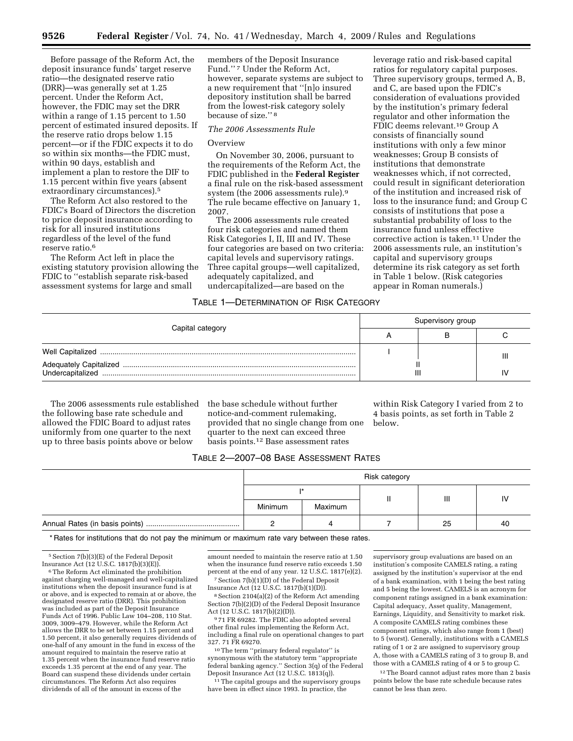Before passage of the Reform Act, the deposit insurance funds' target reserve ratio—the designated reserve ratio (DRR)—was generally set at 1.25 percent. Under the Reform Act, however, the FDIC may set the DRR within a range of 1.15 percent to 1.50 percent of estimated insured deposits. If the reserve ratio drops below 1.15 percent—or if the FDIC expects it to do so within six months—the FDIC must, within 90 days, establish and implement a plan to restore the DIF to 1.15 percent within five years (absent extraordinary circumstances).[5]

The Reform Act also restored to the FDIC's Board of Directors the discretion to price deposit insurance according to risk for all insured institutions regardless of the level of the fund reserve ratio.[6]

The Reform Act left in place the existing statutory provision allowing the FDIC to "establish separate risk-based assessment systems for large and small members of the Deposit Insurance Fund."[7] Under the Reform Act, however, separate systems are subject to a new requirement that "[n]o insured depository institution shall be barred from the lowest-risk category solely because of size."[8]

*The 2006 Assessments Rule*

Overview

On November 30, 2006, pursuant to the requirements of the Reform Act, the FDIC published in the **Federal Register** a final rule on the risk-based assessment system (the 2006 assessments rule).[9] The rule became effective on January 1, 2007.

The 2006 assessments rule created four risk categories and named them Risk Categories I, II, III and IV. These four categories are based on two criteria: capital levels and supervisory ratings. Three capital groups—well capitalized, adequately capitalized, and undercapitalized—are based on the leverage ratio and risk-based capital ratios for regulatory capital purposes. Three supervisory groups, termed A, B, and C, are based upon the FDIC's consideration of evaluations provided by the institution's primary federal regulator and other information the FDIC deems relevant.[10] Group A consists of financially sound institutions with only a few minor weaknesses; Group B consists of institutions that demonstrate weaknesses which, if not corrected, could result in significant deterioration of the institution and increased risk of loss to the insurance fund; and Group C consists of institutions that pose a substantial probability of loss to the insurance fund unless effective corrective action is taken.[11] Under the 2006 assessments rule, an institution's capital and supervisory groups determine its risk category as set forth in Table 1 below. (Risk categories appear in Roman numerals.)

TABLE 1—DETERMINATION OF RISK CATEGORY

| Capital category | Supervisory group | | |
|---|---|---|---|
| | A | B | C |
| Well Capitalized | I | II | III |
| Adequately Capitalized | II | II | III |
| Undercapitalized | III | III | IV |

The 2006 assessments rule established the following base rate schedule and allowed the FDIC Board to adjust rates uniformly from one quarter to the next up to three basis points above or below the base schedule without further notice-and-comment rulemaking, provided that no single change from one quarter to the next can exceed three basis points.[12] Base assessment rates within Risk Category I varied from 2 to 4 basis points, as set forth in Table 2 below.

TABLE 2—2007–08 BASE ASSESSMENT RATES

| | Risk category | | | | |
|---|---|---|---|---|---|
| | I* | | II | III | IV |
| | Minimum | Maximum | | | |
| Annual Rates (in basis points) | 2 | 4 | 7 | 25 | 40 |

\* Rates for institutions that do not pay the minimum or maximum rate vary between these rates.

---

[5] Section 7(b)(3)(E) of the Federal Deposit Insurance Act (12 U.S.C. 1817(b)(3)(E)).

[6] The Reform Act eliminated the prohibition against charging well-managed and well-capitalized institutions when the deposit insurance fund is at or above, and is expected to remain at or above, the designated reserve ratio (DRR). This prohibition was included as part of the Deposit Insurance Funds Act of 1996. Public Law 104–208, 110 Stat. 3009, 3009–479. However, while the Reform Act allows the DRR to be set between 1.15 percent and 1.50 percent, it also generally requires dividends of one-half of any amount in the fund in excess of the amount required to maintain the reserve ratio at 1.35 percent when the insurance fund reserve ratio exceeds 1.35 percent at the end of any year. The Board can suspend these dividends under certain circumstances. The Reform Act also requires dividends of all of the amount in excess of the amount needed to maintain the reserve ratio at 1.50 when the insurance fund reserve ratio exceeds 1.50 percent at the end of any year. 12 U.S.C. 1817(e)(2).

[7] Section 7(b)(1)(D) of the Federal Deposit Insurance Act (12 U.S.C. 1817(b)(1)(D)).

[8] Section 2104(a)(2) of the Reform Act amending Section 7(b)(2)(D) of the Federal Deposit Insurance Act (12 U.S.C. 1817(b)(2)(D)).

[9] 71 FR 69282. The FDIC also adopted several other final rules implementing the Reform Act, including a final rule on operational changes to part 327. 71 FR 69270.

[10] The term "primary federal regulator" is synonymous with the statutory term "appropriate federal banking agency." Section 3(q) of the Federal Deposit Insurance Act (12 U.S.C. 1813(q)).

[11] The capital groups and the supervisory groups have been in effect since 1993. In practice, the supervisory group evaluations are based on an institution's composite CAMELS rating, a rating assigned by the institution's supervisor at the end of a bank examination, with 1 being the best rating and 5 being the lowest. CAMELS is an acronym for component ratings assigned in a bank examination: Capital adequacy, Asset quality, Management, Earnings, Liquidity, and Sensitivity to market risk. A composite CAMELS rating combines these component ratings, which also range from 1 (best) to 5 (worst). Generally, institutions with a CAMELS rating of 1 or 2 are assigned to supervisory group A, those with a CAMELS rating of 3 to group B, and those with a CAMELS rating of 4 or 5 to group C.

[12] The Board cannot adjust rates more than 2 basis points below the base rate schedule because rates cannot be less than zero.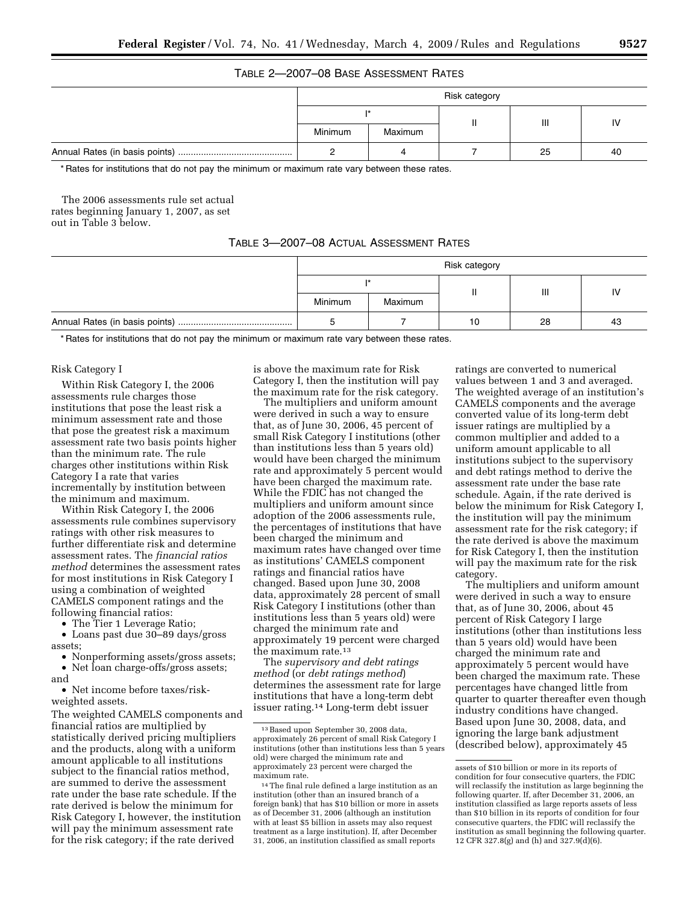TABLE 2—2007–08 BASE ASSESSMENT RATES

| | Risk category | | | | |
|---|---|---|---|---|---|
| | I* | | II | III | IV |
| | Minimum | Maximum | | | |
| Annual Rates (in basis points) | 2 | 4 | 7 | 25 | 40 |

* Rates for institutions that do not pay the minimum or maximum rate vary between these rates.

The 2006 assessments rule set actual rates beginning January 1, 2007, as set out in Table 3 below.

TABLE 3—2007–08 ACTUAL ASSESSMENT RATES

| | Risk category | | | | |
|---|---|---|---|---|---|
| | I* | | II | III | IV |
| | Minimum | Maximum | | | |
| Annual Rates (in basis points) | 5 | 7 | 10 | 28 | 43 |

* Rates for institutions that do not pay the minimum or maximum rate vary between these rates.

Risk Category I

Within Risk Category I, the 2006 assessments rule charges those institutions that pose the least risk a minimum assessment rate and those that pose the greatest risk a maximum assessment rate two basis points higher than the minimum rate. The rule charges other institutions within Risk Category I a rate that varies incrementally by institution between the minimum and maximum.

Within Risk Category I, the 2006 assessments rule combines supervisory ratings with other risk measures to further differentiate risk and determine assessment rates. The *financial ratios method* determines the assessment rates for most institutions in Risk Category I using a combination of weighted CAMELS component ratings and the following financial ratios:

- The Tier 1 Leverage Ratio;
- Loans past due 30–89 days/gross assets;
- Nonperforming assets/gross assets;
- Net loan charge-offs/gross assets; and
- Net income before taxes/risk-weighted assets.

The weighted CAMELS components and financial ratios are multiplied by statistically derived pricing multipliers and the products, along with a uniform amount applicable to all institutions subject to the financial ratios method, are summed to derive the assessment rate under the base rate schedule. If the rate derived is below the minimum for Risk Category I, however, the institution will pay the minimum assessment rate for the risk category; if the rate derived is above the maximum rate for Risk Category I, then the institution will pay the maximum rate for the risk category.

The multipliers and uniform amount were derived in such a way to ensure that, as of June 30, 2006, 45 percent of small Risk Category I institutions (other than institutions less than 5 years old) would have been charged the minimum rate and approximately 5 percent would have been charged the maximum rate. While the FDIC has not changed the multipliers and uniform amount since adoption of the 2006 assessments rule, the percentages of institutions that have been charged the minimum and maximum rates have changed over time as institutions' CAMELS component ratings and financial ratios have changed. Based upon June 30, 2008 data, approximately 28 percent of small Risk Category I institutions (other than institutions less than 5 years old) were charged the minimum rate and approximately 19 percent were charged the maximum rate.[13]

The *supervisory and debt ratings method* (or *debt ratings method*) determines the assessment rate for large institutions that have a long-term debt issuer rating.[14] Long-term debt issuer ratings are converted to numerical values between 1 and 3 and averaged. The weighted average of an institution's CAMELS components and the average converted value of its long-term debt issuer ratings are multiplied by a common multiplier and added to a uniform amount applicable to all institutions subject to the supervisory and debt ratings method to derive the assessment rate under the base rate schedule. Again, if the rate derived is below the minimum for Risk Category I, the institution will pay the minimum assessment rate for the risk category; if the rate derived is above the maximum for Risk Category I, then the institution will pay the maximum rate for the risk category.

The multipliers and uniform amount were derived in such a way to ensure that, as of June 30, 2006, about 45 percent of Risk Category I large institutions (other than institutions less than 5 years old) would have been charged the minimum rate and approximately 5 percent would have been charged the maximum rate. These percentages have changed little from quarter to quarter thereafter even though industry conditions have changed. Based upon June 30, 2008, data, and ignoring the large bank adjustment (described below), approximately 45

[13] Based upon September 30, 2008 data, approximately 26 percent of small Risk Category I institutions (other than institutions less than 5 years old) were charged the minimum rate and approximately 23 percent were charged the maximum rate.

[14] The final rule defined a large institution as an institution (other than an insured branch of a foreign bank) that has $10 billion or more in assets as of December 31, 2006 (although an institution with at least $5 billion in assets may also request treatment as a large institution). If, after December 31, 2006, an institution classified as small reports assets of $10 billion or more in its reports of condition for four consecutive quarters, the FDIC will reclassify the institution as large beginning the following quarter. If, after December 31, 2006, an institution classified as large reports assets of less than $10 billion in its reports of condition for four consecutive quarters, the FDIC will reclassify the institution as small beginning the following quarter. 12 CFR 327.8(g) and (h) and 327.9(d)(6).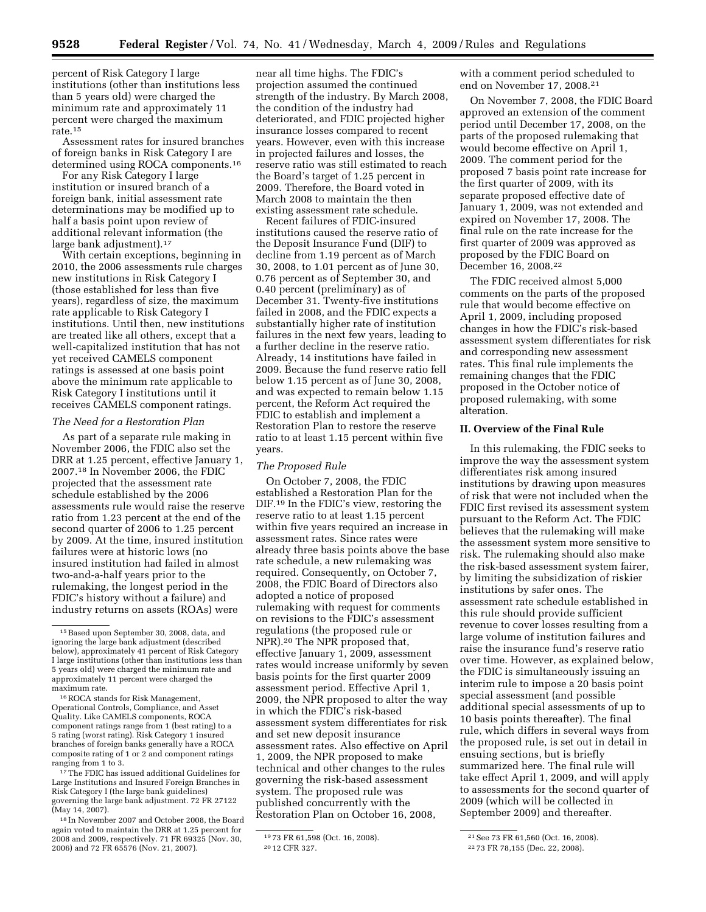percent of Risk Category I large institutions (other than institutions less than 5 years old) were charged the minimum rate and approximately 11 percent were charged the maximum rate.[15]

Assessment rates for insured branches of foreign banks in Risk Category I are determined using ROCA components.[16]

For any Risk Category I large institution or insured branch of a foreign bank, initial assessment rate determinations may be modified up to half a basis point upon review of additional relevant information (the large bank adjustment).[17]

With certain exceptions, beginning in 2010, the 2006 assessments rule charges new institutions in Risk Category I (those established for less than five years), regardless of size, the maximum rate applicable to Risk Category I institutions. Until then, new institutions are treated like all others, except that a well-capitalized institution that has not yet received CAMELS component ratings is assessed at one basis point above the minimum rate applicable to Risk Category I institutions until it receives CAMELS component ratings.

*The Need for a Restoration Plan*

As part of a separate rule making in November 2006, the FDIC also set the DRR at 1.25 percent, effective January 1, 2007.[18] In November 2006, the FDIC projected that the assessment rate schedule established by the 2006 assessments rule would raise the reserve ratio from 1.23 percent at the end of the second quarter of 2006 to 1.25 percent by 2009. At the time, insured institution failures were at historic lows (no insured institution had failed in almost two-and-a-half years prior to the rulemaking, the longest period in the FDIC's history without a failure) and industry returns on assets (ROAs) were near all time highs. The FDIC's projection assumed the continued strength of the industry. By March 2008, the condition of the industry had deteriorated, and FDIC projected higher insurance losses compared to recent years. However, even with this increase in projected failures and losses, the reserve ratio was still estimated to reach the Board's target of 1.25 percent in 2009. Therefore, the Board voted in March 2008 to maintain the then existing assessment rate schedule.

Recent failures of FDIC-insured institutions caused the reserve ratio of the Deposit Insurance Fund (DIF) to decline from 1.19 percent as of March 30, 2008, to 1.01 percent as of June 30, 0.76 percent as of September 30, and 0.40 percent (preliminary) as of December 31. Twenty-five institutions failed in 2008, and the FDIC expects a substantially higher rate of institution failures in the next few years, leading to a further decline in the reserve ratio. Already, 14 institutions have failed in 2009. Because the fund reserve ratio fell below 1.15 percent as of June 30, 2008, and was expected to remain below 1.15 percent, the Reform Act required the FDIC to establish and implement a Restoration Plan to restore the reserve ratio to at least 1.15 percent within five years.

*The Proposed Rule*

On October 7, 2008, the FDIC established a Restoration Plan for the DIF.[19] In the FDIC's view, restoring the reserve ratio to at least 1.15 percent within five years required an increase in assessment rates. Since rates were already three basis points above the base rate schedule, a new rulemaking was required. Consequently, on October 7, 2008, the FDIC Board of Directors also adopted a notice of proposed rulemaking with request for comments on revisions to the FDIC's assessment regulations (the proposed rule or NPR).[20] The NPR proposed that, effective January 1, 2009, assessment rates would increase uniformly by seven basis points for the first quarter 2009 assessment period. Effective April 1, 2009, the NPR proposed to alter the way in which the FDIC's risk-based assessment system differentiates for risk and set new deposit insurance assessment rates. Also effective on April 1, 2009, the NPR proposed to make technical and other changes to the rules governing the risk-based assessment system. The proposed rule was published concurrently with the Restoration Plan on October 16, 2008, with a comment period scheduled to end on November 17, 2008.[21]

On November 7, 2008, the FDIC Board approved an extension of the comment period until December 17, 2008, on the parts of the proposed rulemaking that would become effective on April 1, 2009. The comment period for the proposed 7 basis point rate increase for the first quarter of 2009, with its separate proposed effective date of January 1, 2009, was not extended and expired on November 17, 2008. The final rule on the rate increase for the first quarter of 2009 was approved as proposed by the FDIC Board on December 16, 2008.[22]

The FDIC received almost 5,000 comments on the parts of the proposed rule that would become effective on April 1, 2009, including proposed changes in how the FDIC's risk-based assessment system differentiates for risk and corresponding new assessment rates. This final rule implements the remaining changes that the FDIC proposed in the October notice of proposed rulemaking, with some alteration.

## II. Overview of the Final Rule

In this rulemaking, the FDIC seeks to improve the way the assessment system differentiates risk among insured institutions by drawing upon measures of risk that were not included when the FDIC first revised its assessment system pursuant to the Reform Act. The FDIC believes that the rulemaking will make the assessment system more sensitive to risk. The rulemaking should also make the risk-based assessment system fairer, by limiting the subsidization of riskier institutions by safer ones. The assessment rate schedule established in this rule should provide sufficient revenue to cover losses resulting from a large volume of institution failures and raise the insurance fund's reserve ratio over time. However, as explained below, the FDIC is simultaneously issuing an interim rule to impose a 20 basis point special assessment (and possible additional special assessments of up to 10 basis points thereafter). The final rule, which differs in several ways from the proposed rule, is set out in detail in ensuing sections, but is briefly summarized here. The final rule will take effect April 1, 2009, and will apply to assessments for the second quarter of 2009 (which will be collected in September 2009) and thereafter.

---

[15] Based upon September 30, 2008, data, and ignoring the large bank adjustment (described below), approximately 41 percent of Risk Category I large institutions (other than institutions less than 5 years old) were charged the minimum rate and approximately 11 percent were charged the maximum rate.

[16] ROCA stands for Risk Management, Operational Controls, Compliance, and Asset Quality. Like CAMELS components, ROCA component ratings range from 1 (best rating) to a 5 rating (worst rating). Risk Category 1 insured branches of foreign banks generally have a ROCA composite rating of 1 or 2 and component ratings ranging from 1 to 3.

[17] The FDIC has issued additional Guidelines for Large Institutions and Insured Foreign Branches in Risk Category I (the large bank guidelines) governing the large bank adjustment. 72 FR 27122 (May 14, 2007).

[18] In November 2007 and October 2008, the Board again voted to maintain the DRR at 1.25 percent for 2008 and 2009, respectively. 71 FR 69325 (Nov. 30, 2006) and 72 FR 65576 (Nov. 21, 2007).

[19] 73 FR 61,598 (Oct. 16, 2008).

[20] 12 CFR 327.

[21] See 73 FR 61,560 (Oct. 16, 2008).

[22] 73 FR 78,155 (Dec. 22, 2008).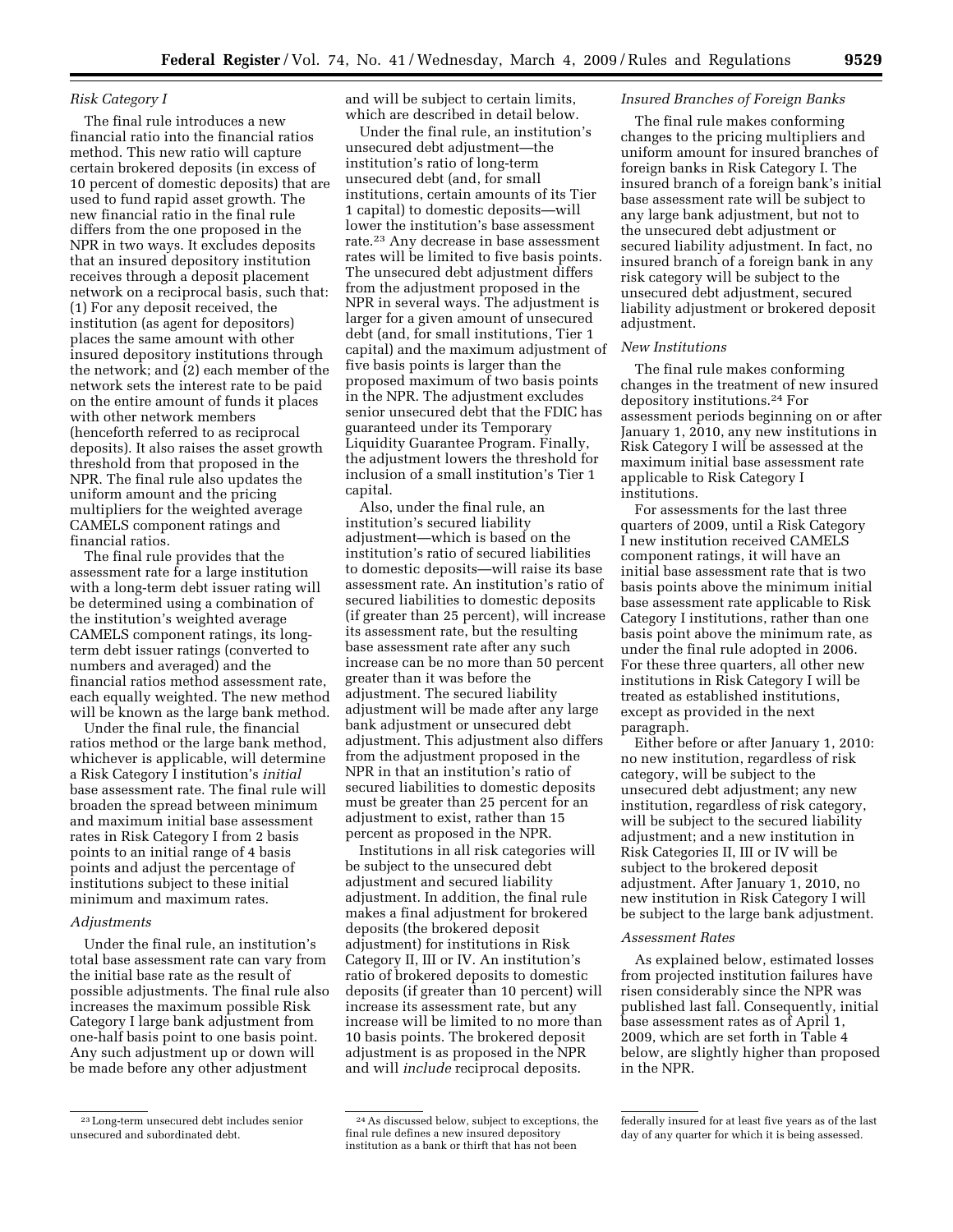*Risk Category I*

The final rule introduces a new financial ratio into the financial ratios method. This new ratio will capture certain brokered deposits (in excess of 10 percent of domestic deposits) that are used to fund rapid asset growth. The new financial ratio in the final rule differs from the one proposed in the NPR in two ways. It excludes deposits that an insured depository institution receives through a deposit placement network on a reciprocal basis, such that: (1) For any deposit received, the institution (as agent for depositors) places the same amount with other insured depository institutions through the network; and (2) each member of the network sets the interest rate to be paid on the entire amount of funds it places with other network members (henceforth referred to as reciprocal deposits). It also raises the asset growth threshold from that proposed in the NPR. The final rule also updates the uniform amount and the pricing multipliers for the weighted average CAMELS component ratings and financial ratios.

The final rule provides that the assessment rate for a large institution with a long-term debt issuer rating will be determined using a combination of the institution's weighted average CAMELS component ratings, its long-term debt issuer ratings (converted to numbers and averaged) and the financial ratios method assessment rate, each equally weighted. The new method will be known as the large bank method.

Under the final rule, the financial ratios method or the large bank method, whichever is applicable, will determine a Risk Category I institution's *initial* base assessment rate. The final rule will broaden the spread between minimum and maximum initial base assessment rates in Risk Category I from 2 basis points to an initial range of 4 basis points and adjust the percentage of institutions subject to these initial minimum and maximum rates.

*Adjustments*

Under the final rule, an institution's total base assessment rate can vary from the initial base rate as the result of possible adjustments. The final rule also increases the maximum possible Risk Category I large bank adjustment from one-half basis point to one basis point. Any such adjustment up or down will be made before any other adjustment and will be subject to certain limits, which are described in detail below.

Under the final rule, an institution's unsecured debt adjustment—the institution's ratio of long-term unsecured debt (and, for small institutions, certain amounts of its Tier 1 capital) to domestic deposits—will lower the institution's base assessment rate.[23] Any decrease in base assessment rates will be limited to five basis points. The unsecured debt adjustment differs from the adjustment proposed in the NPR in several ways. The adjustment is larger for a given amount of unsecured debt (and, for small institutions, Tier 1 capital) and the maximum adjustment of five basis points is larger than the proposed maximum of two basis points in the NPR. The adjustment excludes senior unsecured debt that the FDIC has guaranteed under its Temporary Liquidity Guarantee Program. Finally, the adjustment lowers the threshold for inclusion of a small institution's Tier 1 capital.

Also, under the final rule, an institution's secured liability adjustment—which is based on the institution's ratio of secured liabilities to domestic deposits—will raise its base assessment rate. An institution's ratio of secured liabilities to domestic deposits (if greater than 25 percent), will increase its assessment rate, but the resulting base assessment rate after any such increase can be no more than 50 percent greater than it was before the adjustment. The secured liability adjustment will be made after any large bank adjustment or unsecured debt adjustment. This adjustment also differs from the adjustment proposed in the NPR in that an institution's ratio of secured liabilities to domestic deposits must be greater than 25 percent for an adjustment to exist, rather than 15 percent as proposed in the NPR.

Institutions in all risk categories will be subject to the unsecured debt adjustment and secured liability adjustment. In addition, the final rule makes a final adjustment for brokered deposits (the brokered deposit adjustment) for institutions in Risk Category II, III or IV. An institution's ratio of brokered deposits to domestic deposits (if greater than 10 percent) will increase its assessment rate, but any increase will be limited to no more than 10 basis points. The brokered deposit adjustment is as proposed in the NPR and will *include* reciprocal deposits.

*Insured Branches of Foreign Banks*

The final rule makes conforming changes to the pricing multipliers and uniform amount for insured branches of foreign banks in Risk Category I. The insured branch of a foreign bank's initial base assessment rate will be subject to any large bank adjustment, but not to the unsecured debt adjustment or secured liability adjustment. In fact, no insured branch of a foreign bank in any risk category will be subject to the unsecured debt adjustment, secured liability adjustment or brokered deposit adjustment.

*New Institutions*

The final rule makes conforming changes in the treatment of new insured depository institutions.[24] For assessment periods beginning on or after January 1, 2010, any new institutions in Risk Category I will be assessed at the maximum initial base assessment rate applicable to Risk Category I institutions.

For assessments for the last three quarters of 2009, until a Risk Category I new institution received CAMELS component ratings, it will have an initial base assessment rate that is two basis points above the minimum initial base assessment rate applicable to Risk Category I institutions, rather than one basis point above the minimum rate, as under the final rule adopted in 2006. For these three quarters, all other new institutions in Risk Category I will be treated as established institutions, except as provided in the next paragraph.

Either before or after January 1, 2010: no new institution, regardless of risk category, will be subject to the unsecured debt adjustment; any new institution, regardless of risk category, will be subject to the secured liability adjustment; and a new institution in Risk Categories II, III or IV will be subject to the brokered deposit adjustment. After January 1, 2010, no new institution in Risk Category I will be subject to the large bank adjustment.

*Assessment Rates*

As explained below, estimated losses from projected institution failures have risen considerably since the NPR was published last fall. Consequently, initial base assessment rates as of April 1, 2009, which are set forth in Table 4 below, are slightly higher than proposed in the NPR.

---

[23] Long-term unsecured debt includes senior unsecured and subordinated debt.

[24] As discussed below, subject to exceptions, the final rule defines a new insured depository institution as a bank or thrift that has not been federally insured for at least five years as of the last day of any quarter for which it is being assessed.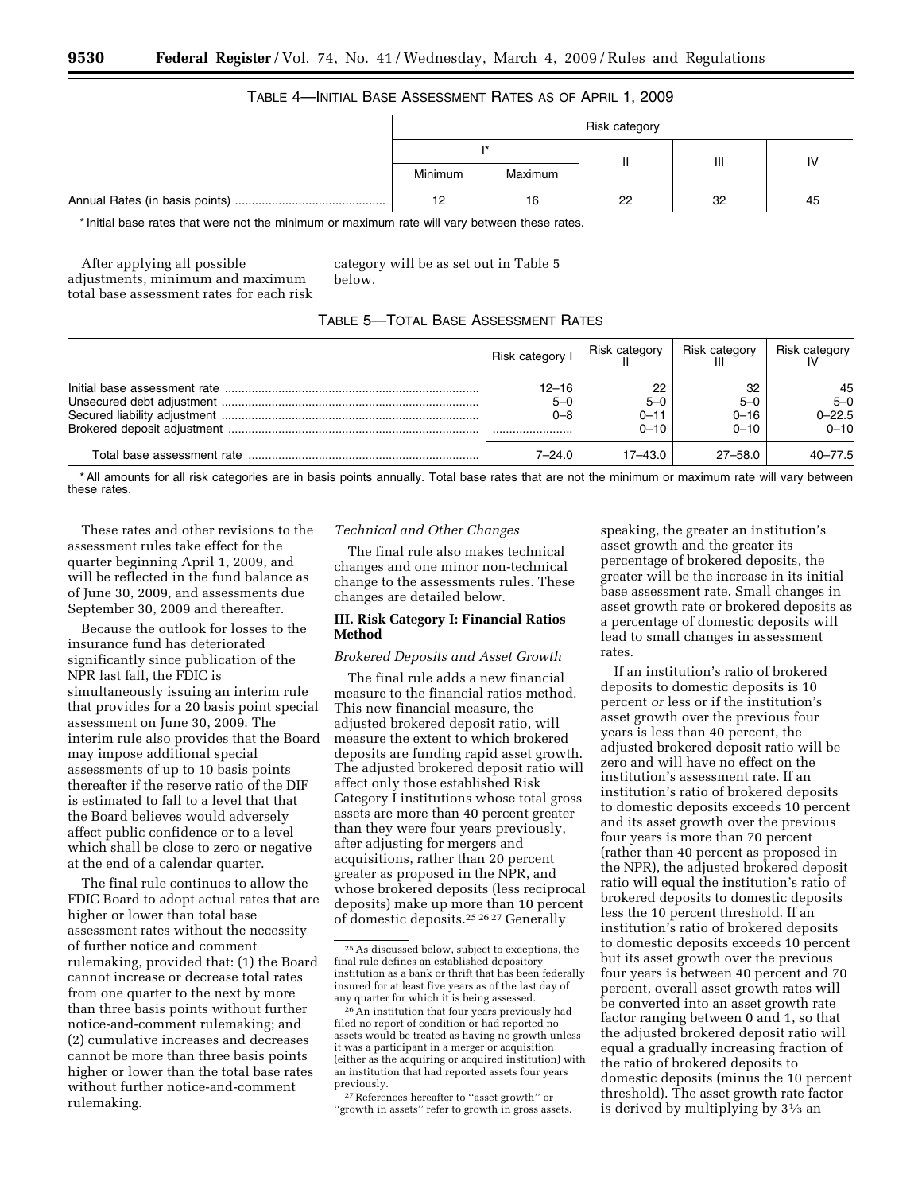TABLE 4—INITIAL BASE ASSESSMENT RATES AS OF APRIL 1, 2009

| | Risk category | | | | |
|---|---|---|---|---|---|
| | I* | | II | III | IV |
| | Minimum | Maximum | | | |
| Annual Rates (in basis points) | 12 | 16 | 22 | 32 | 45 |

* Initial base rates that were not the minimum or maximum rate will vary between these rates.

After applying all possible adjustments, minimum and maximum total base assessment rates for each risk category will be as set out in Table 5 below.

TABLE 5—TOTAL BASE ASSESSMENT RATES

| | Risk category I | Risk category II | Risk category III | Risk category IV |
|---|---|---|---|---|
| Initial base assessment rate | 12–16 | 22 | 32 | 45 |
| Unsecured debt adjustment | −5–0 | −5–0 | −5–0 | −5–0 |
| Secured liability adjustment | 0–8 | 0–11 | 0–16 | 0–22.5 |
| Brokered deposit adjustment | | 0–10 | 0–10 | 0–10 |
| Total base assessment rate | 7–24.0 | 17–43.0 | 27–58.0 | 40–77.5 |

* All amounts for all risk categories are in basis points annually. Total base rates that are not the minimum or maximum rate will vary between these rates.

These rates and other revisions to the assessment rules take effect for the quarter beginning April 1, 2009, and will be reflected in the fund balance as of June 30, 2009, and assessments due September 30, 2009 and thereafter.

Because the outlook for losses to the insurance fund has deteriorated significantly since publication of the NPR last fall, the FDIC is simultaneously issuing an interim rule that provides for a 20 basis point special assessment on June 30, 2009. The interim rule also provides that the Board may impose additional special assessments of up to 10 basis points thereafter if the reserve ratio of the DIF is estimated to fall to a level that that the Board believes would adversely affect public confidence or to a level which shall be close to zero or negative at the end of a calendar quarter.

The final rule continues to allow the FDIC Board to adopt actual rates that are higher or lower than total base assessment rates without the necessity of further notice and comment rulemaking, provided that: (1) the Board cannot increase or decrease total rates from one quarter to the next by more than three basis points without further notice-and-comment rulemaking; and (2) cumulative increases and decreases cannot be more than three basis points higher or lower than the total base rates without further notice-and-comment rulemaking.

*Technical and Other Changes*

The final rule also makes technical changes and one minor non-technical change to the assessments rules. These changes are detailed below.

## III. Risk Category I: Financial Ratios Method

*Brokered Deposits and Asset Growth*

The final rule adds a new financial measure to the financial ratios method. This new financial measure, the adjusted brokered deposit ratio, will measure the extent to which brokered deposits are funding rapid asset growth. The adjusted brokered deposit ratio will affect only those established Risk Category I institutions whose total gross assets are more than 40 percent greater than they were four years previously, after adjusting for mergers and acquisitions, rather than 20 percent greater as proposed in the NPR, and whose brokered deposits (less reciprocal deposits) make up more than 10 percent of domestic deposits.[25] [26] [27] Generally speaking, the greater an institution's asset growth and the greater its percentage of brokered deposits, the greater will be the increase in its initial base assessment rate. Small changes in asset growth rate or brokered deposits as a percentage of domestic deposits will lead to small changes in assessment rates.

If an institution's ratio of brokered deposits to domestic deposits is 10 percent *or* less or if the institution's asset growth over the previous four years is less than 40 percent, the adjusted brokered deposit ratio will be zero and will have no effect on the institution's assessment rate. If an institution's ratio of brokered deposits to domestic deposits exceeds 10 percent and its asset growth over the previous four years is more than 70 percent (rather than 40 percent as proposed in the NPR), the adjusted brokered deposit ratio will equal the institution's ratio of brokered deposits to domestic deposits less the 10 percent threshold. If an institution's ratio of brokered deposits to domestic deposits exceeds 10 percent but its asset growth over the previous four years is between 40 percent and 70 percent, overall asset growth rates will be converted into an asset growth rate factor ranging between 0 and 1, so that the adjusted brokered deposit ratio will equal a gradually increasing fraction of the ratio of brokered deposits to domestic deposits (minus the 10 percent threshold). The asset growth rate factor is derived by multiplying by 3⅓ an

[25] As discussed below, subject to exceptions, the final rule defines an established depository institution as a bank or thrift that has been federally insured for at least five years as of the last day of any quarter for which it is being assessed.

[26] An institution that four years previously had filed no report of condition or had reported no assets would be treated as having no growth unless it was a participant in a merger or acquisition (either as the acquiring or acquired institution) with an institution that had reported assets four years previously.

[27] References hereafter to ''asset growth'' or ''growth in assets'' refer to growth in gross assets.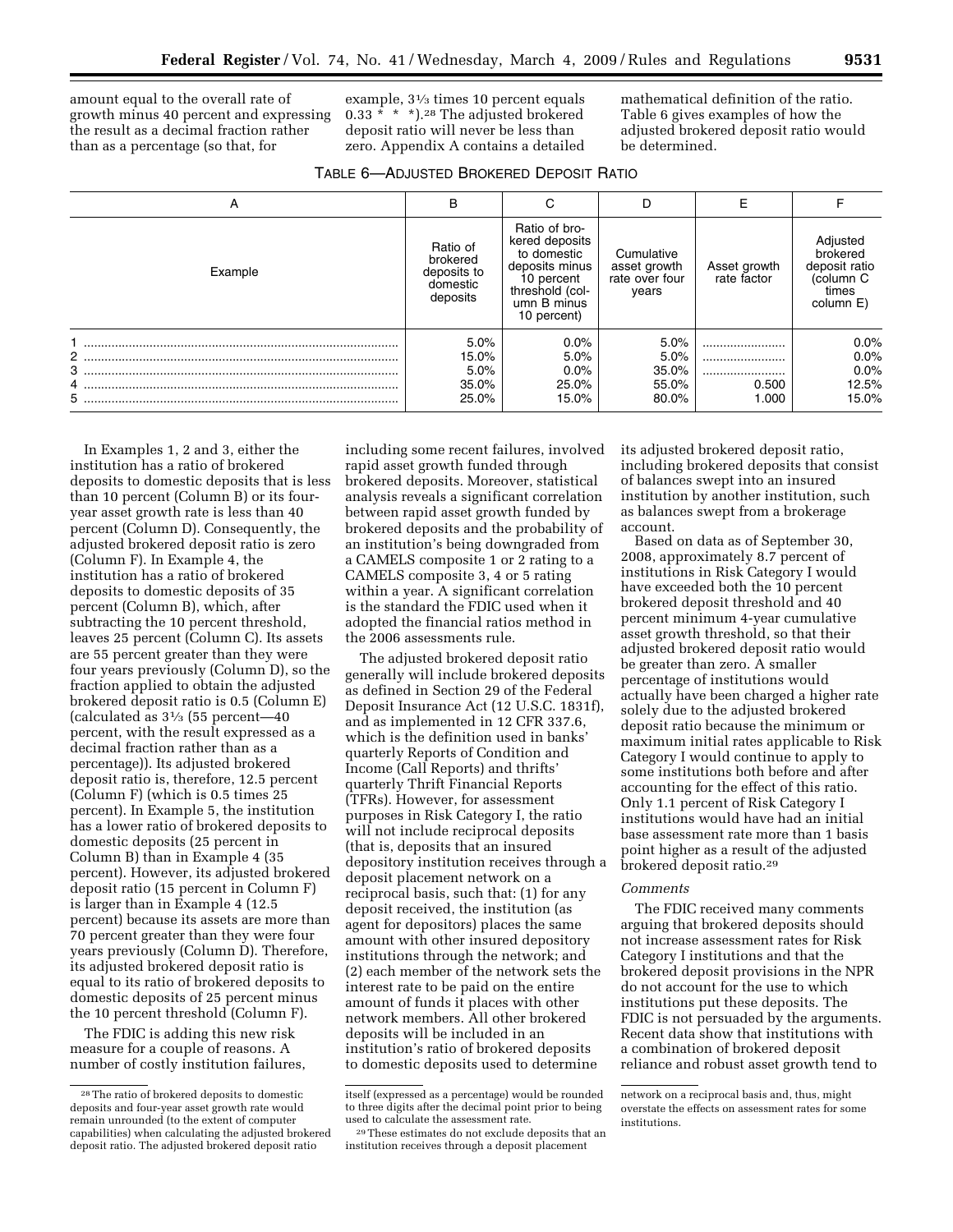amount equal to the overall rate of growth minus 40 percent and expressing the result as a decimal fraction rather than as a percentage (so that, for example, 3⅓ times 10 percent equals 0.33 * * *).[28] The adjusted brokered deposit ratio will never be less than zero. Appendix A contains a detailed mathematical definition of the ratio. Table 6 gives examples of how the adjusted brokered deposit ratio would be determined.

TABLE 6—ADJUSTED BROKERED DEPOSIT RATIO

| A | B | C | D | E | F |
|---|---|---|---|---|---|
| Example | Ratio of brokered deposits to domestic deposits | Ratio of brokered deposits to domestic deposits minus 10 percent threshold (column B minus 10 percent) | Cumulative asset growth rate over four years | Asset growth rate factor | Adjusted brokered deposit ratio (column C times column E) |
| 1 | 5.0% | 0.0% | 5.0% | | 0.0% |
| 2 | 15.0% | 5.0% | 5.0% | | 0.0% |
| 3 | 5.0% | 0.0% | 35.0% | | 0.0% |
| 4 | 35.0% | 25.0% | 55.0% | 0.500 | 12.5% |
| 5 | 25.0% | 15.0% | 80.0% | 1.000 | 15.0% |

In Examples 1, 2 and 3, either the institution has a ratio of brokered deposits to domestic deposits that is less than 10 percent (Column B) or its four-year asset growth rate is less than 40 percent (Column D). Consequently, the adjusted brokered deposit ratio is zero (Column F). In Example 4, the institution has a ratio of brokered deposits to domestic deposits of 35 percent (Column B), which, after subtracting the 10 percent threshold, leaves 25 percent (Column C). Its assets are 55 percent greater than they were four years previously (Column D), so the fraction applied to obtain the adjusted brokered deposit ratio is 0.5 (Column E) (calculated as 3⅓ (55 percent—40 percent, with the result expressed as a decimal fraction rather than as a percentage)). Its adjusted brokered deposit ratio is, therefore, 12.5 percent (Column F) (which is 0.5 times 25 percent). In Example 5, the institution has a lower ratio of brokered deposits to domestic deposits (25 percent in Column B) than in Example 4 (35 percent). However, its adjusted brokered deposit ratio (15 percent in Column F) is larger than in Example 4 (12.5 percent) because its assets are more than 70 percent greater than they were four years previously (Column D). Therefore, its adjusted brokered deposit ratio is equal to its ratio of brokered deposits to domestic deposits of 25 percent minus the 10 percent threshold (Column F).

The FDIC is adding this new risk measure for a couple of reasons. A number of costly institution failures, including some recent failures, involved rapid asset growth funded through brokered deposits. Moreover, statistical analysis reveals a significant correlation between rapid asset growth funded by brokered deposits and the probability of an institution's being downgraded from a CAMELS composite 1 or 2 rating to a CAMELS composite 3, 4 or 5 rating within a year. A significant correlation is the standard the FDIC used when it adopted the financial ratios method in the 2006 assessments rule.

The adjusted brokered deposit ratio generally will include brokered deposits as defined in Section 29 of the Federal Deposit Insurance Act (12 U.S.C. 1831f), and as implemented in 12 CFR 337.6, which is the definition used in banks' quarterly Reports of Condition and Income (Call Reports) and thrifts' quarterly Thrift Financial Reports (TFRs). However, for assessment purposes in Risk Category I, the ratio will not include reciprocal deposits (that is, deposits that an insured depository institution receives through a deposit placement network on a reciprocal basis, such that: (1) for any deposit received, the institution (as agent for depositors) places the same amount with other insured depository institutions through the network; and (2) each member of the network sets the interest rate to be paid on the entire amount of funds it places with other network members. All other brokered deposits will be included in an institution's ratio of brokered deposits to domestic deposits used to determine its adjusted brokered deposit ratio, including brokered deposits that consist of balances swept into an insured institution by another institution, such as balances swept from a brokerage account.

Based on data as of September 30, 2008, approximately 8.7 percent of institutions in Risk Category I would have exceeded both the 10 percent brokered deposit threshold and 40 percent minimum 4-year cumulative asset growth threshold, so that their adjusted brokered deposit ratio would be greater than zero. A smaller percentage of institutions would actually have been charged a higher rate solely due to the adjusted brokered deposit ratio because the minimum or maximum initial rates applicable to Risk Category I would continue to apply to some institutions both before and after accounting for the effect of this ratio. Only 1.1 percent of Risk Category I institutions would have had an initial base assessment rate more than 1 basis point higher as a result of the adjusted brokered deposit ratio.[29]

*Comments*

The FDIC received many comments arguing that brokered deposits should not increase assessment rates for Risk Category I institutions and that the brokered deposit provisions in the NPR do not account for the use to which institutions put these deposits. The FDIC is not persuaded by the arguments. Recent data show that institutions with a combination of brokered deposit reliance and robust asset growth tend to

[28] The ratio of brokered deposits to domestic deposits and four-year asset growth rate would remain unrounded (to the extent of computer capabilities) when calculating the adjusted brokered deposit ratio. The adjusted brokered deposit ratio itself (expressed as a percentage) would be rounded to three digits after the decimal point prior to being used to calculate the assessment rate.

[29] These estimates do not exclude deposits that an institution receives through a deposit placement network on a reciprocal basis and, thus, might overstate the effects on assessment rates for some institutions.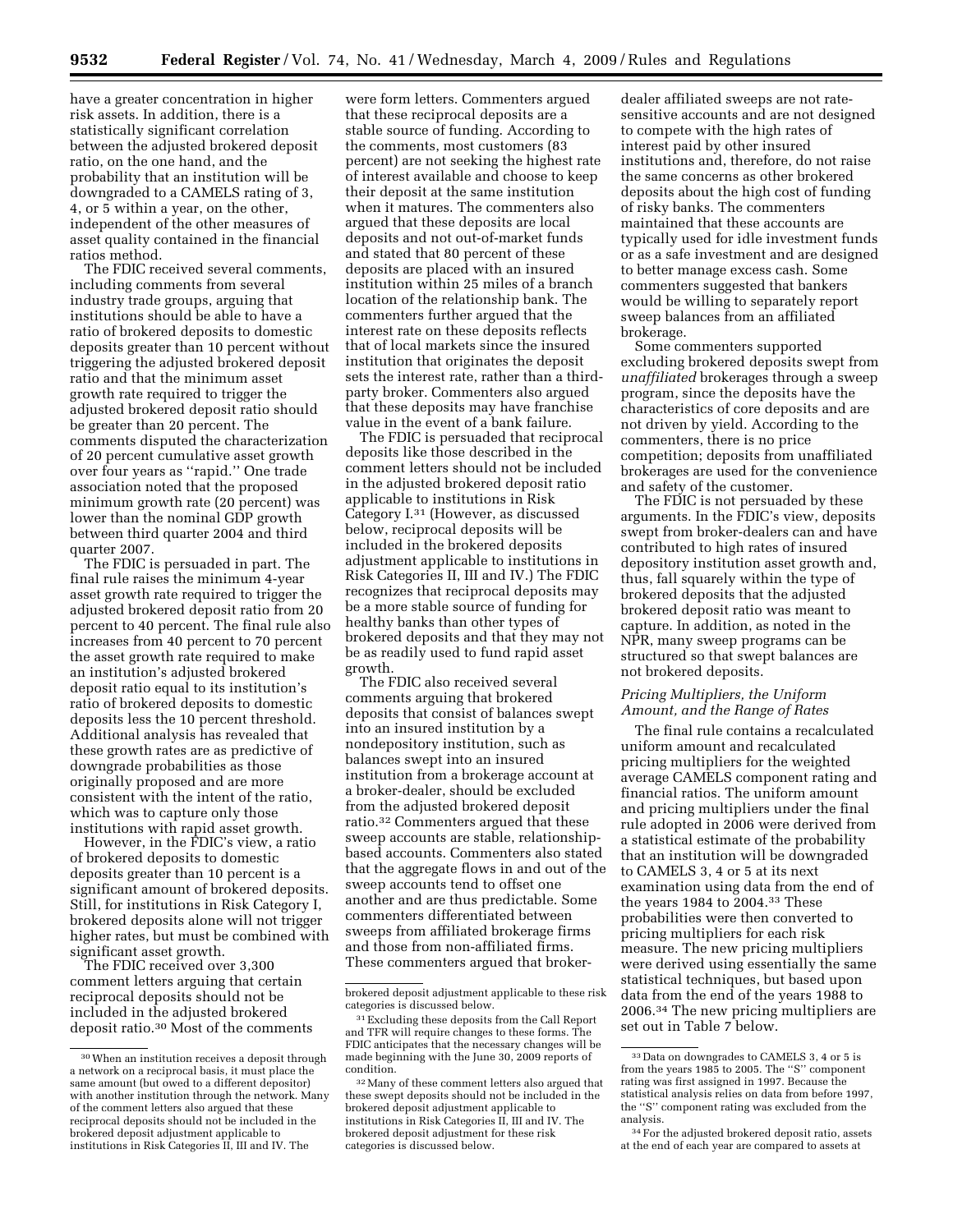have a greater concentration in higher risk assets. In addition, there is a statistically significant correlation between the adjusted brokered deposit ratio, on the one hand, and the probability that an institution will be downgraded to a CAMELS rating of 3, 4, or 5 within a year, on the other, independent of the other measures of asset quality contained in the financial ratios method.

The FDIC received several comments, including comments from several industry trade groups, arguing that institutions should be able to have a ratio of brokered deposits to domestic deposits greater than 10 percent without triggering the adjusted brokered deposit ratio and that the minimum asset growth rate required to trigger the adjusted brokered deposit ratio should be greater than 20 percent. The comments disputed the characterization of 20 percent cumulative asset growth over four years as ''rapid.'' One trade association noted that the proposed minimum growth rate (20 percent) was lower than the nominal GDP growth between third quarter 2004 and third quarter 2007.

The FDIC is persuaded in part. The final rule raises the minimum 4-year asset growth rate required to trigger the adjusted brokered deposit ratio from 20 percent to 40 percent. The final rule also increases from 40 percent to 70 percent the asset growth rate required to make an institution's adjusted brokered deposit ratio equal to its institution's ratio of brokered deposits to domestic deposits less the 10 percent threshold. Additional analysis has revealed that these growth rates are as predictive of downgrade probabilities as those originally proposed and are more consistent with the intent of the ratio, which was to capture only those institutions with rapid asset growth.

However, in the FDIC's view, a ratio of brokered deposits to domestic deposits greater than 10 percent is a significant amount of brokered deposits. Still, for institutions in Risk Category I, brokered deposits alone will not trigger higher rates, but must be combined with significant asset growth.

The FDIC received over 3,300 comment letters arguing that certain reciprocal deposits should not be included in the adjusted brokered deposit ratio.[30] Most of the comments were form letters. Commenters argued that these reciprocal deposits are a stable source of funding. According to the comments, most customers (83 percent) are not seeking the highest rate of interest available and choose to keep their deposit at the same institution when it matures. The commenters also argued that these deposits are local deposits and not out-of-market funds and stated that 80 percent of these deposits are placed with an insured institution within 25 miles of a branch location of the relationship bank. The commenters further argued that the interest rate on these deposits reflects that of local markets since the insured institution that originates the deposit sets the interest rate, rather than a third-party broker. Commenters also argued that these deposits may have franchise value in the event of a bank failure.

The FDIC is persuaded that reciprocal deposits like those described in the comment letters should not be included in the adjusted brokered deposit ratio applicable to institutions in Risk Category I.[31] (However, as discussed below, reciprocal deposits will be included in the brokered deposits adjustment applicable to institutions in Risk Categories II, III and IV.) The FDIC recognizes that reciprocal deposits may be a more stable source of funding for healthy banks than other types of brokered deposits and that they may not be as readily used to fund rapid asset growth.

The FDIC also received several comments arguing that brokered deposits that consist of balances swept into an insured institution by a nondepository institution, such as balances swept into an insured institution from a brokerage account at a broker-dealer, should be excluded from the adjusted brokered deposit ratio.[32] Commenters argued that these sweep accounts are stable, relationship-based accounts. Commenters also stated that the aggregate flows in and out of the sweep accounts tend to offset one another and are thus predictable. Some commenters differentiated between sweeps from affiliated brokerage firms and those from non-affiliated firms. These commenters argued that broker-dealer affiliated sweeps are not rate-sensitive accounts and are not designed to compete with the high rates of interest paid by other insured institutions and, therefore, do not raise the same concerns as other brokered deposits about the high cost of funding of risky banks. The commenters maintained that these accounts are typically used for idle investment funds or as a safe investment and are designed to better manage excess cash. Some commenters suggested that bankers would be willing to separately report sweep balances from an affiliated brokerage.

Some commenters supported excluding brokered deposits swept from *unaffiliated* brokerages through a sweep program, since the deposits have the characteristics of core deposits and are not driven by yield. According to the commenters, there is no price competition; deposits from unaffiliated brokerages are used for the convenience and safety of the customer.

The FDIC is not persuaded by these arguments. In the FDIC's view, deposits swept from broker-dealers can and have contributed to high rates of insured depository institution asset growth and, thus, fall squarely within the type of brokered deposits that the adjusted brokered deposit ratio was meant to capture. In addition, as noted in the NPR, many sweep programs can be structured so that swept balances are not brokered deposits.

### *Pricing Multipliers, the Uniform Amount, and the Range of Rates*

The final rule contains a recalculated uniform amount and recalculated pricing multipliers for the weighted average CAMELS component rating and financial ratios. The uniform amount and pricing multipliers under the final rule adopted in 2006 were derived from a statistical estimate of the probability that an institution will be downgraded to CAMELS 3, 4 or 5 at its next examination using data from the end of the years 1984 to 2004.[33] These probabilities were then converted to pricing multipliers for each risk measure. The new pricing multipliers were derived using essentially the same statistical techniques, but based upon data from the end of the years 1988 to 2006.[34] The new pricing multipliers are set out in Table 7 below.

---

[30] When an institution receives a deposit through a network on a reciprocal basis, it must place the same amount (but owed to a different depositor) with another institution through the network. Many of the comment letters also argued that these reciprocal deposits should not be included in the brokered deposit adjustment applicable to institutions in Risk Categories II, III and IV. The brokered deposit adjustment applicable to these risk categories is discussed below.

[31] Excluding these deposits from the Call Report and TFR will require changes to these forms. The FDIC anticipates that the necessary changes will be made beginning with the June 30, 2009 reports of condition.

[32] Many of these comment letters also argued that these swept deposits should not be included in the brokered deposit adjustment applicable to institutions in Risk Categories II, III and IV. The brokered deposit adjustment for these risk categories is discussed below.

[33] Data on downgrades to CAMELS 3, 4 or 5 is from the years 1985 to 2005. The ''S'' component rating was first assigned in 1997. Because the statistical analysis relies on data from before 1997, the ''S'' component rating was excluded from the analysis.

[34] For the adjusted brokered deposit ratio, assets at the end of each year are compared to assets at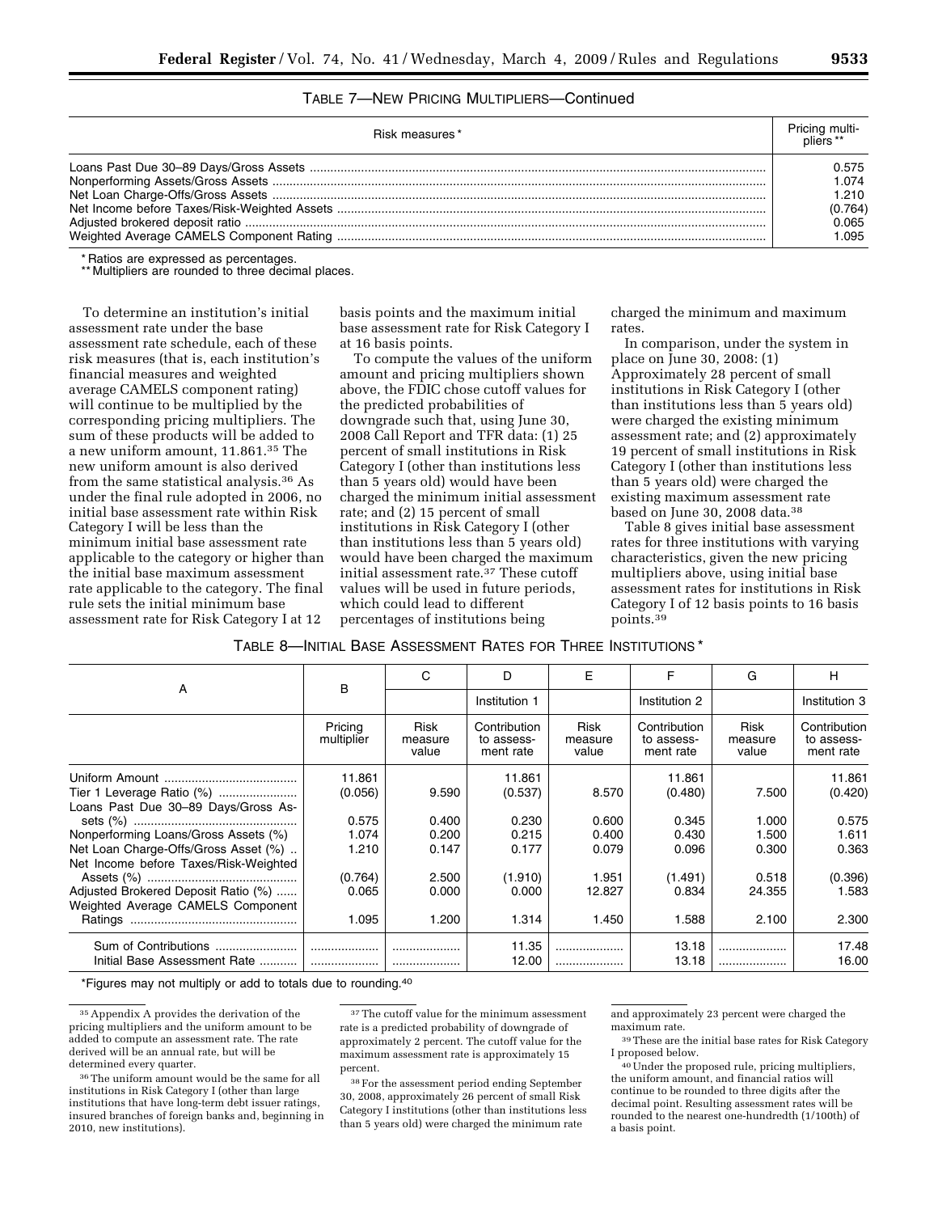TABLE 7—NEW PRICING MULTIPLIERS—Continued

| Risk measures * | Pricing multipliers ** |
|---|---|
| Loans Past Due 30–89 Days/Gross Assets | 0.575 |
| Nonperforming Assets/Gross Assets | 1.074 |
| Net Loan Charge-Offs/Gross Assets | 1.210 |
| Net Income before Taxes/Risk-Weighted Assets | (0.764) |
| Adjusted brokered deposit ratio | 0.065 |
| Weighted Average CAMELS Component Rating | 1.095 |

* Ratios are expressed as percentages.

** Multipliers are rounded to three decimal places.

To determine an institution's initial assessment rate under the base assessment rate schedule, each of these risk measures (that is, each institution's financial measures and weighted average CAMELS component rating) will continue to be multiplied by the corresponding pricing multipliers. The sum of these products will be added to a new uniform amount, 11.861.[35] The new uniform amount is also derived from the same statistical analysis.[36] As under the final rule adopted in 2006, no initial base assessment rate within Risk Category I will be less than the minimum initial base assessment rate applicable to the category or higher than the initial base maximum assessment rate applicable to the category. The final rule sets the initial minimum base assessment rate for Risk Category I at 12 basis points and the maximum initial base assessment rate for Risk Category I at 16 basis points.

To compute the values of the uniform amount and pricing multipliers shown above, the FDIC chose cutoff values for the predicted probabilities of downgrade such that, using June 30, 2008 Call Report and TFR data: (1) 25 percent of small institutions in Risk Category I (other than institutions less than 5 years old) would have been charged the minimum initial assessment rate; and (2) 15 percent of small institutions in Risk Category I (other than institutions less than 5 years old) would have been charged the maximum initial assessment rate.[37] These cutoff values will be used in future periods, which could lead to different percentages of institutions being charged the minimum and maximum rates.

In comparison, under the system in place on June 30, 2008: (1) Approximately 28 percent of small institutions in Risk Category I (other than institutions less than 5 years old) were charged the existing minimum assessment rate; and (2) approximately 19 percent of small institutions in Risk Category I (other than institutions less than 5 years old) were charged the existing maximum assessment rate based on June 30, 2008 data.[38]

Table 8 gives initial base assessment rates for three institutions with varying characteristics, given the new pricing multipliers above, using initial base assessment rates for institutions in Risk Category I of 12 basis points to 16 basis points.[39]

TABLE 8—INITIAL BASE ASSESSMENT RATES FOR THREE INSTITUTIONS *

| A | B | C | D | E | F | G | H |
|---|---|---|---|---|---|---|---|
| | | | Institution 1 | | Institution 2 | | Institution 3 |
| | Pricing multiplier | Risk measure value | Contribution to assessment rate | Risk measure value | Contribution to assessment rate | Risk measure value | Contribution to assessment rate |
| Uniform Amount | 11.861 | | 11.861 | | 11.861 | | 11.861 |
| Tier 1 Leverage Ratio (%) | (0.056) | 9.590 | (0.537) | 8.570 | (0.480) | 7.500 | (0.420) |
| Loans Past Due 30–89 Days/Gross Assets (%) | 0.575 | 0.400 | 0.230 | 0.600 | 0.345 | 1.000 | 0.575 |
| Nonperforming Loans/Gross Assets (%) | 1.074 | 0.200 | 0.215 | 0.400 | 0.430 | 1.500 | 1.611 |
| Net Loan Charge-Offs/Gross Asset (%) | 1.210 | 0.147 | 0.177 | 0.079 | 0.096 | 0.300 | 0.363 |
| Net Income before Taxes/Risk-Weighted Assets (%) | (0.764) | 2.500 | (1.910) | 1.951 | (1.491) | 0.518 | (0.396) |
| Adjusted Brokered Deposit Ratio (%) | 0.065 | 0.000 | 0.000 | 12.827 | 0.834 | 24.355 | 1.583 |
| Weighted Average CAMELS Component Ratings | 1.095 | 1.200 | 1.314 | 1.450 | 1.588 | 2.100 | 2.300 |
| Sum of Contributions | | | 11.35 | | 13.18 | | 17.48 |
| Initial Base Assessment Rate | | | 12.00 | | 13.18 | | 16.00 |

*Figures may not multiply or add to totals due to rounding.[40]

[35] Appendix A provides the derivation of the pricing multipliers and the uniform amount to be added to compute an assessment rate. The rate derived will be an annual rate, but will be determined every quarter.

[36] The uniform amount would be the same for all institutions in Risk Category I (other than large institutions that have long-term debt issuer ratings, insured branches of foreign banks and, beginning in 2010, new institutions).

[37] The cutoff value for the minimum assessment rate is a predicted probability of downgrade of approximately 2 percent. The cutoff value for the maximum assessment rate is approximately 15 percent.

[38] For the assessment period ending September 30, 2008, approximately 26 percent of small Risk Category I institutions (other than institutions less than 5 years old) were charged the minimum rate and approximately 23 percent were charged the maximum rate.

[39] These are the initial base rates for Risk Category I proposed below.

[40] Under the proposed rule, pricing multipliers, the uniform amount, and financial ratios will continue to be rounded to three digits after the decimal point. Resulting assessment rates will be rounded to the nearest one-hundredth (1/100th) of a basis point.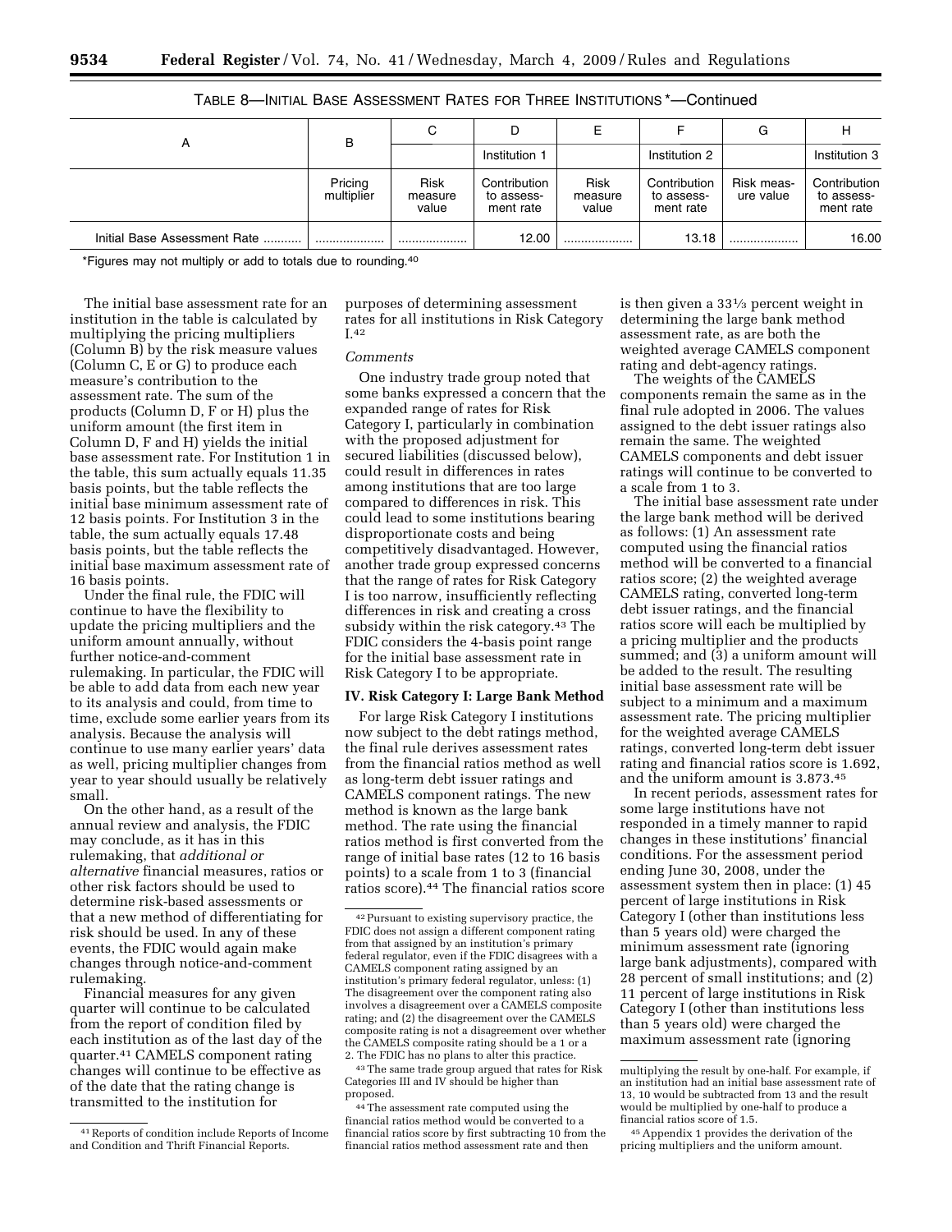TABLE 8—INITIAL BASE ASSESSMENT RATES FOR THREE INSTITUTIONS *—Continued

| A | B | C | D | E | F | G | H |
|---|---|---|---|---|---|---|---|
| | | | Institution 1 | | Institution 2 | | Institution 3 |
| | Pricing multiplier | Risk measure value | Contribution to assessment rate | Risk measure value | Contribution to assessment rate | Risk measure value | Contribution to assessment rate |
| Initial Base Assessment Rate ........... | .................... | .................... | 12.00 | .................... | 13.18 | .................... | 16.00 |

*Figures may not multiply or add to totals due to rounding.[40]

The initial base assessment rate for an institution in the table is calculated by multiplying the pricing multipliers (Column B) by the risk measure values (Column C, E or G) to produce each measure's contribution to the assessment rate. The sum of the products (Column D, F or H) plus the uniform amount (the first item in Column D, F and H) yields the initial base assessment rate. For Institution 1 in the table, this sum actually equals 11.35 basis points, but the table reflects the initial base minimum assessment rate of 12 basis points. For Institution 3 in the table, the sum actually equals 17.48 basis points, but the table reflects the initial base maximum assessment rate of 16 basis points.

Under the final rule, the FDIC will continue to have the flexibility to update the pricing multipliers and the uniform amount annually, without further notice-and-comment rulemaking. In particular, the FDIC will be able to add data from each new year to its analysis and could, from time to time, exclude some earlier years from its analysis. Because the analysis will continue to use many earlier years' data as well, pricing multiplier changes from year to year should usually be relatively small.

On the other hand, as a result of the annual review and analysis, the FDIC may conclude, as it has in this rulemaking, that *additional or alternative* financial measures, ratios or other risk factors should be used to determine risk-based assessments or that a new method of differentiating for risk should be used. In any of these events, the FDIC would again make changes through notice-and-comment rulemaking.

Financial measures for any given quarter will continue to be calculated from the report of condition filed by each institution as of the last day of the quarter.[41] CAMELS component rating changes will continue to be effective as of the date that the rating change is transmitted to the institution for purposes of determining assessment rates for all institutions in Risk Category I.[42]

*Comments*

One industry trade group noted that some banks expressed a concern that the expanded range of rates for Risk Category I, particularly in combination with the proposed adjustment for secured liabilities (discussed below), could result in differences in rates among institutions that are too large compared to differences in risk. This could lead to some institutions bearing disproportionate costs and being competitively disadvantaged. However, another trade group expressed concerns that the range of rates for Risk Category I is too narrow, insufficiently reflecting differences in risk and creating a cross subsidy within the risk category.[43] The FDIC considers the 4-basis point range for the initial base assessment rate in Risk Category I to be appropriate.

## IV. Risk Category I: Large Bank Method

For large Risk Category I institutions now subject to the debt ratings method, the final rule derives assessment rates from the financial ratios method as well as long-term debt issuer ratings and CAMELS component ratings. The new method is known as the large bank method. The rate using the financial ratios method is first converted from the range of initial base rates (12 to 16 basis points) to a scale from 1 to 3 (financial ratios score).[44] The financial ratios score is then given a 33⅓ percent weight in determining the large bank method assessment rate, as are both the weighted average CAMELS component rating and debt-agency ratings.

The weights of the CAMELS components remain the same as in the final rule adopted in 2006. The values assigned to the debt issuer ratings also remain the same. The weighted CAMELS components and debt issuer ratings will continue to be converted to a scale from 1 to 3.

The initial base assessment rate under the large bank method will be derived as follows: (1) An assessment rate computed using the financial ratios method will be converted to a financial ratios score; (2) the weighted average CAMELS rating, converted long-term debt issuer ratings, and the financial ratios score will each be multiplied by a pricing multiplier and the products summed; and (3) a uniform amount will be added to the result. The resulting initial base assessment rate will be subject to a minimum and a maximum assessment rate. The pricing multiplier for the weighted average CAMELS ratings, converted long-term debt issuer rating and financial ratios score is 1.692, and the uniform amount is 3.873.[45]

In recent periods, assessment rates for some large institutions have not responded in a timely manner to rapid changes in these institutions' financial conditions. For the assessment period ending June 30, 2008, under the assessment system then in place: (1) 45 percent of large institutions in Risk Category I (other than institutions less than 5 years old) were charged the minimum assessment rate (ignoring large bank adjustments), compared with 28 percent of small institutions; and (2) 11 percent of large institutions in Risk Category I (other than institutions less than 5 years old) were charged the maximum assessment rate (ignoring

---

[41] Reports of condition include Reports of Income and Condition and Thrift Financial Reports.

[42] Pursuant to existing supervisory practice, the FDIC does not assign a different component rating from that assigned by an institution's primary federal regulator, even if the FDIC disagrees with a CAMELS component rating assigned by an institution's primary federal regulator, unless: (1) The disagreement over the component rating also involves a disagreement over a CAMELS composite rating; and (2) the disagreement over the CAMELS composite rating is not a disagreement over whether the CAMELS composite rating should be a 1 or a 2. The FDIC has no plans to alter this practice.

[43] The same trade group argued that rates for Risk Categories III and IV should be higher than proposed.

[44] The assessment rate computed using the financial ratios method would be converted to a financial ratios score by first subtracting 10 from the financial ratios method assessment rate and then multiplying the result by one-half. For example, if an institution had an initial base assessment rate of 13, 10 would be subtracted from 13 and the result would be multiplied by one-half to produce a financial ratios score of 1.5.

[45] Appendix 1 provides the derivation of the pricing multipliers and the uniform amount.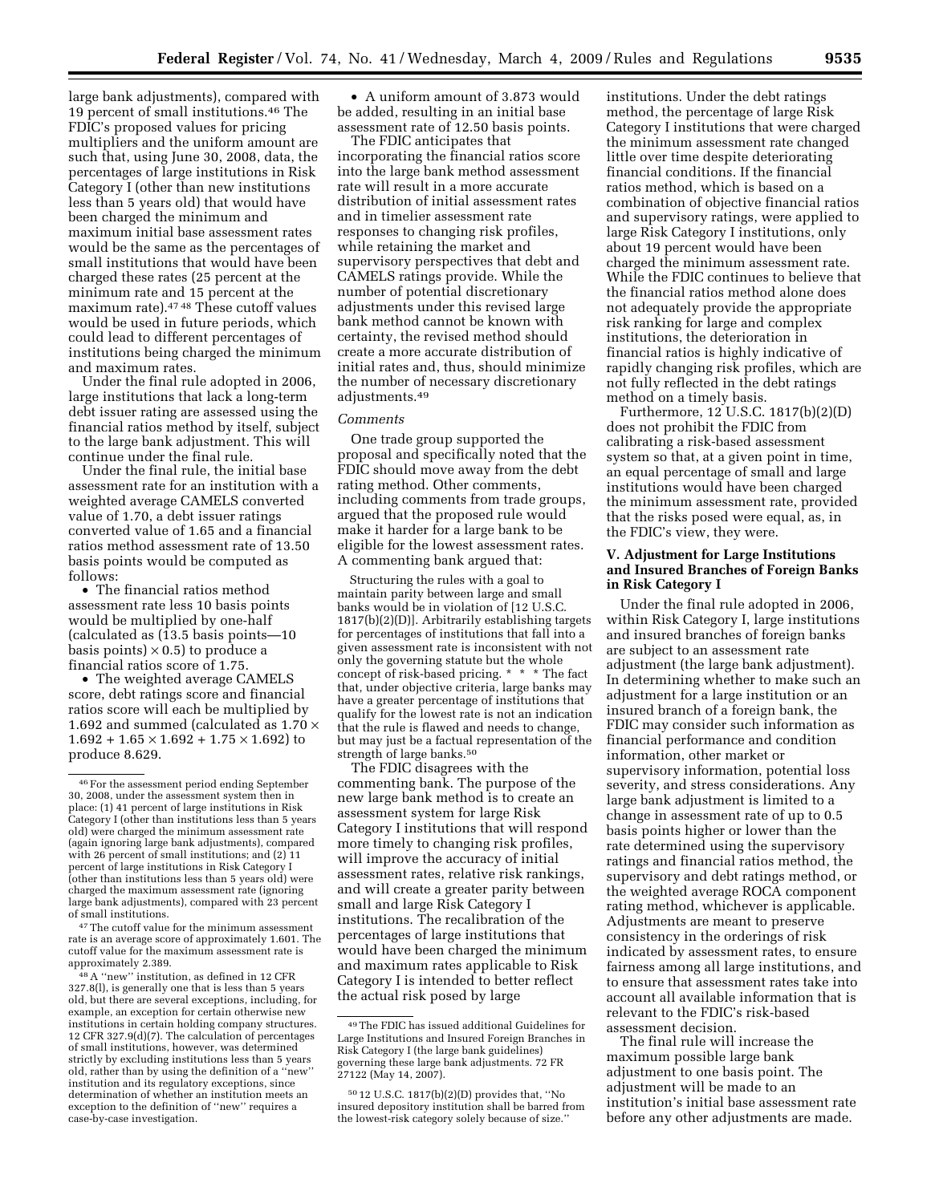large bank adjustments), compared with 19 percent of small institutions.[46] The FDIC's proposed values for pricing multipliers and the uniform amount are such that, using June 30, 2008, data, the percentages of large institutions in Risk Category I (other than new institutions less than 5 years old) that would have been charged the minimum and maximum initial base assessment rates would be the same as the percentages of small institutions that would have been charged these rates (25 percent at the minimum rate and 15 percent at the maximum rate).[47] [48] These cutoff values would be used in future periods, which could lead to different percentages of institutions being charged the minimum and maximum rates.

Under the final rule adopted in 2006, large institutions that lack a long-term debt issuer rating are assessed using the financial ratios method by itself, subject to the large bank adjustment. This will continue under the final rule.

Under the final rule, the initial base assessment rate for an institution with a weighted average CAMELS converted value of 1.70, a debt issuer ratings converted value of 1.65 and a financial ratios method assessment rate of 13.50 basis points would be computed as follows:

- The financial ratios method assessment rate less 10 basis points would be multiplied by one-half (calculated as (13.5 basis points—10 basis points) × 0.5) to produce a financial ratios score of 1.75.
- The weighted average CAMELS score, debt ratings score and financial ratios score will each be multiplied by 1.692 and summed (calculated as 1.70 × 1.692 + 1.65 × 1.692 + 1.75 × 1.692) to produce 8.629.
- A uniform amount of 3.873 would be added, resulting in an initial base assessment rate of 12.50 basis points.

The FDIC anticipates that incorporating the financial ratios score into the large bank method assessment rate will result in a more accurate distribution of initial assessment rates and in timelier assessment rate responses to changing risk profiles, while retaining the market and supervisory perspectives that debt and CAMELS ratings provide. While the number of potential discretionary adjustments under this revised large bank method cannot be known with certainty, the revised method should create a more accurate distribution of initial rates and, thus, should minimize the number of necessary discretionary adjustments.[49]

*Comments*

One trade group supported the proposal and specifically noted that the FDIC should move away from the debt rating method. Other comments, including comments from trade groups, argued that the proposed rule would make it harder for a large bank to be eligible for the lowest assessment rates. A commenting bank argued that:

> Structuring the rules with a goal to maintain parity between large and small banks would be in violation of [12 U.S.C. 1817(b)(2)(D)]. Arbitrarily establishing targets for percentages of institutions that fall into a given assessment rate is inconsistent with not only the governing statute but the whole concept of risk-based pricing. * * * The fact that, under objective criteria, large banks may have a greater percentage of institutions that qualify for the lowest rate is not an indication that the rule is flawed and needs to change, but may just be a factual representation of the strength of large banks.[50]

The FDIC disagrees with the commenting bank. The purpose of the new large bank method is to create an assessment system for large Risk Category I institutions that will respond more timely to changing risk profiles, will improve the accuracy of initial assessment rates, relative risk rankings, and will create a greater parity between small and large Risk Category I institutions. The recalibration of the percentages of large institutions that would have been charged the minimum and maximum rates applicable to Risk Category I is intended to better reflect the actual risk posed by large institutions. Under the debt ratings method, the percentage of large Risk Category I institutions that were charged the minimum assessment rate changed little over time despite deteriorating financial conditions. If the financial ratios method, which is based on a combination of objective financial ratios and supervisory ratings, were applied to large Risk Category I institutions, only about 19 percent would have been charged the minimum assessment rate. While the FDIC continues to believe that the financial ratios method alone does not adequately provide the appropriate risk ranking for large and complex institutions, the deterioration in financial ratios is highly indicative of rapidly changing risk profiles, which are not fully reflected in the debt ratings method on a timely basis.

Furthermore, 12 U.S.C. 1817(b)(2)(D) does not prohibit the FDIC from calibrating a risk-based assessment system so that, at a given point in time, an equal percentage of small and large institutions would have been charged the minimum assessment rate, provided that the risks posed were equal, as, in the FDIC's view, they were.

### V. Adjustment for Large Institutions and Insured Branches of Foreign Banks in Risk Category I

Under the final rule adopted in 2006, within Risk Category I, large institutions and insured branches of foreign banks are subject to an assessment rate adjustment (the large bank adjustment). In determining whether to make such an adjustment for a large institution or an insured branch of a foreign bank, the FDIC may consider such information as financial performance and condition information, other market or supervisory information, potential loss severity, and stress considerations. Any large bank adjustment is limited to a change in assessment rate of up to 0.5 basis points higher or lower than the rate determined using the supervisory ratings and financial ratios method, the supervisory and debt ratings method, or the weighted average ROCA component rating method, whichever is applicable. Adjustments are meant to preserve consistency in the orderings of risk indicated by assessment rates, to ensure fairness among all large institutions, and to ensure that assessment rates take into account all available information that is relevant to the FDIC's risk-based assessment decision.

The final rule will increase the maximum possible large bank adjustment to one basis point. The adjustment will be made to an institution's initial base assessment rate before any other adjustments are made.

---

[46] For the assessment period ending September 30, 2008, under the assessment system then in place: (1) 41 percent of large institutions in Risk Category I (other than institutions less than 5 years old) were charged the minimum assessment rate (again ignoring large bank adjustments), compared with 26 percent of small institutions; and (2) 11 percent of large institutions in Risk Category I (other than institutions less than 5 years old) were charged the maximum assessment rate (ignoring large bank adjustments), compared with 23 percent of small institutions.

[47] The cutoff value for the minimum assessment rate is an average score of approximately 1.601. The cutoff value for the maximum assessment rate is approximately 2.389.

[48] A "new" institution, as defined in 12 CFR 327.8(l), is generally one that is less than 5 years old, but there are several exceptions, including, for example, an exception for certain otherwise new institutions in certain holding company structures. 12 CFR 327.9(d)(7). The calculation of percentages of small institutions, however, was determined strictly by excluding institutions less than 5 years old, rather than by using the definition of a "new" institution and its regulatory exceptions, since determination of whether an institution meets an exception to the definition of "new" requires a case-by-case investigation.

[49] The FDIC has issued additional Guidelines for Large Institutions and Insured Foreign Branches in Risk Category I (the large bank guidelines) governing these large bank adjustments. 72 FR 27122 (May 14, 2007).

[50] 12 U.S.C. 1817(b)(2)(D) provides that, "No insured depository institution shall be barred from the lowest-risk category solely because of size."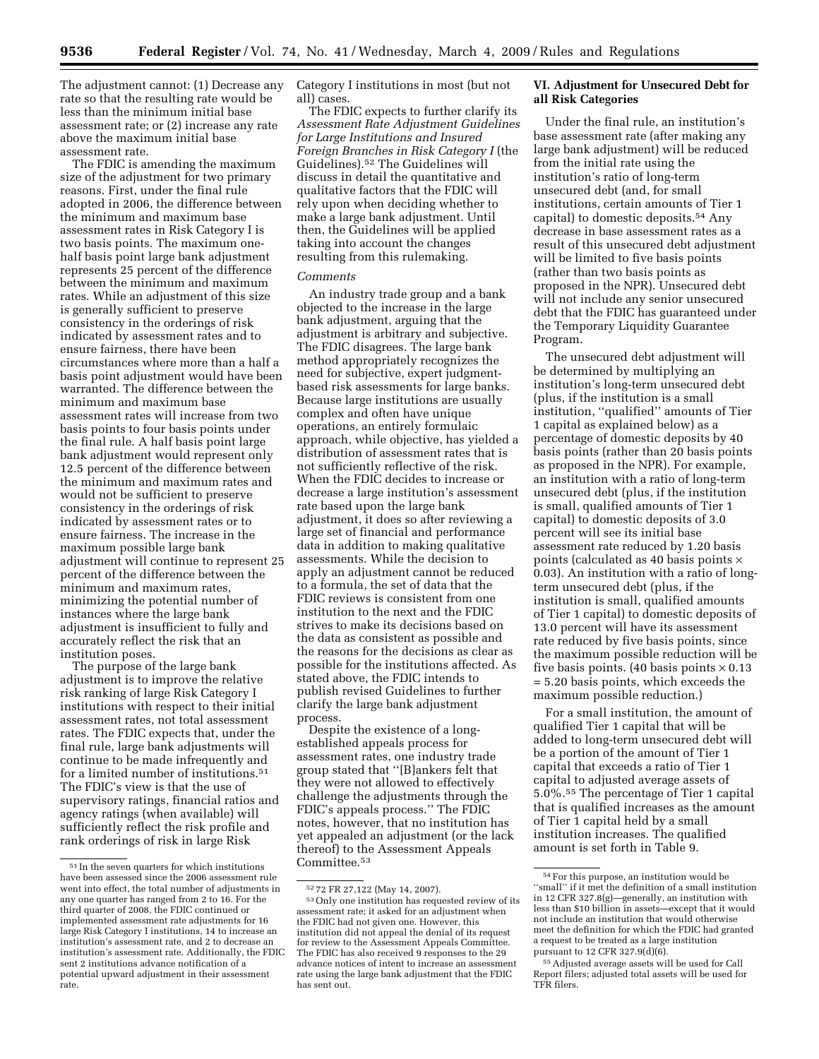The adjustment cannot: (1) Decrease any rate so that the resulting rate would be less than the minimum initial base assessment rate; or (2) increase any rate above the maximum initial base assessment rate.

The FDIC is amending the maximum size of the adjustment for two primary reasons. First, under the final rule adopted in 2006, the difference between the minimum and maximum base assessment rates in Risk Category I is two basis points. The maximum one-half basis point large bank adjustment represents 25 percent of the difference between the minimum and maximum rates. While an adjustment of this size is generally sufficient to preserve consistency in the orderings of risk indicated by assessment rates and to ensure fairness, there have been circumstances where more than a half a basis point adjustment would have been warranted. The difference between the minimum and maximum base assessment rates will increase from two basis points to four basis points under the final rule. A half basis point large bank adjustment would represent only 12.5 percent of the difference between the minimum and maximum rates and would not be sufficient to preserve consistency in the orderings of risk indicated by assessment rates or to ensure fairness. The increase in the maximum possible large bank adjustment will continue to represent 25 percent of the difference between the minimum and maximum rates, minimizing the potential number of instances where the large bank adjustment is insufficient to fully and accurately reflect the risk that an institution poses.

The purpose of the large bank adjustment is to improve the relative risk ranking of large Risk Category I institutions with respect to their initial assessment rates, not total assessment rates. The FDIC expects that, under the final rule, large bank adjustments will continue to be made infrequently and for a limited number of institutions.[51] The FDIC's view is that the use of supervisory ratings, financial ratios and agency ratings (when available) will sufficiently reflect the risk profile and rank orderings of risk in large Risk Category I institutions in most (but not all) cases.

The FDIC expects to further clarify its *Assessment Rate Adjustment Guidelines for Large Institutions and Insured Foreign Branches in Risk Category I* (the Guidelines).[52] The Guidelines will discuss in detail the quantitative and qualitative factors that the FDIC will rely upon when deciding whether to make a large bank adjustment. Until then, the Guidelines will be applied taking into account the changes resulting from this rulemaking.

*Comments*

An industry trade group and a bank objected to the increase in the large bank adjustment, arguing that the adjustment is arbitrary and subjective. The FDIC disagrees. The large bank method appropriately recognizes the need for subjective, expert judgment-based risk assessments for large banks. Because large institutions are usually complex and often have unique operations, an entirely formulaic approach, while objective, has yielded a distribution of assessment rates that is not sufficiently reflective of the risk. When the FDIC decides to increase or decrease a large institution's assessment rate based upon the large bank adjustment, it does so after reviewing a large set of financial and performance data in addition to making qualitative assessments. While the decision to apply an adjustment cannot be reduced to a formula, the set of data that the FDIC reviews is consistent from one institution to the next and the FDIC strives to make its decisions based on the data as consistent as possible and the reasons for the decisions as clear as possible for the institutions affected. As stated above, the FDIC intends to publish revised Guidelines to further clarify the large bank adjustment process.

Despite the existence of a long-established appeals process for assessment rates, one industry trade group stated that ''[B]ankers felt that they were not allowed to effectively challenge the adjustments through the FDIC's appeals process.'' The FDIC notes, however, that no institution has yet appealed an adjustment (or the lack thereof) to the Assessment Appeals Committee.[53]

## VI. Adjustment for Unsecured Debt for all Risk Categories

Under the final rule, an institution's base assessment rate (after making any large bank adjustment) will be reduced from the initial rate using the institution's ratio of long-term unsecured debt (and, for small institutions, certain amounts of Tier 1 capital) to domestic deposits.[54] Any decrease in base assessment rates as a result of this unsecured debt adjustment will be limited to five basis points (rather than two basis points as proposed in the NPR). Unsecured debt will not include any senior unsecured debt that the FDIC has guaranteed under the Temporary Liquidity Guarantee Program.

The unsecured debt adjustment will be determined by multiplying an institution's long-term unsecured debt (plus, if the institution is a small institution, ''qualified'' amounts of Tier 1 capital as explained below) as a percentage of domestic deposits by 40 basis points (rather than 20 basis points as proposed in the NPR). For example, an institution with a ratio of long-term unsecured debt (plus, if the institution is small, qualified amounts of Tier 1 capital) to domestic deposits of 3.0 percent will see its initial base assessment rate reduced by 1.20 basis points (calculated as 40 basis points × 0.03). An institution with a ratio of long-term unsecured debt (plus, if the institution is small, qualified amounts of Tier 1 capital) to domestic deposits of 13.0 percent will have its assessment rate reduced by five basis points, since the maximum possible reduction will be five basis points. (40 basis points × 0.13 = 5.20 basis points, which exceeds the maximum possible reduction.)

For a small institution, the amount of qualified Tier 1 capital that will be added to long-term unsecured debt will be a portion of the amount of Tier 1 capital that exceeds a ratio of Tier 1 capital to adjusted average assets of 5.0%.[55] The percentage of Tier 1 capital that is qualified increases as the amount of Tier 1 capital held by a small institution increases. The qualified amount is set forth in Table 9.

---

[51] In the seven quarters for which institutions have been assessed since the 2006 assessment rule went into effect, the total number of adjustments in any one quarter has ranged from 2 to 16. For the third quarter of 2008, the FDIC continued or implemented assessment rate adjustments for 16 large Risk Category I institutions, 14 to increase an institution's assessment rate, and 2 to decrease an institution's assessment rate. Additionally, the FDIC sent 2 institutions advance notification of a potential upward adjustment in their assessment rate.

[52] 72 FR 27,122 (May 14, 2007).

[53] Only one institution has requested review of its assessment rate; it asked for an adjustment when the FDIC had not given one. However, this institution did not appeal the denial of its request for review to the Assessment Appeals Committee. The FDIC has also received 9 responses to the 29 advance notices of intent to increase an assessment rate using the large bank adjustment that the FDIC has sent out.

[54] For this purpose, an institution would be ''small'' if it met the definition of a small institution in 12 CFR 327.8(g)—generally, an institution with less than $10 billion in assets—except that it would not include an institution that would otherwise meet the definition for which the FDIC had granted a request to be treated as a large institution pursuant to 12 CFR 327.9(d)(6).

[55] Adjusted average assets will be used for Call Report filers; adjusted total assets will be used for TFR filers.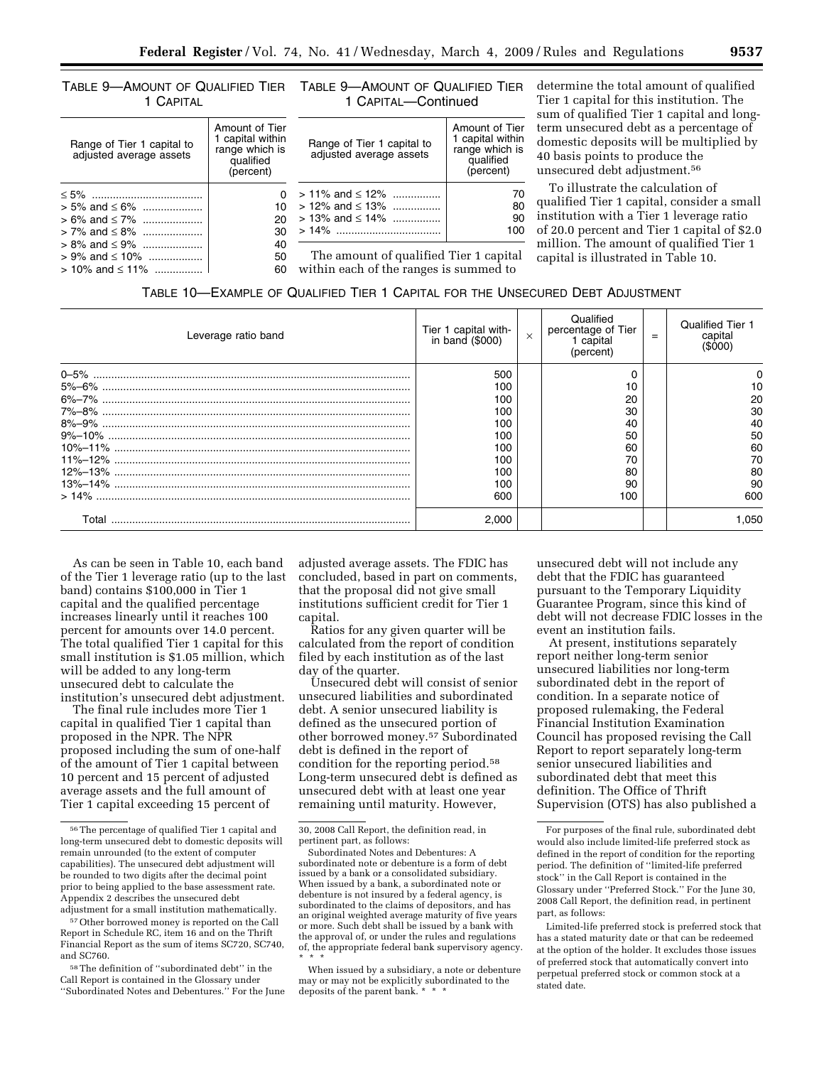TABLE 9—AMOUNT OF QUALIFIED TIER 1 CAPITAL

| Range of Tier 1 capital to adjusted average assets | Amount of Tier 1 capital within range which is qualified (percent) |
|---|---|
| ≤ 5% | 0 |
| > 5% and ≤ 6% | 10 |
| > 6% and ≤ 7% | 20 |
| > 7% and ≤ 8% | 30 |
| > 8% and ≤ 9% | 40 |
| > 9% and ≤ 10% | 50 |
| > 10% and ≤ 11% | 60 |
| > 11% and ≤ 12% | 70 |
| > 12% and ≤ 13% | 80 |
| > 13% and ≤ 14% | 90 |
| > 14% | 100 |

The amount of qualified Tier 1 capital within each of the ranges is summed to determine the total amount of qualified Tier 1 capital for this institution. The sum of qualified Tier 1 capital and long-term unsecured debt as a percentage of domestic deposits will be multiplied by 40 basis points to produce the unsecured debt adjustment.[56]

To illustrate the calculation of qualified Tier 1 capital, consider a small institution with a Tier 1 leverage ratio of 20.0 percent and Tier 1 capital of $2.0 million. The amount of qualified Tier 1 capital is illustrated in Table 10.

TABLE 10—EXAMPLE OF QUALIFIED TIER 1 CAPITAL FOR THE UNSECURED DEBT ADJUSTMENT

| Leverage ratio band | Tier 1 capital within band ($000) | × | Qualified percentage of Tier 1 capital (percent) | = | Qualified Tier 1 capital ($000) |
|---|---|---|---|---|---|
| 0–5% | 500 | | 0 | | 0 |
| 5%–6% | 100 | | 10 | | 10 |
| 6%–7% | 100 | | 20 | | 20 |
| 7%–8% | 100 | | 30 | | 30 |
| 8%–9% | 100 | | 40 | | 40 |
| 9%–10% | 100 | | 50 | | 50 |
| 10%–11% | 100 | | 60 | | 60 |
| 11%–12% | 100 | | 70 | | 70 |
| 12%–13% | 100 | | 80 | | 80 |
| 13%–14% | 100 | | 90 | | 90 |
| > 14% | 600 | | 100 | | 600 |
| Total | 2,000 | | | | 1,050 |

As can be seen in Table 10, each band of the Tier 1 leverage ratio (up to the last band) contains $100,000 in Tier 1 capital and the qualified percentage increases linearly until it reaches 100 percent for amounts over 14.0 percent. The total qualified Tier 1 capital for this small institution is $1.05 million, which will be added to any long-term unsecured debt to calculate the institution's unsecured debt adjustment.

The final rule includes more Tier 1 capital in qualified Tier 1 capital than proposed in the NPR. The NPR proposed including the sum of one-half of the amount of Tier 1 capital between 10 percent and 15 percent of adjusted average assets and the full amount of Tier 1 capital exceeding 15 percent of adjusted average assets. The FDIC has concluded, based in part on comments, that the proposal did not give small institutions sufficient credit for Tier 1 capital.

Ratios for any given quarter will be calculated from the report of condition filed by each institution as of the last day of the quarter.

Unsecured debt will consist of senior unsecured liabilities and subordinated debt. A senior unsecured liability is defined as the unsecured portion of other borrowed money.[57] Subordinated debt is defined in the report of condition for the reporting period.[58] Long-term unsecured debt is defined as unsecured debt with at least one year remaining until maturity. However, unsecured debt will not include any debt that the FDIC has guaranteed pursuant to the Temporary Liquidity Guarantee Program, since this kind of debt will not decrease FDIC losses in the event an institution fails.

At present, institutions separately report neither long-term senior unsecured liabilities nor long-term subordinated debt in the report of condition. In a separate notice of proposed rulemaking, the Federal Financial Institution Examination Council has proposed revising the Call Report to report separately long-term senior unsecured liabilities and subordinated debt that meet this definition. The Office of Thrift Supervision (OTS) has also published a

[56] The percentage of qualified Tier 1 capital and long-term unsecured debt to domestic deposits will remain unrounded (to the extent of computer capabilities). The unsecured debt adjustment will be rounded to two digits after the decimal point prior to being applied to the base assessment rate. Appendix 2 describes the unsecured debt adjustment for a small institution mathematically.

[57] Other borrowed money is reported on the Call Report in Schedule RC, item 16 and on the Thrift Financial Report as the sum of items SC720, SC740, and SC760.

[58] The definition of "subordinated debt" in the Call Report is contained in the Glossary under "Subordinated Notes and Debentures." For the June 30, 2008 Call Report, the definition read, in pertinent part, as follows:

Subordinated Notes and Debentures: A subordinated note or debenture is a form of debt issued by a bank or a consolidated subsidiary. When issued by a bank, a subordinated note or debenture is not insured by a federal agency, is subordinated to the claims of depositors, and has an original weighted average maturity of five years or more. Such debt shall be issued by a bank with the approval of, or under the rules and regulations of, the appropriate federal bank supervisory agency. * * *

When issued by a subsidiary, a note or debenture may or may not be explicitly subordinated to the deposits of the parent bank. * * *

For purposes of the final rule, subordinated debt would also include limited-life preferred stock as defined in the report of condition for the reporting period. The definition of "limited-life preferred stock" in the Call Report is contained in the Glossary under "Preferred Stock." For the June 30, 2008 Call Report, the definition read, in pertinent part, as follows:

Limited-life preferred stock is preferred stock that has a stated maturity date or that can be redeemed at the option of the holder. It excludes those issues of preferred stock that automatically convert into perpetual preferred stock or common stock at a stated date.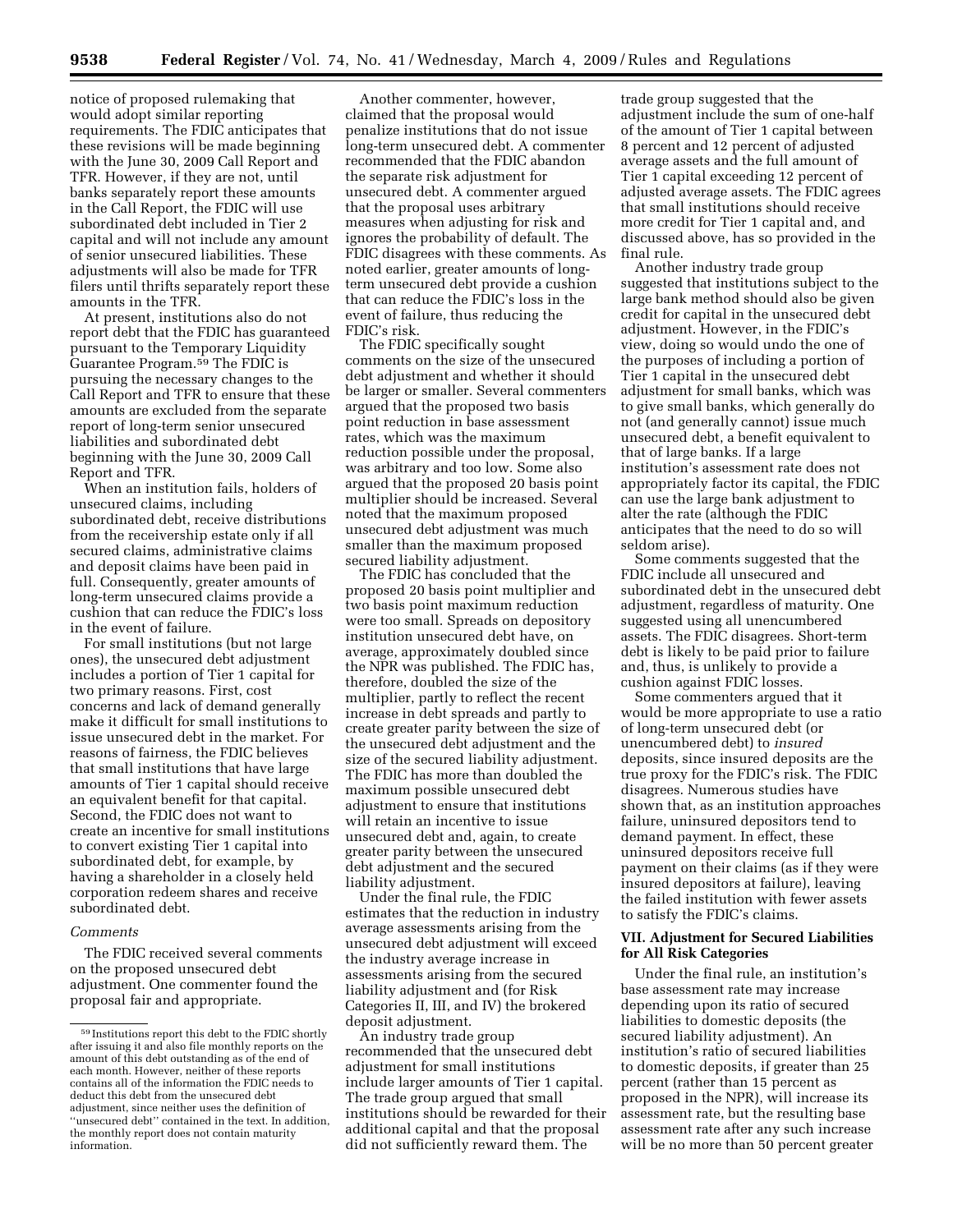notice of proposed rulemaking that would adopt similar reporting requirements. The FDIC anticipates that these revisions will be made beginning with the June 30, 2009 Call Report and TFR. However, if they are not, until banks separately report these amounts in the Call Report, the FDIC will use subordinated debt included in Tier 2 capital and will not include any amount of senior unsecured liabilities. These adjustments will also be made for TFR filers until thrifts separately report these amounts in the TFR.

At present, institutions also do not report debt that the FDIC has guaranteed pursuant to the Temporary Liquidity Guarantee Program.[59] The FDIC is pursuing the necessary changes to the Call Report and TFR to ensure that these amounts are excluded from the separate report of long-term senior unsecured liabilities and subordinated debt beginning with the June 30, 2009 Call Report and TFR.

When an institution fails, holders of unsecured claims, including subordinated debt, receive distributions from the receivership estate only if all secured claims, administrative claims and deposit claims have been paid in full. Consequently, greater amounts of long-term unsecured claims provide a cushion that can reduce the FDIC's loss in the event of failure.

For small institutions (but not large ones), the unsecured debt adjustment includes a portion of Tier 1 capital for two primary reasons. First, cost concerns and lack of demand generally make it difficult for small institutions to issue unsecured debt in the market. For reasons of fairness, the FDIC believes that small institutions that have large amounts of Tier 1 capital should receive an equivalent benefit for that capital. Second, the FDIC does not want to create an incentive for small institutions to convert existing Tier 1 capital into subordinated debt, for example, by having a shareholder in a closely held corporation redeem shares and receive subordinated debt.

*Comments*

The FDIC received several comments on the proposed unsecured debt adjustment. One commenter found the proposal fair and appropriate.

Another commenter, however, claimed that the proposal would penalize institutions that do not issue long-term unsecured debt. A commenter recommended that the FDIC abandon the separate risk adjustment for unsecured debt. A commenter argued that the proposal uses arbitrary measures when adjusting for risk and ignores the probability of default. The FDIC disagrees with these comments. As noted earlier, greater amounts of long-term unsecured debt provide a cushion that can reduce the FDIC's loss in the event of failure, thus reducing the FDIC's risk.

The FDIC specifically sought comments on the size of the unsecured debt adjustment and whether it should be larger or smaller. Several commenters argued that the proposed two basis point reduction in base assessment rates, which was the maximum reduction possible under the proposal, was arbitrary and too low. Some also argued that the proposed 20 basis point multiplier should be increased. Several noted that the maximum proposed unsecured debt adjustment was much smaller than the maximum proposed secured liability adjustment.

The FDIC has concluded that the proposed 20 basis point multiplier and two basis point maximum reduction were too small. Spreads on depository institution unsecured debt have, on average, approximately doubled since the NPR was published. The FDIC has, therefore, doubled the size of the multiplier, partly to reflect the recent increase in debt spreads and partly to create greater parity between the size of the unsecured debt adjustment and the size of the secured liability adjustment. The FDIC has more than doubled the maximum possible unsecured debt adjustment to ensure that institutions will retain an incentive to issue unsecured debt and, again, to create greater parity between the unsecured debt adjustment and the secured liability adjustment.

Under the final rule, the FDIC estimates that the reduction in industry average assessments arising from the unsecured debt adjustment will exceed the industry average increase in assessments arising from the secured liability adjustment and (for Risk Categories II, III, and IV) the brokered deposit adjustment.

An industry trade group recommended that the unsecured debt adjustment for small institutions include larger amounts of Tier 1 capital. The trade group argued that small institutions should be rewarded for their additional capital and that the proposal did not sufficiently reward them. The trade group suggested that the adjustment include the sum of one-half of the amount of Tier 1 capital between 8 percent and 12 percent of adjusted average assets and the full amount of Tier 1 capital exceeding 12 percent of adjusted average assets. The FDIC agrees that small institutions should receive more credit for Tier 1 capital and, and discussed above, has so provided in the final rule.

Another industry trade group suggested that institutions subject to the large bank method should also be given credit for capital in the unsecured debt adjustment. However, in the FDIC's view, doing so would undo the one of the purposes of including a portion of Tier 1 capital in the unsecured debt adjustment for small banks, which was to give small banks, which generally do not (and generally cannot) issue much unsecured debt, a benefit equivalent to that of large banks. If a large institution's assessment rate does not appropriately factor its capital, the FDIC can use the large bank adjustment to alter the rate (although the FDIC anticipates that the need to do so will seldom arise).

Some comments suggested that the FDIC include all unsecured and subordinated debt in the unsecured debt adjustment, regardless of maturity. One suggested using all unencumbered assets. The FDIC disagrees. Short-term debt is likely to be paid prior to failure and, thus, is unlikely to provide a cushion against FDIC losses.

Some commenters argued that it would be more appropriate to use a ratio of long-term unsecured debt (or unencumbered debt) to *insured* deposits, since insured deposits are the true proxy for the FDIC's risk. The FDIC disagrees. Numerous studies have shown that, as an institution approaches failure, uninsured depositors tend to demand payment. In effect, these uninsured depositors receive full payment on their claims (as if they were insured depositors at failure), leaving the failed institution with fewer assets to satisfy the FDIC's claims.

## VII. Adjustment for Secured Liabilities for All Risk Categories

Under the final rule, an institution's base assessment rate may increase depending upon its ratio of secured liabilities to domestic deposits (the secured liability adjustment). An institution's ratio of secured liabilities to domestic deposits, if greater than 25 percent (rather than 15 percent as proposed in the NPR), will increase its assessment rate, but the resulting base assessment rate after any such increase will be no more than 50 percent greater

---

[59] Institutions report this debt to the FDIC shortly after issuing it and also file monthly reports on the amount of this debt outstanding as of the end of each month. However, neither of these reports contains all of the information the FDIC needs to deduct this debt from the unsecured debt adjustment, since neither uses the definition of "unsecured debt" contained in the text. In addition, the monthly report does not contain maturity information.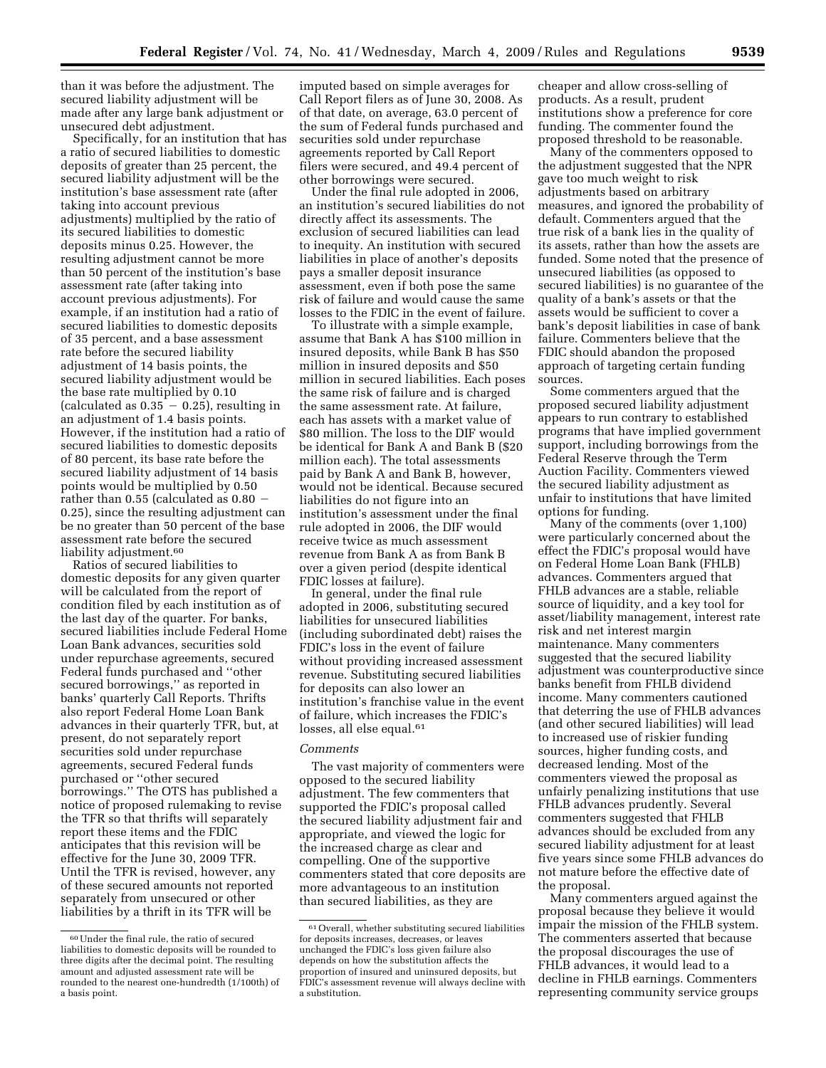than it was before the adjustment. The secured liability adjustment will be made after any large bank adjustment or unsecured debt adjustment.

Specifically, for an institution that has a ratio of secured liabilities to domestic deposits of greater than 25 percent, the secured liability adjustment will be the institution's base assessment rate (after taking into account previous adjustments) multiplied by the ratio of its secured liabilities to domestic deposits minus 0.25. However, the resulting adjustment cannot be more than 50 percent of the institution's base assessment rate (after taking into account previous adjustments). For example, if an institution had a ratio of secured liabilities to domestic deposits of 35 percent, and a base assessment rate before the secured liability adjustment of 14 basis points, the secured liability adjustment would be the base rate multiplied by 0.10 (calculated as $0.35 - 0.25$), resulting in an adjustment of 1.4 basis points. However, if the institution had a ratio of secured liabilities to domestic deposits of 80 percent, its base rate before the secured liability adjustment of 14 basis points would be multiplied by 0.50 rather than 0.55 (calculated as $0.80 - 0.25$), since the resulting adjustment can be no greater than 50 percent of the base assessment rate before the secured liability adjustment.[60]

Ratios of secured liabilities to domestic deposits for any given quarter will be calculated from the report of condition filed by each institution as of the last day of the quarter. For banks, secured liabilities include Federal Home Loan Bank advances, securities sold under repurchase agreements, secured Federal funds purchased and ''other secured borrowings,'' as reported in banks' quarterly Call Reports. Thrifts also report Federal Home Loan Bank advances in their quarterly TFR, but, at present, do not separately report securities sold under repurchase agreements, secured Federal funds purchased or ''other secured borrowings.'' The OTS has published a notice of proposed rulemaking to revise the TFR so that thrifts will separately report these items and the FDIC anticipates that this revision will be effective for the June 30, 2009 TFR. Until the TFR is revised, however, any of these secured amounts not reported separately from unsecured or other liabilities by a thrift in its TFR will be imputed based on simple averages for Call Report filers as of June 30, 2008. As of that date, on average, 63.0 percent of the sum of Federal funds purchased and securities sold under repurchase agreements reported by Call Report filers were secured, and 49.4 percent of other borrowings were secured.

Under the final rule adopted in 2006, an institution's secured liabilities do not directly affect its assessments. The exclusion of secured liabilities can lead to inequity. An institution with secured liabilities in place of another's deposits pays a smaller deposit insurance assessment, even if both pose the same risk of failure and would cause the same losses to the FDIC in the event of failure.

To illustrate with a simple example, assume that Bank A has $100 million in insured deposits, while Bank B has $50 million in insured deposits and $50 million in secured liabilities. Each poses the same risk of failure and is charged the same assessment rate. At failure, each has assets with a market value of $80 million. The loss to the DIF would be identical for Bank A and Bank B ($20 million each). The total assessments paid by Bank A and Bank B, however, would not be identical. Because secured liabilities do not figure into an institution's assessment under the final rule adopted in 2006, the DIF would receive twice as much assessment revenue from Bank A as from Bank B over a given period (despite identical FDIC losses at failure).

In general, under the final rule adopted in 2006, substituting secured liabilities for unsecured liabilities (including subordinated debt) raises the FDIC's loss in the event of failure without providing increased assessment revenue. Substituting secured liabilities for deposits can also lower an institution's franchise value in the event of failure, which increases the FDIC's losses, all else equal.[61]

*Comments*

The vast majority of commenters were opposed to the secured liability adjustment. The few commenters that supported the FDIC's proposal called the secured liability adjustment fair and appropriate, and viewed the logic for the increased charge as clear and compelling. One of the supportive commenters stated that core deposits are more advantageous to an institution than secured liabilities, as they are cheaper and allow cross-selling of products. As a result, prudent institutions show a preference for core funding. The commenter found the proposed threshold to be reasonable.

Many of the commenters opposed to the adjustment suggested that the NPR gave too much weight to risk adjustments based on arbitrary measures, and ignored the probability of default. Commenters argued that the true risk of a bank lies in the quality of its assets, rather than how the assets are funded. Some noted that the presence of unsecured liabilities (as opposed to secured liabilities) is no guarantee of the quality of a bank's assets or that the assets would be sufficient to cover a bank's deposit liabilities in case of bank failure. Commenters believe that the FDIC should abandon the proposed approach of targeting certain funding sources.

Some commenters argued that the proposed secured liability adjustment appears to run contrary to established programs that have implied government support, including borrowings from the Federal Reserve through the Term Auction Facility. Commenters viewed the secured liability adjustment as unfair to institutions that have limited options for funding.

Many of the comments (over 1,100) were particularly concerned about the effect the FDIC's proposal would have on Federal Home Loan Bank (FHLB) advances. Commenters argued that FHLB advances are a stable, reliable source of liquidity, and a key tool for asset/liability management, interest rate risk and net interest margin maintenance. Many commenters suggested that the secured liability adjustment was counterproductive since banks benefit from FHLB dividend income. Many commenters cautioned that deterring the use of FHLB advances (and other secured liabilities) will lead to increased use of riskier funding sources, higher funding costs, and decreased lending. Most of the commenters viewed the proposal as unfairly penalizing institutions that use FHLB advances prudently. Several commenters suggested that FHLB advances should be excluded from any secured liability adjustment for at least five years since some FHLB advances do not mature before the effective date of the proposal.

Many commenters argued against the proposal because they believe it would impair the mission of the FHLB system. The commenters asserted that because the proposal discourages the use of FHLB advances, it would lead to a decline in FHLB earnings. Commenters representing community service groups

---

[60] Under the final rule, the ratio of secured liabilities to domestic deposits will be rounded to three digits after the decimal point. The resulting amount and adjusted assessment rate will be rounded to the nearest one-hundredth (1/100th) of a basis point.

[61] Overall, whether substituting secured liabilities for deposits increases, decreases, or leaves unchanged the FDIC's loss given failure also depends on how the substitution affects the proportion of insured and uninsured deposits, but FDIC's assessment revenue will always decline with a substitution.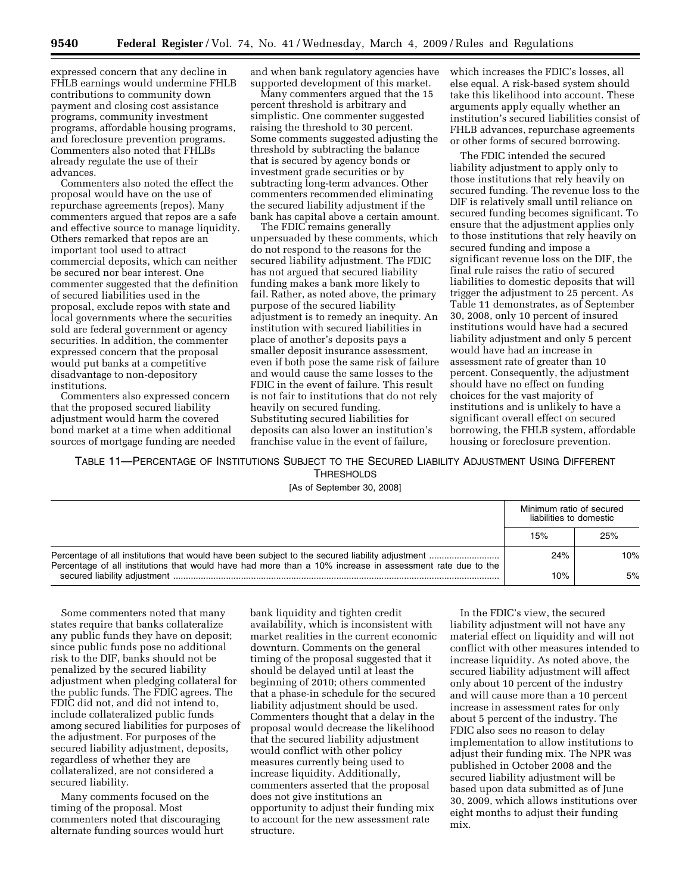expressed concern that any decline in FHLB earnings would undermine FHLB contributions to community down payment and closing cost assistance programs, community investment programs, affordable housing programs, and foreclosure prevention programs. Commenters also noted that FHLBs already regulate the use of their advances.

Commenters also noted the effect the proposal would have on the use of repurchase agreements (repos). Many commenters argued that repos are a safe and effective source to manage liquidity. Others remarked that repos are an important tool used to attract commercial deposits, which can neither be secured nor bear interest. One commenter suggested that the definition of secured liabilities used in the proposal, exclude repos with state and local governments where the securities sold are federal government or agency securities. In addition, the commenter expressed concern that the proposal would put banks at a competitive disadvantage to non-depository institutions.

Commenters also expressed concern that the proposed secured liability adjustment would harm the covered bond market at a time when additional sources of mortgage funding are needed and when bank regulatory agencies have supported development of this market.

Many commenters argued that the 15 percent threshold is arbitrary and simplistic. One commenter suggested raising the threshold to 30 percent. Some comments suggested adjusting the threshold by subtracting the balance that is secured by agency bonds or investment grade securities or by subtracting long-term advances. Other commenters recommended eliminating the secured liability adjustment if the bank has capital above a certain amount.

The FDIC remains generally unpersuaded by these comments, which do not respond to the reasons for the secured liability adjustment. The FDIC has not argued that secured liability funding makes a bank more likely to fail. Rather, as noted above, the primary purpose of the secured liability adjustment is to remedy an inequity. An institution with secured liabilities in place of another's deposits pays a smaller deposit insurance assessment, even if both pose the same risk of failure and would cause the same losses to the FDIC in the event of failure. This result is not fair to institutions that do not rely heavily on secured funding. Substituting secured liabilities for deposits can also lower an institution's franchise value in the event of failure, which increases the FDIC's losses, all else equal. A risk-based system should take this likelihood into account. These arguments apply equally whether an institution's secured liabilities consist of FHLB advances, repurchase agreements or other forms of secured borrowing.

The FDIC intended the secured liability adjustment to apply only to those institutions that rely heavily on secured funding. The revenue loss to the DIF is relatively small until reliance on secured funding becomes significant. To ensure that the adjustment applies only to those institutions that rely heavily on secured funding and impose a significant revenue loss on the DIF, the final rule raises the ratio of secured liabilities to domestic deposits that will trigger the adjustment to 25 percent. As Table 11 demonstrates, as of September 30, 2008, only 10 percent of insured institutions would have had a secured liability adjustment and only 5 percent would have had an increase in assessment rate of greater than 10 percent. Consequently, the adjustment should have no effect on funding choices for the vast majority of institutions and is unlikely to have a significant overall effect on secured borrowing, the FHLB system, affordable housing or foreclosure prevention.

TABLE 11—PERCENTAGE OF INSTITUTIONS SUBJECT TO THE SECURED LIABILITY ADJUSTMENT USING DIFFERENT THRESHOLDS

[As of September 30, 2008]

| | Minimum ratio of secured liabilities to domestic | |
|---|---|---|
| | 15% | 25% |
| Percentage of all institutions that would have been subject to the secured liability adjustment | 24% | 10% |
| Percentage of all institutions that would have had more than a 10% increase in assessment rate due to the secured liability adjustment | 10% | 5% |

Some commenters noted that many states require that banks collateralize any public funds they have on deposit; since public funds pose no additional risk to the DIF, banks should not be penalized by the secured liability adjustment when pledging collateral for the public funds. The FDIC agrees. The FDIC did not, and did not intend to, include collateralized public funds among secured liabilities for purposes of the adjustment. For purposes of the secured liability adjustment, deposits, regardless of whether they are collateralized, are not considered a secured liability.

Many comments focused on the timing of the proposal. Most commenters noted that discouraging alternate funding sources would hurt bank liquidity and tighten credit availability, which is inconsistent with market realities in the current economic downturn. Comments on the general timing of the proposal suggested that it should be delayed until at least the beginning of 2010; others commented that a phase-in schedule for the secured liability adjustment should be used. Commenters thought that a delay in the proposal would decrease the likelihood that the secured liability adjustment would conflict with other policy measures currently being used to increase liquidity. Additionally, commenters asserted that the proposal does not give institutions an opportunity to adjust their funding mix to account for the new assessment rate structure.

In the FDIC's view, the secured liability adjustment will not have any material effect on liquidity and will not conflict with other measures intended to increase liquidity. As noted above, the secured liability adjustment will affect only about 10 percent of the industry and will cause more than a 10 percent increase in assessment rates for only about 5 percent of the industry. The FDIC also sees no reason to delay implementation to allow institutions to adjust their funding mix. The NPR was published in October 2008 and the secured liability adjustment will be based upon data submitted as of June 30, 2009, which allows institutions over eight months to adjust their funding mix.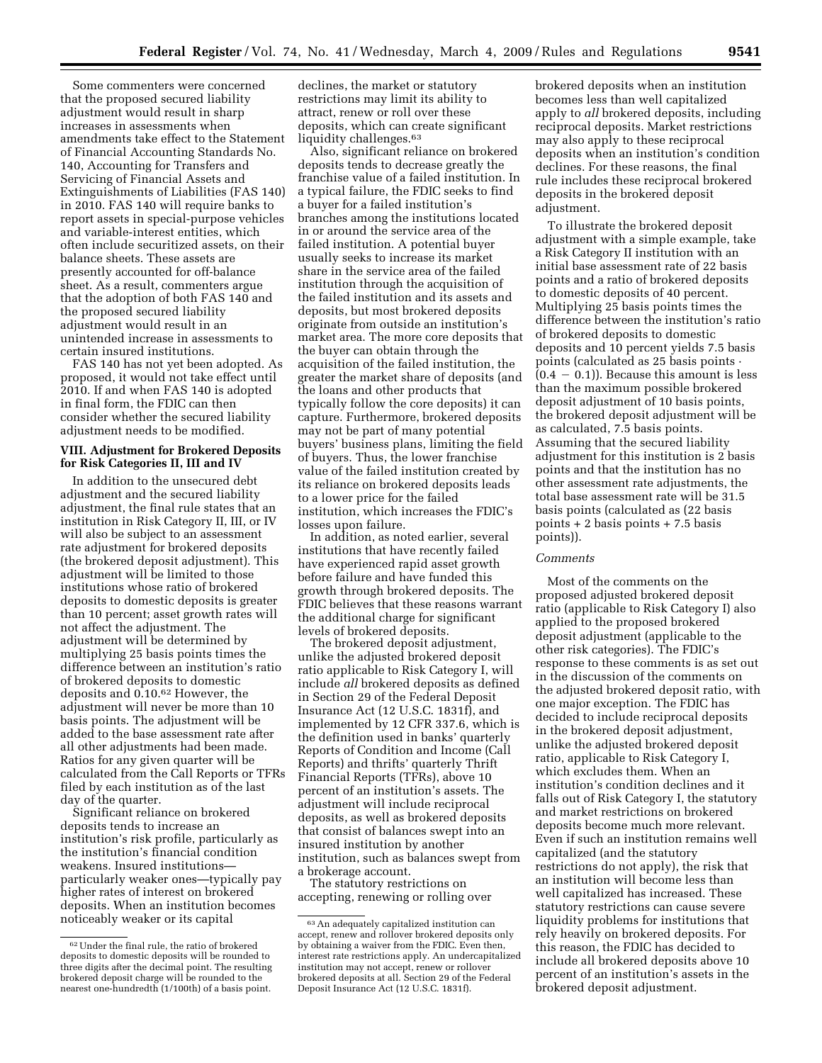Some commenters were concerned that the proposed secured liability adjustment would result in sharp increases in assessments when amendments take effect to the Statement of Financial Accounting Standards No. 140, Accounting for Transfers and Servicing of Financial Assets and Extinguishments of Liabilities (FAS 140) in 2010. FAS 140 will require banks to report assets in special-purpose vehicles and variable-interest entities, which often include securitized assets, on their balance sheets. These assets are presently accounted for off-balance sheet. As a result, commenters argue that the adoption of both FAS 140 and the proposed secured liability adjustment would result in an unintended increase in assessments to certain insured institutions.

FAS 140 has not yet been adopted. As proposed, it would not take effect until 2010. If and when FAS 140 is adopted in final form, the FDIC can then consider whether the secured liability adjustment needs to be modified.

### VIII. Adjustment for Brokered Deposits for Risk Categories II, III and IV

In addition to the unsecured debt adjustment and the secured liability adjustment, the final rule states that an institution in Risk Category II, III, or IV will also be subject to an assessment rate adjustment for brokered deposits (the brokered deposit adjustment). This adjustment will be limited to those institutions whose ratio of brokered deposits to domestic deposits is greater than 10 percent; asset growth rates will not affect the adjustment. The adjustment will be determined by multiplying 25 basis points times the difference between an institution's ratio of brokered deposits to domestic deposits and 0.10.[62] However, the adjustment will never be more than 10 basis points. The adjustment will be added to the base assessment rate after all other adjustments had been made. Ratios for any given quarter will be calculated from the Call Reports or TFRs filed by each institution as of the last day of the quarter.

Significant reliance on brokered deposits tends to increase an institution's risk profile, particularly as the institution's financial condition weakens. Insured institutions—particularly weaker ones—typically pay higher rates of interest on brokered deposits. When an institution becomes noticeably weaker or its capital declines, the market or statutory restrictions may limit its ability to attract, renew or roll over these deposits, which can create significant liquidity challenges.[63]

Also, significant reliance on brokered deposits tends to decrease greatly the franchise value of a failed institution. In a typical failure, the FDIC seeks to find a buyer for a failed institution's branches among the institutions located in or around the service area of the failed institution. A potential buyer usually seeks to increase its market share in the service area of the failed institution through the acquisition of the failed institution and its assets and deposits, but most brokered deposits originate from outside an institution's market area. The more core deposits that the buyer can obtain through the acquisition of the failed institution, the greater the market share of deposits (and the loans and other products that typically follow the core deposits) it can capture. Furthermore, brokered deposits may not be part of many potential buyers' business plans, limiting the field of buyers. Thus, the lower franchise value of the failed institution created by its reliance on brokered deposits leads to a lower price for the failed institution, which increases the FDIC's losses upon failure.

In addition, as noted earlier, several institutions that have recently failed have experienced rapid asset growth before failure and have funded this growth through brokered deposits. The FDIC believes that these reasons warrant the additional charge for significant levels of brokered deposits.

The brokered deposit adjustment, unlike the adjusted brokered deposit ratio applicable to Risk Category I, will include *all* brokered deposits as defined in Section 29 of the Federal Deposit Insurance Act (12 U.S.C. 1831f), and implemented by 12 CFR 337.6, which is the definition used in banks' quarterly Reports of Condition and Income (Call Reports) and thrifts' quarterly Thrift Financial Reports (TFRs), above 10 percent of an institution's assets. The adjustment will include reciprocal deposits, as well as brokered deposits that consist of balances swept into an insured institution by another institution, such as balances swept from a brokerage account.

The statutory restrictions on accepting, renewing or rolling over brokered deposits when an institution becomes less than well capitalized apply to *all* brokered deposits, including reciprocal deposits. Market restrictions may also apply to these reciprocal deposits when an institution's condition declines. For these reasons, the final rule includes these reciprocal brokered deposits in the brokered deposit adjustment.

To illustrate the brokered deposit adjustment with a simple example, take a Risk Category II institution with an initial base assessment rate of 22 basis points and a ratio of brokered deposits to domestic deposits of 40 percent. Multiplying 25 basis points times the difference between the institution's ratio of brokered deposits to domestic deposits and 10 percent yields 7.5 basis points (calculated as 25 basis points $\cdot$ $(0.4 - 0.1)$). Because this amount is less than the maximum possible brokered deposit adjustment of 10 basis points, the brokered deposit adjustment will be as calculated, 7.5 basis points. Assuming that the secured liability adjustment for this institution is 2 basis points and that the institution has no other assessment rate adjustments, the total base assessment rate will be 31.5 basis points (calculated as (22 basis points + 2 basis points + 7.5 basis points)).

*Comments*

Most of the comments on the proposed adjusted brokered deposit ratio (applicable to Risk Category I) also applied to the proposed brokered deposit adjustment (applicable to the other risk categories). The FDIC's response to these comments is as set out in the discussion of the comments on the adjusted brokered deposit ratio, with one major exception. The FDIC has decided to include reciprocal deposits in the brokered deposit adjustment, unlike the adjusted brokered deposit ratio, applicable to Risk Category I, which excludes them. When an institution's condition declines and it falls out of Risk Category I, the statutory and market restrictions on brokered deposits become much more relevant. Even if such an institution remains well capitalized (and the statutory restrictions do not apply), the risk that an institution will become less than well capitalized has increased. These statutory restrictions can cause severe liquidity problems for institutions that rely heavily on brokered deposits. For this reason, the FDIC has decided to include all brokered deposits above 10 percent of an institution's assets in the brokered deposit adjustment.

---

[62] Under the final rule, the ratio of brokered deposits to domestic deposits will be rounded to three digits after the decimal point. The resulting brokered deposit charge will be rounded to the nearest one-hundredth (1/100th) of a basis point.

[63] An adequately capitalized institution can accept, renew and rollover brokered deposits only by obtaining a waiver from the FDIC. Even then, interest rate restrictions apply. An undercapitalized institution may not accept, renew or rollover brokered deposits at all. Section 29 of the Federal Deposit Insurance Act (12 U.S.C. 1831f).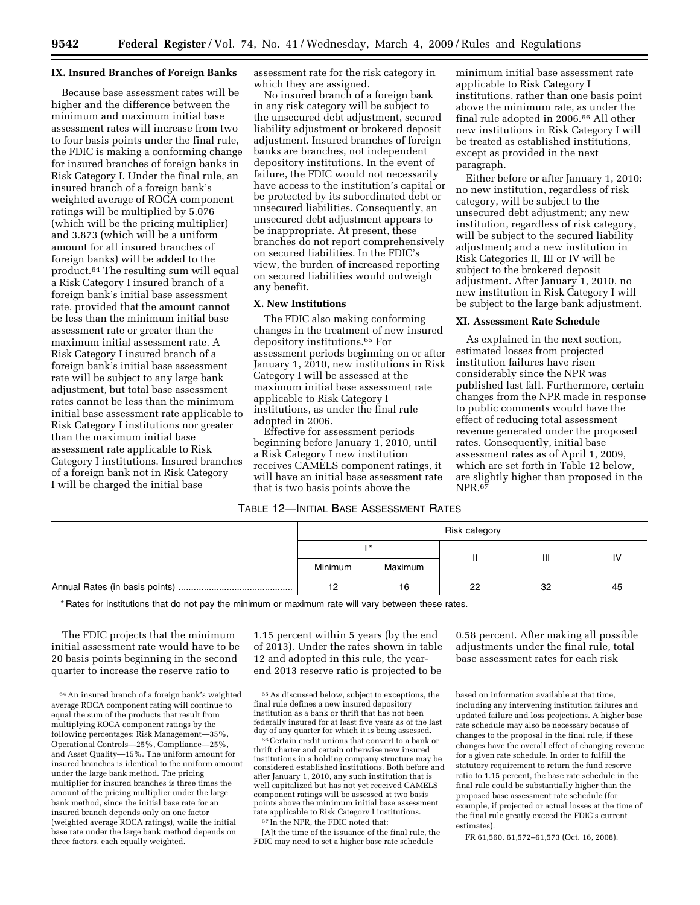## IX. Insured Branches of Foreign Banks

Because base assessment rates will be higher and the difference between the minimum and maximum initial base assessment rates will increase from two to four basis points under the final rule, the FDIC is making a conforming change for insured branches of foreign banks in Risk Category I. Under the final rule, an insured branch of a foreign bank's weighted average of ROCA component ratings will be multiplied by 5.076 (which will be the pricing multiplier) and 3.873 (which will be a uniform amount for all insured branches of foreign banks) will be added to the product.[64] The resulting sum will equal a Risk Category I insured branch of a foreign bank's initial base assessment rate, provided that the amount cannot be less than the minimum initial base assessment rate or greater than the maximum initial assessment rate. A Risk Category I insured branch of a foreign bank's initial base assessment rate will be subject to any large bank adjustment, but total base assessment rates cannot be less than the minimum initial base assessment rate applicable to Risk Category I institutions nor greater than the maximum initial base assessment rate applicable to Risk Category I institutions. Insured branches of a foreign bank not in Risk Category I will be charged the initial base assessment rate for the risk category in which they are assigned.

No insured branch of a foreign bank in any risk category will be subject to the unsecured debt adjustment, secured liability adjustment or brokered deposit adjustment. Insured branches of foreign banks are branches, not independent depository institutions. In the event of failure, the FDIC would not necessarily have access to the institution's capital or be protected by its subordinated debt or unsecured liabilities. Consequently, an unsecured debt adjustment appears to be inappropriate. At present, these branches do not report comprehensively on secured liabilities. In the FDIC's view, the burden of increased reporting on secured liabilities would outweigh any benefit.

## X. New Institutions

The FDIC also making conforming changes in the treatment of new insured depository institutions.[65] For assessment periods beginning on or after January 1, 2010, new institutions in Risk Category I will be assessed at the maximum initial base assessment rate applicable to Risk Category I institutions, as under the final rule adopted in 2006.

Effective for assessment periods beginning before January 1, 2010, until a Risk Category I new institution receives CAMELS component ratings, it will have an initial base assessment rate that is two basis points above the minimum initial base assessment rate applicable to Risk Category I institutions, rather than one basis point above the minimum rate, as under the final rule adopted in 2006.[66] All other new institutions in Risk Category I will be treated as established institutions, except as provided in the next paragraph.

Either before or after January 1, 2010: no new institution, regardless of risk category, will be subject to the unsecured debt adjustment; any new institution, regardless of risk category, will be subject to the secured liability adjustment; and a new institution in Risk Categories II, III or IV will be subject to the brokered deposit adjustment. After January 1, 2010, no new institution in Risk Category I will be subject to the large bank adjustment.

## XI. Assessment Rate Schedule

As explained in the next section, estimated losses from projected institution failures have risen considerably since the NPR was published last fall. Furthermore, certain changes from the NPR made in response to public comments would have the effect of reducing total assessment revenue generated under the proposed rates. Consequently, initial base assessment rates as of April 1, 2009, which are set forth in Table 12 below, are slightly higher than proposed in the NPR.[67]

TABLE 12—INITIAL BASE ASSESSMENT RATES

| | Risk category | | | | |
|---|---|---|---|---|---|
| | I* | | II | III | IV |
| | Minimum | Maximum | | | |
| Annual Rates (in basis points) | 12 | 16 | 22 | 32 | 45 |

* Rates for institutions that do not pay the minimum or maximum rate will vary between these rates.

The FDIC projects that the minimum initial assessment rate would have to be 20 basis points beginning in the second quarter to increase the reserve ratio to 1.15 percent within 5 years (by the end of 2013). Under the rates shown in table 12 and adopted in this rule, the year-end 2013 reserve ratio is projected to be 0.58 percent. After making all possible adjustments under the final rule, total base assessment rates for each risk

---

[64] An insured branch of a foreign bank's weighted average ROCA component rating will continue to equal the sum of the products that result from multiplying ROCA component ratings by the following percentages: Risk Management—35%, Operational Controls—25%, Compliance—25%, and Asset Quality—15%. The uniform amount for insured branches is identical to the uniform amount under the large bank method. The pricing multiplier for insured branches is three times the amount of the pricing multiplier under the large bank method, since the initial base rate for an insured branch depends only on one factor (weighted average ROCA ratings), while the initial base rate under the large bank method depends on three factors, each equally weighted.

[65] As discussed below, subject to exceptions, the final rule defines a new insured depository institution as a bank or thrift that has not been federally insured for at least five years as of the last day of any quarter for which it is being assessed.

[66] Certain credit unions that convert to a bank or thrift charter and certain otherwise new insured institutions in a holding company structure may be considered established institutions. Both before and after January 1, 2010, any such institution that is well capitalized but has not yet received CAMELS component ratings will be assessed at two basis points above the minimum initial base assessment rate applicable to Risk Category I institutions.

[67] In the NPR, the FDIC noted that:

[A]t the time of the issuance of the final rule, the FDIC may need to set a higher base rate schedule based on information available at that time, including any intervening institution failures and updated failure and loss projections. A higher base rate schedule may also be necessary because of changes to the proposal in the final rule, if these changes have the overall effect of changing revenue for a given rate schedule. In order to fulfill the statutory requirement to return the fund reserve ratio to 1.15 percent, the base rate schedule in the final rule could be substantially higher than the proposed base assessment rate schedule (for example, if projected or actual losses at the time of the final rule greatly exceed the FDIC's current estimates).

FR 61,560, 61,572–61,573 (Oct. 16, 2008).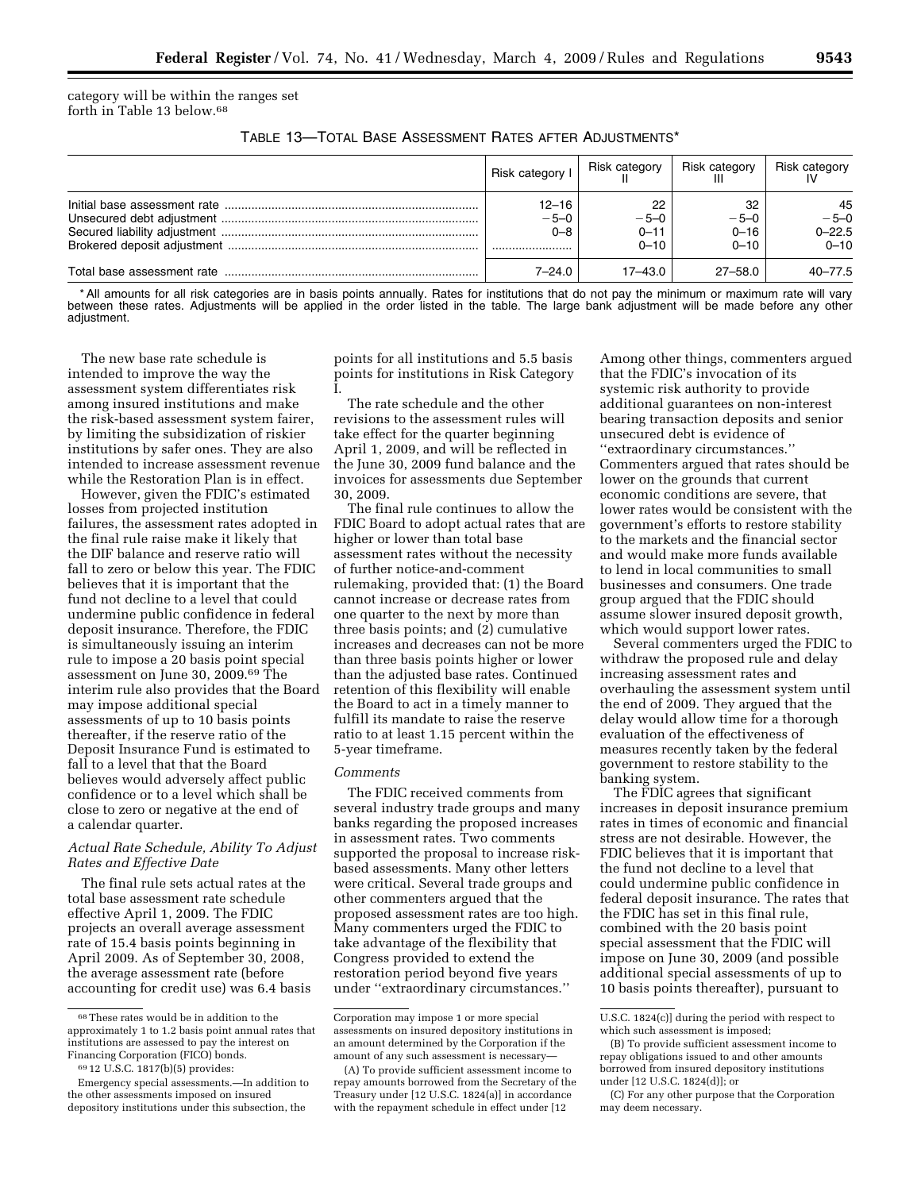category will be within the ranges set forth in Table 13 below.[68]

TABLE 13—TOTAL BASE ASSESSMENT RATES AFTER ADJUSTMENTS*

| | Risk category I | Risk category II | Risk category III | Risk category IV |
|---|---|---|---|---|
| Initial base assessment rate | 12–16 | 22 | 32 | 45 |
| Unsecured debt adjustment | −5–0 | −5–0 | −5–0 | −5–0 |
| Secured liability adjustment | 0–8 | 0–11 | 0–16 | 0–22.5 |
| Brokered deposit adjustment | ........................ | 0–10 | 0–10 | 0–10 |
| Total base assessment rate | 7–24.0 | 17–43.0 | 27–58.0 | 40–77.5 |

\* All amounts for all risk categories are in basis points annually. Rates for institutions that do not pay the minimum or maximum rate will vary between these rates. Adjustments will be applied in the order listed in the table. The large bank adjustment will be made before any other adjustment.

The new base rate schedule is intended to improve the way the assessment system differentiates risk among insured institutions and make the risk-based assessment system fairer, by limiting the subsidization of riskier institutions by safer ones. They are also intended to increase assessment revenue while the Restoration Plan is in effect.

However, given the FDIC's estimated losses from projected institution failures, the assessment rates adopted in the final rule raise make it likely that the DIF balance and reserve ratio will fall to zero or below this year. The FDIC believes that it is important that the fund not decline to a level that could undermine public confidence in federal deposit insurance. Therefore, the FDIC is simultaneously issuing an interim rule to impose a 20 basis point special assessment on June 30, 2009.[69] The interim rule also provides that the Board may impose additional special assessments of up to 10 basis points thereafter, if the reserve ratio of the Deposit Insurance Fund is estimated to fall to a level that that the Board believes would adversely affect public confidence or to a level which shall be close to zero or negative at the end of a calendar quarter.

*Actual Rate Schedule, Ability To Adjust Rates and Effective Date*

The final rule sets actual rates at the total base assessment rate schedule effective April 1, 2009. The FDIC projects an overall average assessment rate of 15.4 basis points beginning in April 2009. As of September 30, 2008, the average assessment rate (before accounting for credit use) was 6.4 basis points for all institutions and 5.5 basis points for institutions in Risk Category I.

The rate schedule and the other revisions to the assessment rules will take effect for the quarter beginning April 1, 2009, and will be reflected in the June 30, 2009 fund balance and the invoices for assessments due September 30, 2009.

The final rule continues to allow the FDIC Board to adopt actual rates that are higher or lower than total base assessment rates without the necessity of further notice-and-comment rulemaking, provided that: (1) the Board cannot increase or decrease rates from one quarter to the next by more than three basis points; and (2) cumulative increases and decreases can not be more than three basis points higher or lower than the adjusted base rates. Continued retention of this flexibility will enable the Board to act in a timely manner to fulfill its mandate to raise the reserve ratio to at least 1.15 percent within the 5-year timeframe.

*Comments*

The FDIC received comments from several industry trade groups and many banks regarding the proposed increases in assessment rates. Two comments supported the proposal to increase risk-based assessments. Many other letters were critical. Several trade groups and other commenters argued that the proposed assessment rates are too high. Many commenters urged the FDIC to take advantage of the flexibility that Congress provided to extend the restoration period beyond five years under ''extraordinary circumstances.'' Among other things, commenters argued that the FDIC's invocation of its systemic risk authority to provide additional guarantees on non-interest bearing transaction deposits and senior unsecured debt is evidence of ''extraordinary circumstances.'' Commenters argued that rates should be lower on the grounds that current economic conditions are severe, that lower rates would be consistent with the government's efforts to restore stability to the markets and the financial sector and would make more funds available to lend in local communities to small businesses and consumers. One trade group argued that the FDIC should assume slower insured deposit growth, which would support lower rates.

Several commenters urged the FDIC to withdraw the proposed rule and delay increasing assessment rates and overhauling the assessment system until the end of 2009. They argued that the delay would allow time for a thorough evaluation of the effectiveness of measures recently taken by the federal government to restore stability to the banking system.

The FDIC agrees that significant increases in deposit insurance premium rates in times of economic and financial stress are not desirable. However, the FDIC believes that it is important that the fund not decline to a level that could undermine public confidence in federal deposit insurance. The rates that the FDIC has set in this final rule, combined with the 20 basis point special assessment that the FDIC will impose on June 30, 2009 (and possible additional special assessments of up to 10 basis points thereafter), pursuant to

---

[68] These rates would be in addition to the approximately 1 to 1.2 basis point annual rates that institutions are assessed to pay the interest on Financing Corporation (FICO) bonds.

[69] 12 U.S.C. 1817(b)(5) provides:

Emergency special assessments.—In addition to the other assessments imposed on insured depository institutions under this subsection, the Corporation may impose 1 or more special assessments on insured depository institutions in an amount determined by the Corporation if the amount of any such assessment is necessary—

(A) To provide sufficient assessment income to repay amounts borrowed from the Secretary of the Treasury under [12 U.S.C. 1824(a)] in accordance with the repayment schedule in effect under [12 U.S.C. 1824(c)] during the period with respect to which such assessment is imposed;

(B) To provide sufficient assessment income to repay obligations issued to and other amounts borrowed from insured depository institutions under [12 U.S.C. 1824(d)]; or

(C) For any other purpose that the Corporation may deem necessary.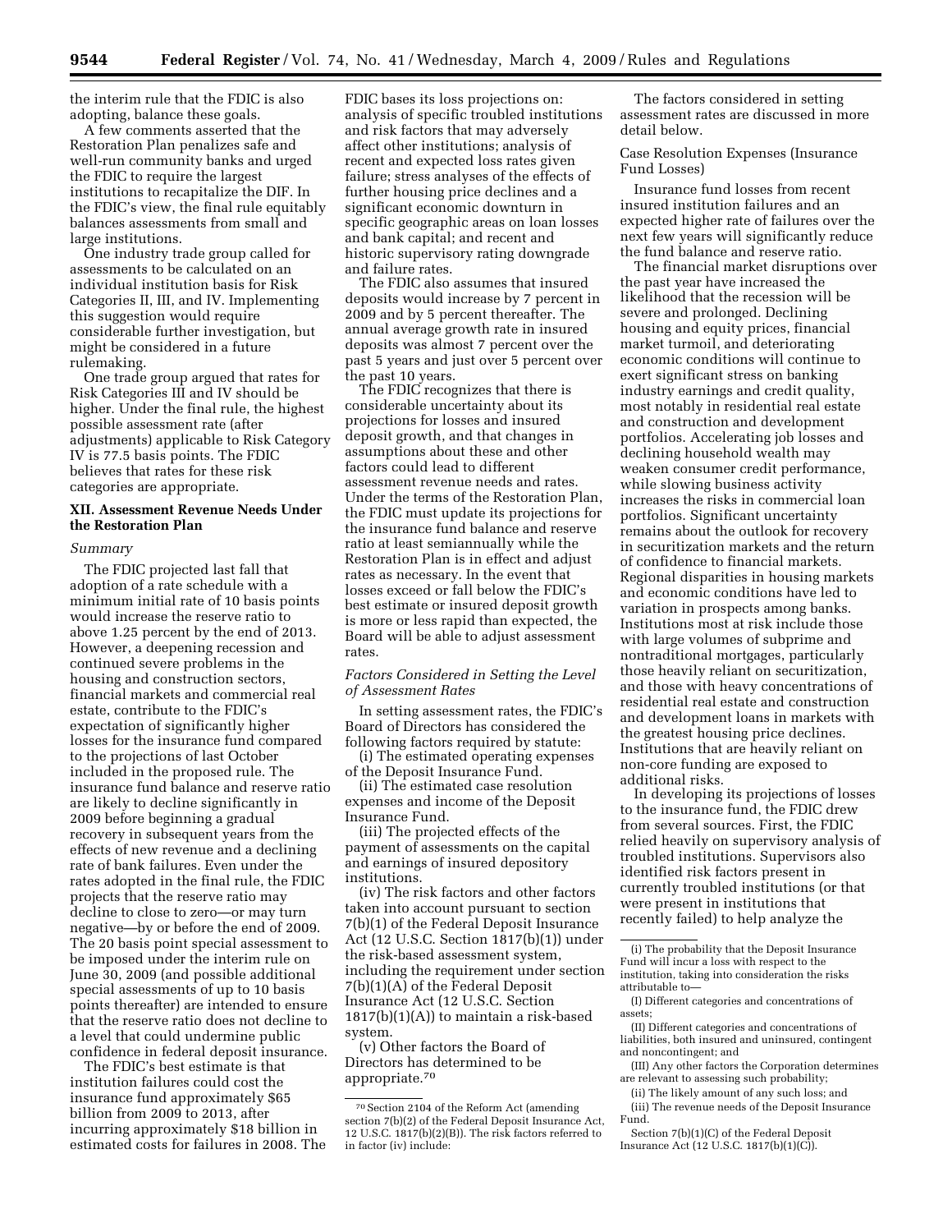the interim rule that the FDIC is also adopting, balance these goals.

A few comments asserted that the Restoration Plan penalizes safe and well-run community banks and urged the FDIC to require the largest institutions to recapitalize the DIF. In the FDIC's view, the final rule equitably balances assessments from small and large institutions.

One industry trade group called for assessments to be calculated on an individual institution basis for Risk Categories II, III, and IV. Implementing this suggestion would require considerable further investigation, but might be considered in a future rulemaking.

One trade group argued that rates for Risk Categories III and IV should be higher. Under the final rule, the highest possible assessment rate (after adjustments) applicable to Risk Category IV is 77.5 basis points. The FDIC believes that rates for these risk categories are appropriate.

## XII. Assessment Revenue Needs Under the Restoration Plan

*Summary*

The FDIC projected last fall that adoption of a rate schedule with a minimum initial rate of 10 basis points would increase the reserve ratio to above 1.25 percent by the end of 2013. However, a deepening recession and continued severe problems in the housing and construction sectors, financial markets and commercial real estate, contribute to the FDIC's expectation of significantly higher losses for the insurance fund compared to the projections of last October included in the proposed rule. The insurance fund balance and reserve ratio are likely to decline significantly in 2009 before beginning a gradual recovery in subsequent years from the effects of new revenue and a declining rate of bank failures. Even under the rates adopted in the final rule, the FDIC projects that the reserve ratio may decline to close to zero—or may turn negative—by or before the end of 2009. The 20 basis point special assessment to be imposed under the interim rule on June 30, 2009 (and possible additional special assessments of up to 10 basis points thereafter) are intended to ensure that the reserve ratio does not decline to a level that could undermine public confidence in federal deposit insurance.

The FDIC's best estimate is that institution failures could cost the insurance fund approximately $65 billion from 2009 to 2013, after incurring approximately $18 billion in estimated costs for failures in 2008. The FDIC bases its loss projections on: analysis of specific troubled institutions and risk factors that may adversely affect other institutions; analysis of recent and expected loss rates given failure; stress analyses of the effects of further housing price declines and a significant economic downturn in specific geographic areas on loan losses and bank capital; and recent and historic supervisory rating downgrade and failure rates.

The FDIC also assumes that insured deposits would increase by 7 percent in 2009 and by 5 percent thereafter. The annual average growth rate in insured deposits was almost 7 percent over the past 5 years and just over 5 percent over the past 10 years.

The FDIC recognizes that there is considerable uncertainty about its projections for losses and insured deposit growth, and that changes in assumptions about these and other factors could lead to different assessment revenue needs and rates. Under the terms of the Restoration Plan, the FDIC must update its projections for the insurance fund balance and reserve ratio at least semiannually while the Restoration Plan is in effect and adjust rates as necessary. In the event that losses exceed or fall below the FDIC's best estimate or insured deposit growth is more or less rapid than expected, the Board will be able to adjust assessment rates.

*Factors Considered in Setting the Level of Assessment Rates*

In setting assessment rates, the FDIC's Board of Directors has considered the following factors required by statute:

(i) The estimated operating expenses of the Deposit Insurance Fund.

(ii) The estimated case resolution expenses and income of the Deposit Insurance Fund.

(iii) The projected effects of the payment of assessments on the capital and earnings of insured depository institutions.

(iv) The risk factors and other factors taken into account pursuant to section 7(b)(1) of the Federal Deposit Insurance Act (12 U.S.C. Section 1817(b)(1)) under the risk-based assessment system, including the requirement under section 7(b)(1)(A) of the Federal Deposit Insurance Act (12 U.S.C. Section 1817(b)(1)(A)) to maintain a risk-based system.

(v) Other factors the Board of Directors has determined to be appropriate.[70]

The factors considered in setting assessment rates are discussed in more detail below.

Case Resolution Expenses (Insurance Fund Losses)

Insurance fund losses from recent insured institution failures and an expected higher rate of failures over the next few years will significantly reduce the fund balance and reserve ratio.

The financial market disruptions over the past year have increased the likelihood that the recession will be severe and prolonged. Declining housing and equity prices, financial market turmoil, and deteriorating economic conditions will continue to exert significant stress on banking industry earnings and credit quality, most notably in residential real estate and construction and development portfolios. Accelerating job losses and declining household wealth may weaken consumer credit performance, while slowing business activity increases the risks in commercial loan portfolios. Significant uncertainty remains about the outlook for recovery in securitization markets and the return of confidence to financial markets. Regional disparities in housing markets and economic conditions have led to variation in prospects among banks. Institutions most at risk include those with large volumes of subprime and nontraditional mortgages, particularly those heavily reliant on securitization, and those with heavy concentrations of residential real estate and construction and development loans in markets with the greatest housing price declines. Institutions that are heavily reliant on non-core funding are exposed to additional risks.

In developing its projections of losses to the insurance fund, the FDIC drew from several sources. First, the FDIC relied heavily on supervisory analysis of troubled institutions. Supervisors also identified risk factors present in currently troubled institutions (or that were present in institutions that recently failed) to help analyze the

---

[70] Section 2104 of the Reform Act (amending section 7(b)(2) of the Federal Deposit Insurance Act, 12 U.S.C. 1817(b)(2)(B)). The risk factors referred to in factor (iv) include:

(i) The probability that the Deposit Insurance Fund will incur a loss with respect to the institution, taking into consideration the risks attributable to—

(I) Different categories and concentrations of assets;

(II) Different categories and concentrations of liabilities, both insured and uninsured, contingent and noncontingent; and

(III) Any other factors the Corporation determines are relevant to assessing such probability;

(ii) The likely amount of any such loss; and

(iii) The revenue needs of the Deposit Insurance Fund.

Section 7(b)(1)(C) of the Federal Deposit Insurance Act (12 U.S.C. 1817(b)(1)(C)).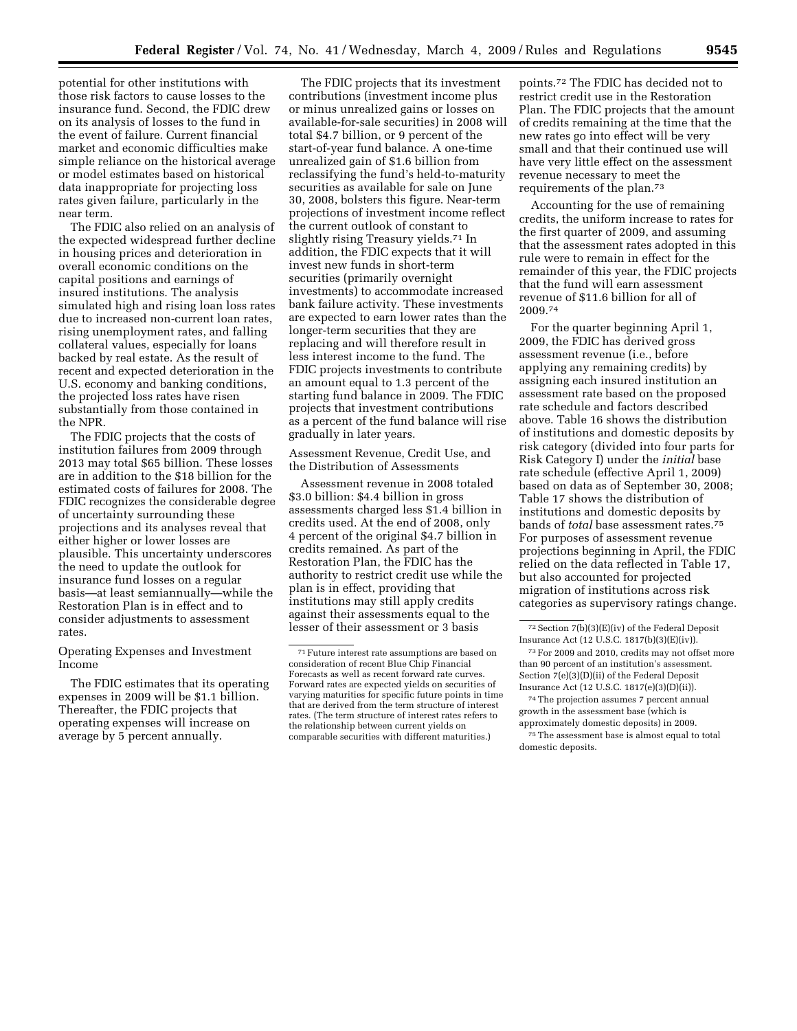potential for other institutions with those risk factors to cause losses to the insurance fund. Second, the FDIC drew on its analysis of losses to the fund in the event of failure. Current financial market and economic difficulties make simple reliance on the historical average or model estimates based on historical data inappropriate for projecting loss rates given failure, particularly in the near term.

The FDIC also relied on an analysis of the expected widespread further decline in housing prices and deterioration in overall economic conditions on the capital positions and earnings of insured institutions. The analysis simulated high and rising loan loss rates due to increased non-current loan rates, rising unemployment rates, and falling collateral values, especially for loans backed by real estate. As the result of recent and expected deterioration in the U.S. economy and banking conditions, the projected loss rates have risen substantially from those contained in the NPR.

The FDIC projects that the costs of institution failures from 2009 through 2013 may total $65 billion. These losses are in addition to the $18 billion for the estimated costs of failures for 2008. The FDIC recognizes the considerable degree of uncertainty surrounding these projections and its analyses reveal that either higher or lower losses are plausible. This uncertainty underscores the need to update the outlook for insurance fund losses on a regular basis—at least semiannually—while the Restoration Plan is in effect and to consider adjustments to assessment rates.

Operating Expenses and Investment Income

The FDIC estimates that its operating expenses in 2009 will be $1.1 billion. Thereafter, the FDIC projects that operating expenses will increase on average by 5 percent annually.

The FDIC projects that its investment contributions (investment income plus or minus unrealized gains or losses on available-for-sale securities) in 2008 will total $4.7 billion, or 9 percent of the start-of-year fund balance. A one-time unrealized gain of $1.6 billion from reclassifying the fund's held-to-maturity securities as available for sale on June 30, 2008, bolsters this figure. Near-term projections of investment income reflect the current outlook of constant to slightly rising Treasury yields.[71] In addition, the FDIC expects that it will invest new funds in short-term securities (primarily overnight investments) to accommodate increased bank failure activity. These investments are expected to earn lower rates than the longer-term securities that they are replacing and will therefore result in less interest income to the fund. The FDIC projects investments to contribute an amount equal to 1.3 percent of the starting fund balance in 2009. The FDIC projects that investment contributions as a percent of the fund balance will rise gradually in later years.

Assessment Revenue, Credit Use, and the Distribution of Assessments

Assessment revenue in 2008 totaled $3.0 billion: $4.4 billion in gross assessments charged less $1.4 billion in credits used. At the end of 2008, only 4 percent of the original $4.7 billion in credits remained. As part of the Restoration Plan, the FDIC has the authority to restrict credit use while the plan is in effect, providing that institutions may still apply credits against their assessments equal to the lesser of their assessment or 3 basis points.[72] The FDIC has decided not to restrict credit use in the Restoration Plan. The FDIC projects that the amount of credits remaining at the time that the new rates go into effect will be very small and that their continued use will have very little effect on the assessment revenue necessary to meet the requirements of the plan.[73]

Accounting for the use of remaining credits, the uniform increase to rates for the first quarter of 2009, and assuming that the assessment rates adopted in this rule were to remain in effect for the remainder of this year, the FDIC projects that the fund will earn assessment revenue of $11.6 billion for all of 2009.[74]

For the quarter beginning April 1, 2009, the FDIC has derived gross assessment revenue (i.e., before applying any remaining credits) by assigning each insured institution an assessment rate based on the proposed rate schedule and factors described above. Table 16 shows the distribution of institutions and domestic deposits by risk category (divided into four parts for Risk Category I) under the *initial* base rate schedule (effective April 1, 2009) based on data as of September 30, 2008; Table 17 shows the distribution of institutions and domestic deposits by bands of *total* base assessment rates.[75] For purposes of assessment revenue projections beginning in April, the FDIC relied on the data reflected in Table 17, but also accounted for projected migration of institutions across risk categories as supervisory ratings change.

---

[71] Future interest rate assumptions are based on consideration of recent Blue Chip Financial Forecasts as well as recent forward rate curves. Forward rates are expected yields on securities of varying maturities for specific future points in time that are derived from the term structure of interest rates. (The term structure of interest rates refers to the relationship between current yields on comparable securities with different maturities.)

[72] Section 7(b)(3)(E)(iv) of the Federal Deposit Insurance Act (12 U.S.C. 1817(b)(3)(E)(iv)).

[73] For 2009 and 2010, credits may not offset more than 90 percent of an institution's assessment. Section 7(e)(3)(D)(ii) of the Federal Deposit Insurance Act (12 U.S.C. 1817(e)(3)(D)(ii)).

[74] The projection assumes 7 percent annual growth in the assessment base (which is approximately domestic deposits) in 2009.

[75] The assessment base is almost equal to total domestic deposits.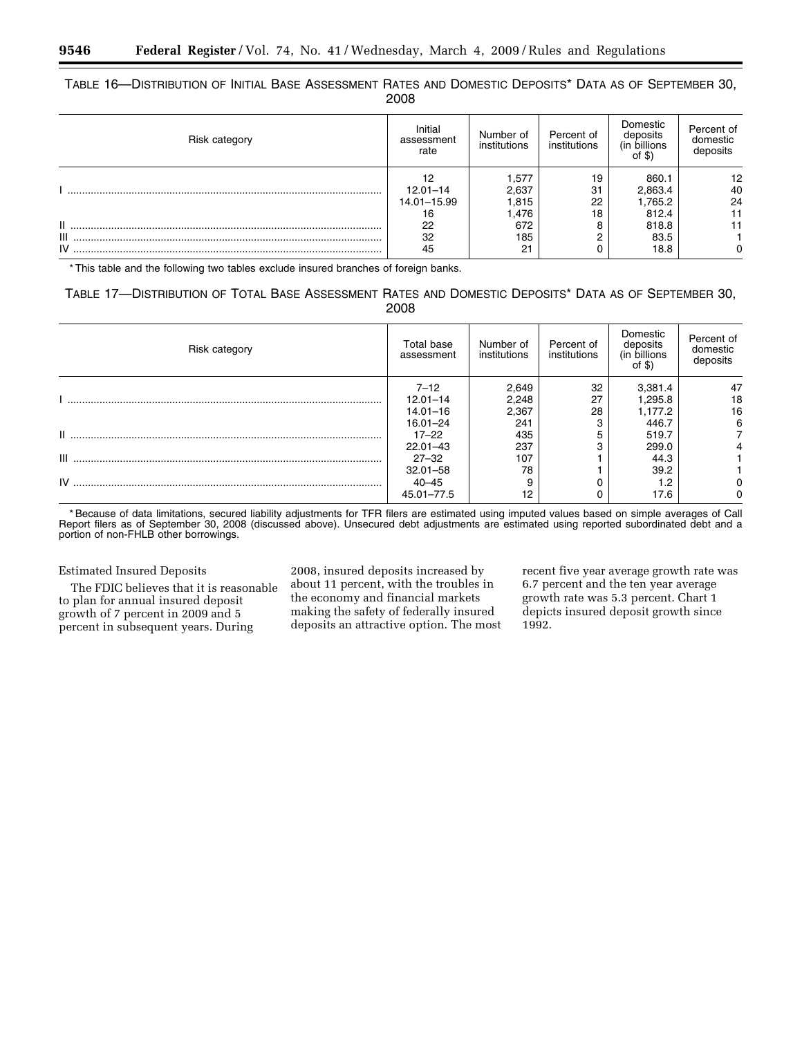TABLE 16—DISTRIBUTION OF INITIAL BASE ASSESSMENT RATES AND DOMESTIC DEPOSITS* DATA AS OF SEPTEMBER 30, 2008

| Risk category | Initial assessment rate | Number of institutions | Percent of institutions | Domestic deposits (in billions of $) | Percent of domestic deposits |
|---|---|---|---|---|---|
| I | 12 | 1,577 | 19 | 860.1 | 12 |
| | 12.01–14 | 2,637 | 31 | 2,863.4 | 40 |
| | 14.01–15.99 | 1,815 | 22 | 1,765.2 | 24 |
| | 16 | 1,476 | 18 | 812.4 | 11 |
| II | 22 | 672 | 8 | 818.8 | 11 |
| III | 32 | 185 | 2 | 83.5 | 1 |
| IV | 45 | 21 | 0 | 18.8 | 0 |

* This table and the following two tables exclude insured branches of foreign banks.

TABLE 17—DISTRIBUTION OF TOTAL BASE ASSESSMENT RATES AND DOMESTIC DEPOSITS* DATA AS OF SEPTEMBER 30, 2008

| Risk category | Total base assessment | Number of institutions | Percent of institutions | Domestic deposits (in billions of $) | Percent of domestic deposits |
|---|---|---|---|---|---|
| I | 7–12 | 2,649 | 32 | 3,381.4 | 47 |
| | 12.01–14 | 2,248 | 27 | 1,295.8 | 18 |
| | 14.01–16 | 2,367 | 28 | 1,177.2 | 16 |
| | 16.01–24 | 241 | 3 | 446.7 | 6 |
| II | 17–22 | 435 | 5 | 519.7 | 7 |
| | 22.01–43 | 237 | 3 | 299.0 | 4 |
| III | 27–32 | 107 | 1 | 44.3 | 1 |
| | 32.01–58 | 78 | 1 | 39.2 | 1 |
| IV | 40–45 | 9 | 0 | 1.2 | 0 |
| | 45.01–77.5 | 12 | 0 | 17.6 | 0 |

* Because of data limitations, secured liability adjustments for TFR filers are estimated using imputed values based on simple averages of Call Report filers as of September 30, 2008 (discussed above). Unsecured debt adjustments are estimated using reported subordinated debt and a portion of non-FHLB other borrowings.

Estimated Insured Deposits

The FDIC believes that it is reasonable to plan for annual insured deposit growth of 7 percent in 2009 and 5 percent in subsequent years. During 2008, insured deposits increased by about 11 percent, with the troubles in the economy and financial markets making the safety of federally insured deposits an attractive option. The most recent five year average growth rate was 6.7 percent and the ten year average growth rate was 5.3 percent. Chart 1 depicts insured deposit growth since 1992.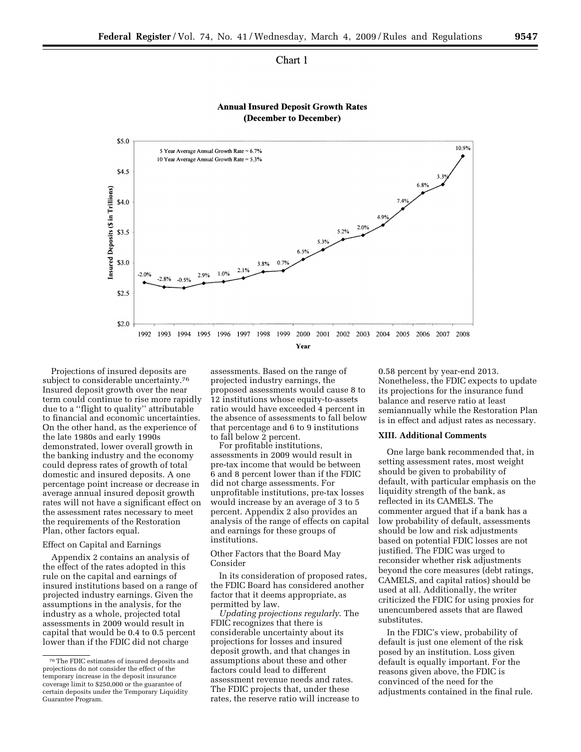Chart 1

**Annual Insured Deposit Growth Rates (December to December)**

5 Year Average Annual Growth Rate = 6.7%
10 Year Average Annual Growth Rate = 5.3%

| Year | Growth Rate |
|---|---|
| 1992 | -2.0% |
| 1993 | -2.8% |
| 1994 | -0.5% |
| 1995 | 2.9% |
| 1996 | 1.0% |
| 1997 | 2.1% |
| 1998 | 3.8% |
| 1999 | 0.7% |
| 2000 | 6.5% |
| 2001 | 5.3% |
| 2002 | 5.2% |
| 2003 | 2.0% |
| 2004 | 4.9% |
| 2005 | 7.4% |
| 2006 | 6.8% |
| 2007 | 3.3% |
| 2008 | 10.9% |

Insured Deposits ($ in Trillions); Year

Projections of insured deposits are subject to considerable uncertainty.[76] Insured deposit growth over the near term could continue to rise more rapidly due to a ''flight to quality'' attributable to financial and economic uncertainties. On the other hand, as the experience of the late 1980s and early 1990s demonstrated, lower overall growth in the banking industry and the economy could depress rates of growth of total domestic and insured deposits. A one percentage point increase or decrease in average annual insured deposit growth rates will not have a significant effect on the assessment rates necessary to meet the requirements of the Restoration Plan, other factors equal.

Effect on Capital and Earnings

Appendix 2 contains an analysis of the effect of the rates adopted in this rule on the capital and earnings of insured institutions based on a range of projected industry earnings. Given the assumptions in the analysis, for the industry as a whole, projected total assessments in 2009 would result in capital that would be 0.4 to 0.5 percent lower than if the FDIC did not charge assessments. Based on the range of projected industry earnings, the proposed assessments would cause 8 to 12 institutions whose equity-to-assets ratio would have exceeded 4 percent in the absence of assessments to fall below that percentage and 6 to 9 institutions to fall below 2 percent.

For profitable institutions, assessments in 2009 would result in pre-tax income that would be between 6 and 8 percent lower than if the FDIC did not charge assessments. For unprofitable institutions, pre-tax losses would increase by an average of 3 to 5 percent. Appendix 2 also provides an analysis of the range of effects on capital and earnings for these groups of institutions.

Other Factors that the Board May Consider

In its consideration of proposed rates, the FDIC Board has considered another factor that it deems appropriate, as permitted by law.

*Updating projections regularly*. The FDIC recognizes that there is considerable uncertainty about its projections for losses and insured deposit growth, and that changes in assumptions about these and other factors could lead to different assessment revenue needs and rates. The FDIC projects that, under these rates, the reserve ratio will increase to 0.58 percent by year-end 2013. Nonetheless, the FDIC expects to update its projections for the insurance fund balance and reserve ratio at least semiannually while the Restoration Plan is in effect and adjust rates as necessary.

**XIII. Additional Comments**

One large bank recommended that, in setting assessment rates, most weight should be given to probability of default, with particular emphasis on the liquidity strength of the bank, as reflected in its CAMELS. The commenter argued that if a bank has a low probability of default, assessments should be low and risk adjustments based on potential FDIC losses are not justified. The FDIC was urged to reconsider whether risk adjustments beyond the core measures (debt ratings, CAMELS, and capital ratios) should be used at all. Additionally, the writer criticized the FDIC for using proxies for unencumbered assets that are flawed substitutes.

In the FDIC's view, probability of default is just one element of the risk posed by an institution. Loss given default is equally important. For the reasons given above, the FDIC is convinced of the need for the adjustments contained in the final rule.

[76] The FDIC estimates of insured deposits and projections do not consider the effect of the temporary increase in the deposit insurance coverage limit to $250,000 or the guarantee of certain deposits under the Temporary Liquidity Guarantee Program.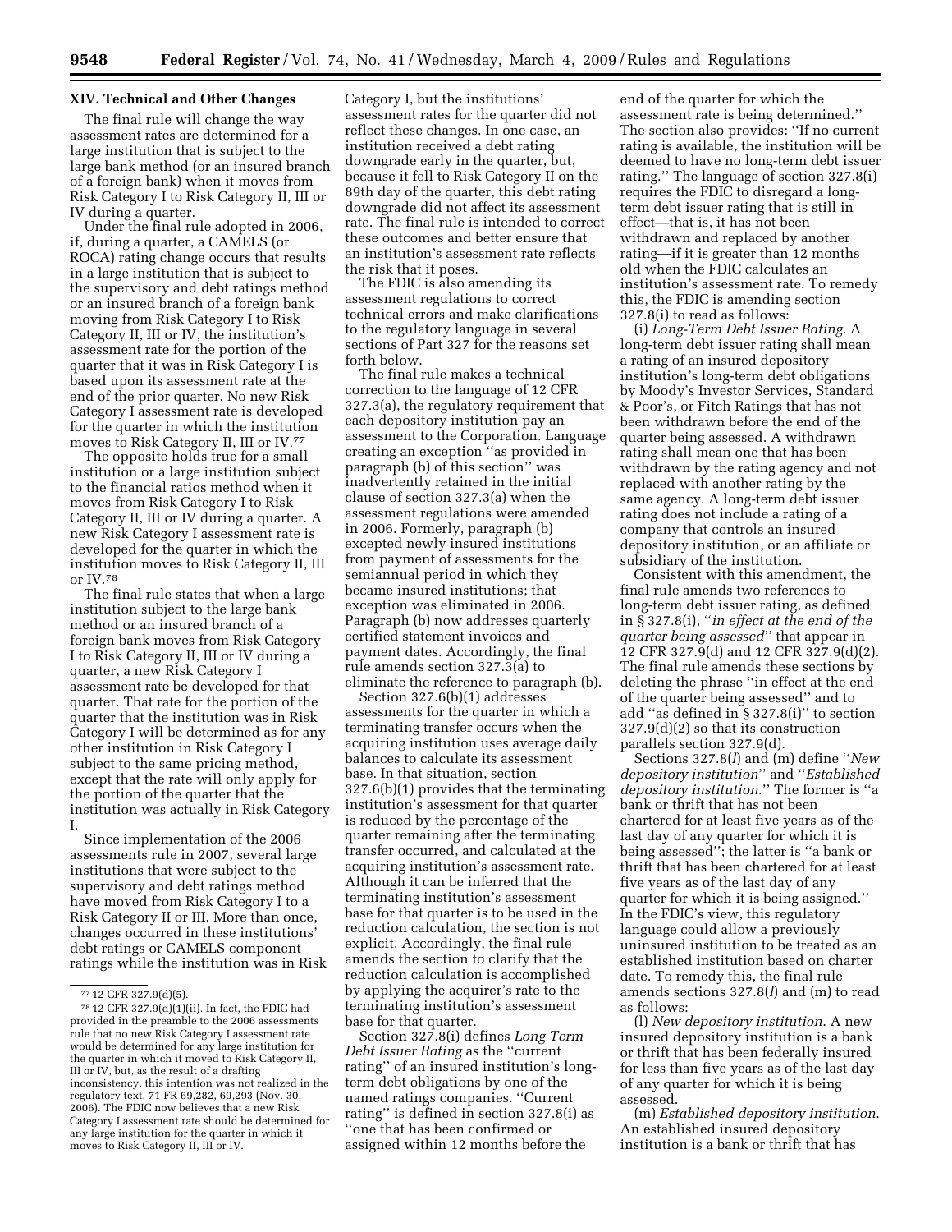## XIV. Technical and Other Changes

The final rule will change the way assessment rates are determined for a large institution that is subject to the large bank method (or an insured branch of a foreign bank) when it moves from Risk Category I to Risk Category II, III or IV during a quarter.

Under the final rule adopted in 2006, if, during a quarter, a CAMELS (or ROCA) rating change occurs that results in a large institution that is subject to the supervisory and debt ratings method or an insured branch of a foreign bank moving from Risk Category I to Risk Category II, III or IV, the institution's assessment rate for the portion of the quarter that it was in Risk Category I is based upon its assessment rate at the end of the prior quarter. No new Risk Category I assessment rate is developed for the quarter in which the institution moves to Risk Category II, III or IV.[77]

The opposite holds true for a small institution or a large institution subject to the financial ratios method when it moves from Risk Category I to Risk Category II, III or IV during a quarter. A new Risk Category I assessment rate is developed for the quarter in which the institution moves to Risk Category II, III or IV.[78]

The final rule states that when a large institution subject to the large bank method or an insured branch of a foreign bank moves from Risk Category I to Risk Category II, III or IV during a quarter, a new Risk Category I assessment rate be developed for that quarter. That rate for the portion of the quarter that the institution was in Risk Category I will be determined as for any other institution in Risk Category I subject to the same pricing method, except that the rate will only apply for the portion of the quarter that the institution was actually in Risk Category I.

Since implementation of the 2006 assessments rule in 2007, several large institutions that were subject to the supervisory and debt ratings method have moved from Risk Category I to a Risk Category II or III. More than once, changes occurred in these institutions' debt ratings or CAMELS component ratings while the institution was in Risk Category I, but the institutions' assessment rates for the quarter did not reflect these changes. In one case, an institution received a debt rating downgrade early in the quarter, but, because it fell to Risk Category II on the 89th day of the quarter, this debt rating downgrade did not affect its assessment rate. The final rule is intended to correct these outcomes and better ensure that an institution's assessment rate reflects the risk that it poses.

The FDIC is also amending its assessment regulations to correct technical errors and make clarifications to the regulatory language in several sections of Part 327 for the reasons set forth below.

The final rule makes a technical correction to the language of 12 CFR 327.3(a), the regulatory requirement that each depository institution pay an assessment to the Corporation. Language creating an exception "as provided in paragraph (b) of this section" was inadvertently retained in the initial clause of section 327.3(a) when the assessment regulations were amended in 2006. Formerly, paragraph (b) excepted newly insured institutions from payment of assessments for the semiannual period in which they became insured institutions; that exception was eliminated in 2006. Paragraph (b) now addresses quarterly certified statement invoices and payment dates. Accordingly, the final rule amends section 327.3(a) to eliminate the reference to paragraph (b).

Section 327.6(b)(1) addresses assessments for the quarter in which a terminating transfer occurs when the acquiring institution uses average daily balances to calculate its assessment base. In that situation, section 327.6(b)(1) provides that the terminating institution's assessment for that quarter is reduced by the percentage of the quarter remaining after the terminating transfer occurred, and calculated at the acquiring institution's assessment rate. Although it can be inferred that the terminating institution's assessment base for that quarter is to be used in the reduction calculation, the section is not explicit. Accordingly, the final rule amends the section to clarify that the reduction calculation is accomplished by applying the acquirer's rate to the terminating institution's assessment base for that quarter.

Section 327.8(i) defines *Long Term Debt Issuer Rating* as the "current rating" of an insured institution's long-term debt obligations by one of the named ratings companies. "Current rating" is defined in section 327.8(i) as "one that has been confirmed or assigned within 12 months before the end of the quarter for which the assessment rate is being determined." The section also provides: "If no current rating is available, the institution will be deemed to have no long-term debt issuer rating." The language of section 327.8(i) requires the FDIC to disregard a long-term debt issuer rating that is still in effect—that is, it has not been withdrawn and replaced by another rating—if it is greater than 12 months old when the FDIC calculates an institution's assessment rate. To remedy this, the FDIC is amending section 327.8(i) to read as follows:

(i) *Long-Term Debt Issuer Rating.* A long-term debt issuer rating shall mean a rating of an insured depository institution's long-term debt obligations by Moody's Investor Services, Standard & Poor's, or Fitch Ratings that has not been withdrawn before the end of the quarter being assessed. A withdrawn rating shall mean one that has been withdrawn by the rating agency and not replaced with another rating by the same agency. A long-term debt issuer rating does not include a rating of a company that controls an insured depository institution, or an affiliate or subsidiary of the institution.

Consistent with this amendment, the final rule amends two references to long-term debt issuer rating, as defined in § 327.8(i), "*in effect at the end of the quarter being assessed*" that appear in 12 CFR 327.9(d) and 12 CFR 327.9(d)(2). The final rule amends these sections by deleting the phrase "in effect at the end of the quarter being assessed" and to add "as defined in § 327.8(i)" to section 327.9(d)(2) so that its construction parallels section 327.9(d).

Sections 327.8(*l*) and (m) define "*New depository institution*" and "*Established depository institution.*" The former is "a bank or thrift that has not been chartered for at least five years as of the last day of any quarter for which it is being assessed"; the latter is "a bank or thrift that has been chartered for at least five years as of the last day of any quarter for which it is being assigned." In the FDIC's view, this regulatory language could allow a previously uninsured institution to be treated as an established institution based on charter date. To remedy this, the final rule amends sections 327.8(*l*) and (m) to read as follows:

(l) *New depository institution.* A new insured depository institution is a bank or thrift that has been federally insured for less than five years as of the last day of any quarter for which it is being assessed.

(m) *Established depository institution.* An established insured depository institution is a bank or thrift that has

---

[77] 12 CFR 327.9(d)(5).

[78] 12 CFR 327.9(d)(1)(ii). In fact, the FDIC had provided in the preamble to the 2006 assessments rule that no new Risk Category I assessment rate would be determined for any large institution for the quarter in which it moved to Risk Category II, III or IV, but, as the result of a drafting inconsistency, this intention was not realized in the regulatory text. 71 FR 69,282, 69,293 (Nov. 30, 2006). The FDIC now believes that a new Risk Category I assessment rate should be determined for any large institution for the quarter in which it moves to Risk Category II, III or IV.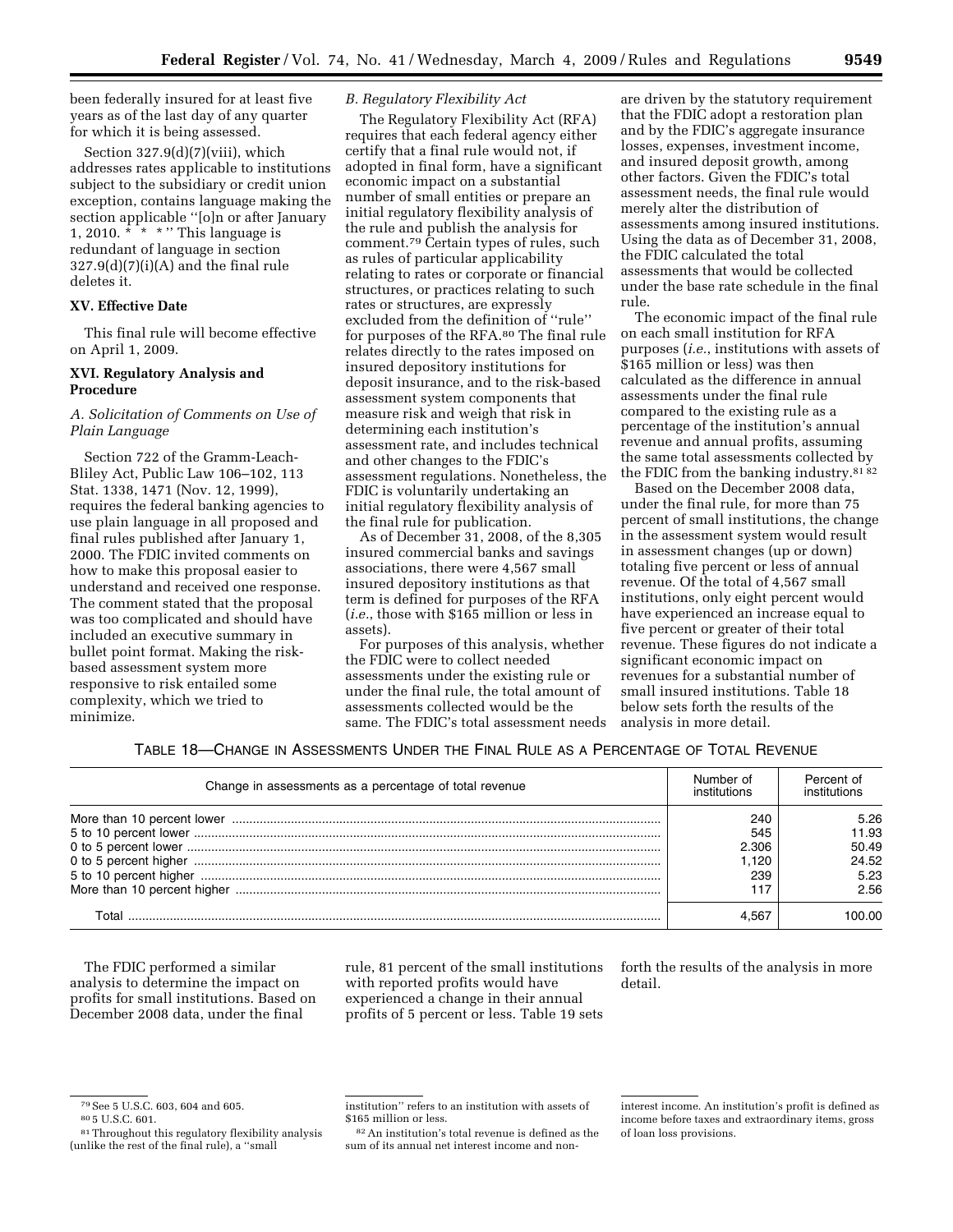been federally insured for at least five years as of the last day of any quarter for which it is being assessed.

Section 327.9(d)(7)(viii), which addresses rates applicable to institutions subject to the subsidiary or credit union exception, contains language making the section applicable ''[o]n or after January 1, 2010. * * * '' This language is redundant of language in section 327.9(d)(7)(i)(A) and the final rule deletes it.

## XV. Effective Date

This final rule will become effective on April 1, 2009.

## XVI. Regulatory Analysis and Procedure

### *A. Solicitation of Comments on Use of Plain Language*

Section 722 of the Gramm-Leach-Bliley Act, Public Law 106–102, 113 Stat. 1338, 1471 (Nov. 12, 1999), requires the federal banking agencies to use plain language in all proposed and final rules published after January 1, 2000. The FDIC invited comments on how to make this proposal easier to understand and received one response. The comment stated that the proposal was too complicated and should have included an executive summary in bullet point format. Making the risk-based assessment system more responsive to risk entailed some complexity, which we tried to minimize.

### *B. Regulatory Flexibility Act*

The Regulatory Flexibility Act (RFA) requires that each federal agency either certify that a final rule would not, if adopted in final form, have a significant economic impact on a substantial number of small entities or prepare an initial regulatory flexibility analysis of the rule and publish the analysis for comment.[79] Certain types of rules, such as rules of particular applicability relating to rates or corporate or financial structures, or practices relating to such rates or structures, are expressly excluded from the definition of ''rule'' for purposes of the RFA.[80] The final rule relates directly to the rates imposed on insured depository institutions for deposit insurance, and to the risk-based assessment system components that measure risk and weigh that risk in determining each institution's assessment rate, and includes technical and other changes to the FDIC's assessment regulations. Nonetheless, the FDIC is voluntarily undertaking an initial regulatory flexibility analysis of the final rule for publication.

As of December 31, 2008, of the 8,305 insured commercial banks and savings associations, there were 4,567 small insured depository institutions as that term is defined for purposes of the RFA (*i.e.*, those with $165 million or less in assets).

For purposes of this analysis, whether the FDIC were to collect needed assessments under the existing rule or under the final rule, the total amount of assessments collected would be the same. The FDIC's total assessment needs are driven by the statutory requirement that the FDIC adopt a restoration plan and by the FDIC's aggregate insurance losses, expenses, investment income, and insured deposit growth, among other factors. Given the FDIC's total assessment needs, the final rule would merely alter the distribution of assessments among insured institutions. Using the data as of December 31, 2008, the FDIC calculated the total assessments that would be collected under the base rate schedule in the final rule.

The economic impact of the final rule on each small institution for RFA purposes (*i.e.*, institutions with assets of $165 million or less) was then calculated as the difference in annual assessments under the final rule compared to the existing rule as a percentage of the institution's annual revenue and annual profits, assuming the same total assessments collected by the FDIC from the banking industry.[81] [82]

Based on the December 2008 data, under the final rule, for more than 75 percent of small institutions, the change in the assessment system would result in assessment changes (up or down) totaling five percent or less of annual revenue. Of the total of 4,567 small institutions, only eight percent would have experienced an increase equal to five percent or greater of their total revenue. These figures do not indicate a significant economic impact on revenues for a substantial number of small insured institutions. Table 18 below sets forth the results of the analysis in more detail.

TABLE 18—CHANGE IN ASSESSMENTS UNDER THE FINAL RULE AS A PERCENTAGE OF TOTAL REVENUE

| Change in assessments as a percentage of total revenue | Number of institutions | Percent of institutions |
|---|---|---|
| More than 10 percent lower | 240 | 5.26 |
| 5 to 10 percent lower | 545 | 11.93 |
| 0 to 5 percent lower | 2.306 | 50.49 |
| 0 to 5 percent higher | 1,120 | 24.52 |
| 5 to 10 percent higher | 239 | 5.23 |
| More than 10 percent higher | 117 | 2.56 |
| Total | 4,567 | 100.00 |

The FDIC performed a similar analysis to determine the impact on profits for small institutions. Based on December 2008 data, under the final rule, 81 percent of the small institutions with reported profits would have experienced a change in their annual profits of 5 percent or less. Table 19 sets forth the results of the analysis in more detail.

---

[79] See 5 U.S.C. 603, 604 and 605.

[80] 5 U.S.C. 601.

[81] Throughout this regulatory flexibility analysis (unlike the rest of the final rule), a ''small institution'' refers to an institution with assets of $165 million or less.

[82] An institution's total revenue is defined as the sum of its annual net interest income and non-interest income. An institution's profit is defined as income before taxes and extraordinary items, gross of loan loss provisions.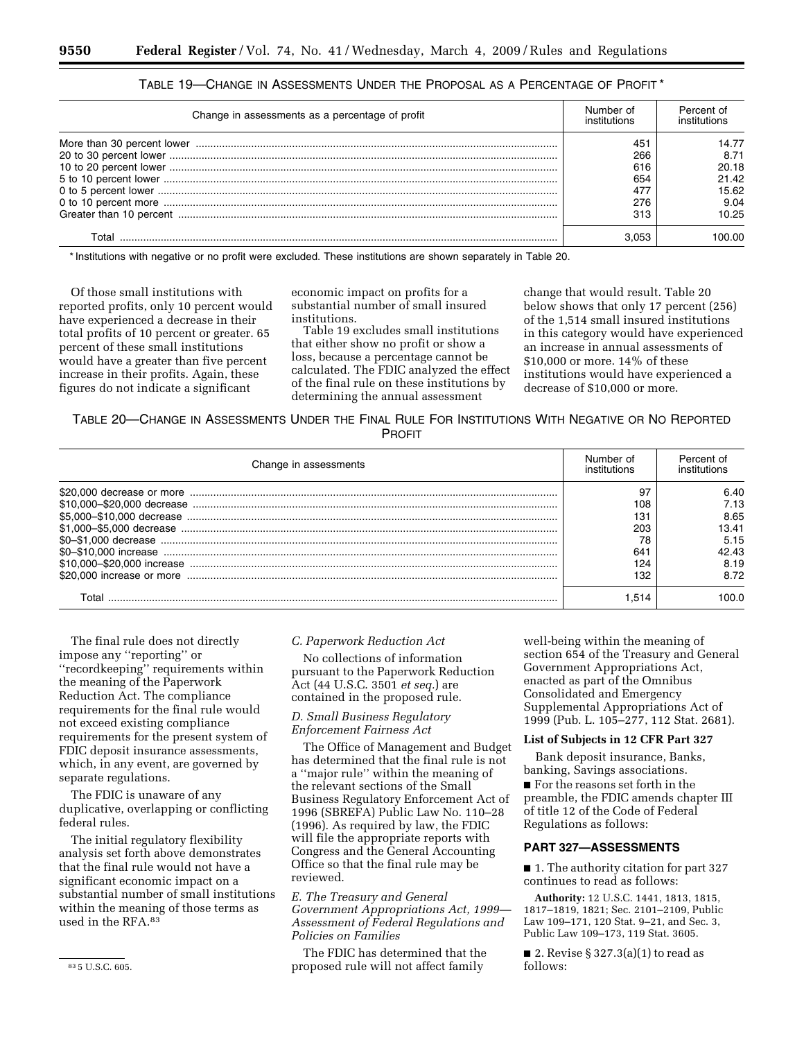TABLE 19—CHANGE IN ASSESSMENTS UNDER THE PROPOSAL AS A PERCENTAGE OF PROFIT *

| Change in assessments as a percentage of profit | Number of institutions | Percent of institutions |
|---|---|---|
| More than 30 percent lower | 451 | 14.77 |
| 20 to 30 percent lower | 266 | 8.71 |
| 10 to 20 percent lower | 616 | 20.18 |
| 5 to 10 percent lower | 654 | 21.42 |
| 0 to 5 percent lower | 477 | 15.62 |
| 0 to 10 percent more | 276 | 9.04 |
| Greater than 10 percent | 313 | 10.25 |
| Total | 3,053 | 100.00 |

* Institutions with negative or no profit were excluded. These institutions are shown separately in Table 20.

Of those small institutions with reported profits, only 10 percent would have experienced a decrease in their total profits of 10 percent or greater. 65 percent of these small institutions would have a greater than five percent increase in their profits. Again, these figures do not indicate a significant economic impact on profits for a substantial number of small insured institutions.

Table 19 excludes small institutions that either show no profit or show a loss, because a percentage cannot be calculated. The FDIC analyzed the effect of the final rule on these institutions by determining the annual assessment change that would result. Table 20 below shows that only 17 percent (256) of the 1,514 small insured institutions in this category would have experienced an increase in annual assessments of $10,000 or more. 14% of these institutions would have experienced a decrease of $10,000 or more.

TABLE 20—CHANGE IN ASSESSMENTS UNDER THE FINAL RULE FOR INSTITUTIONS WITH NEGATIVE OR NO REPORTED PROFIT

| Change in assessments | Number of institutions | Percent of institutions |
|---|---|---|
| $20,000 decrease or more | 97 | 6.40 |
| $10,000–$20,000 decrease | 108 | 7.13 |
| $5,000–$10,000 decrease | 131 | 8.65 |
| $1,000–$5,000 decrease | 203 | 13.41 |
| $0–$1,000 decrease | 78 | 5.15 |
| $0–$10,000 increase | 641 | 42.43 |
| $10,000–$20,000 increase | 124 | 8.19 |
| $20,000 increase or more | 132 | 8.72 |
| Total | 1,514 | 100.0 |

The final rule does not directly impose any ''reporting'' or ''recordkeeping'' requirements within the meaning of the Paperwork Reduction Act. The compliance requirements for the final rule would not exceed existing compliance requirements for the present system of FDIC deposit insurance assessments, which, in any event, are governed by separate regulations.

The FDIC is unaware of any duplicative, overlapping or conflicting federal rules.

The initial regulatory flexibility analysis set forth above demonstrates that the final rule would not have a significant economic impact on a substantial number of small institutions within the meaning of those terms as used in the RFA.[83]

[83] 5 U.S.C. 605.

### C. Paperwork Reduction Act

No collections of information pursuant to the Paperwork Reduction Act (44 U.S.C. 3501 *et seq.*) are contained in the proposed rule.

### D. Small Business Regulatory Enforcement Fairness Act

The Office of Management and Budget has determined that the final rule is not a ''major rule'' within the meaning of the relevant sections of the Small Business Regulatory Enforcement Act of 1996 (SBREFA) Public Law No. 110–28 (1996). As required by law, the FDIC will file the appropriate reports with Congress and the General Accounting Office so that the final rule may be reviewed.

### E. The Treasury and General Government Appropriations Act, 1999—Assessment of Federal Regulations and Policies on Families

The FDIC has determined that the proposed rule will not affect family well-being within the meaning of section 654 of the Treasury and General Government Appropriations Act, enacted as part of the Omnibus Consolidated and Emergency Supplemental Appropriations Act of 1999 (Pub. L. 105–277, 112 Stat. 2681).

**List of Subjects in 12 CFR Part 327**

Bank deposit insurance, Banks, banking, Savings associations.

■ For the reasons set forth in the preamble, the FDIC amends chapter III of title 12 of the Code of Federal Regulations as follows:

## PART 327—ASSESSMENTS

■ 1. The authority citation for part 327 continues to read as follows:

**Authority:** 12 U.S.C. 1441, 1813, 1815, 1817–1819, 1821; Sec. 2101–2109, Public Law 109–171, 120 Stat. 9–21, and Sec. 3, Public Law 109–173, 119 Stat. 3605.

■ 2. Revise § 327.3(a)(1) to read as follows: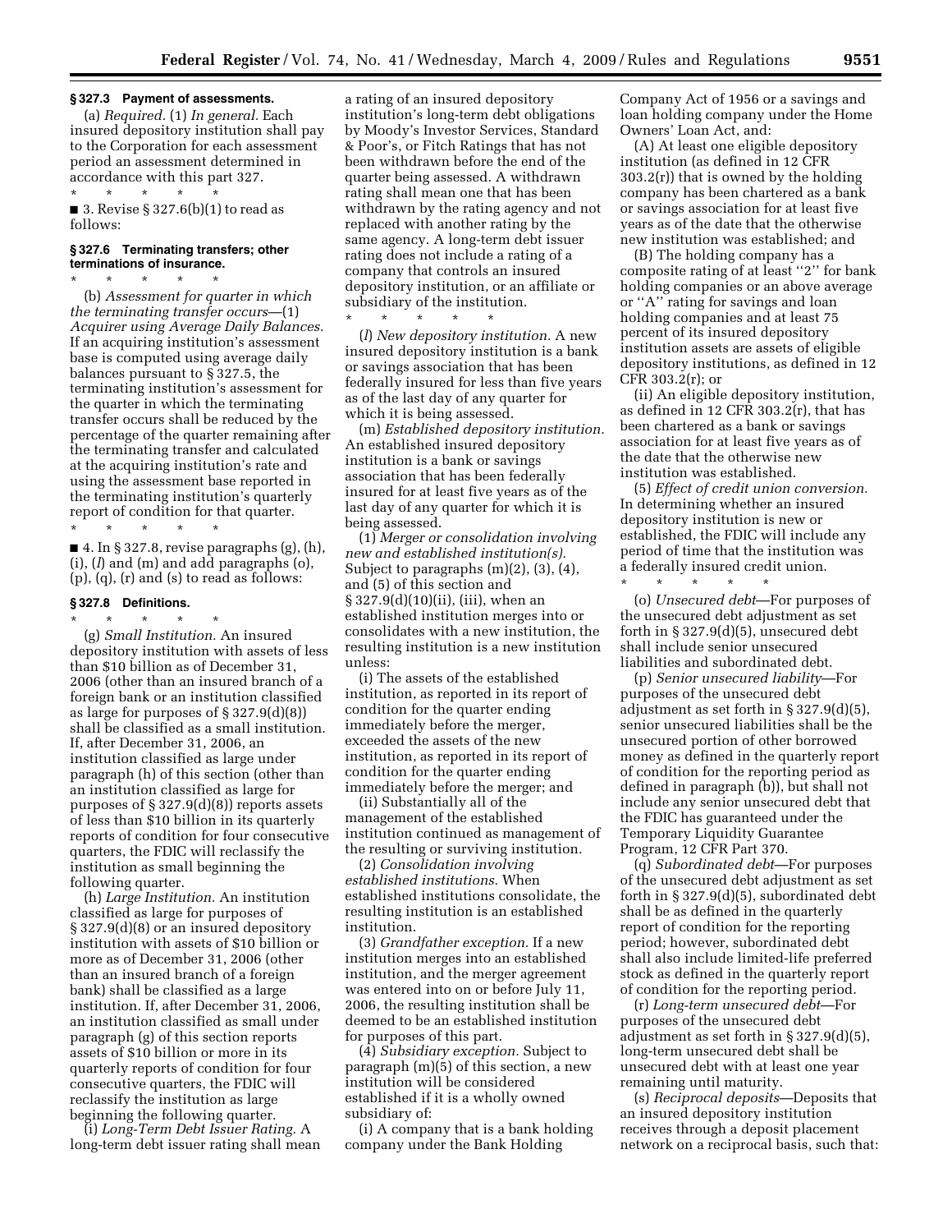### § 327.3 Payment of assessments.

(a) *Required.* (1) *In general.* Each insured depository institution shall pay to the Corporation for each assessment period an assessment determined in accordance with this part 327.

\* \* \* \* \*

■ 3. Revise § 327.6(b)(1) to read as follows:

### § 327.6 Terminating transfers; other terminations of insurance.

\* \* \* \* \*

(b) *Assessment for quarter in which the terminating transfer occurs*—(1) *Acquirer using Average Daily Balances.* If an acquiring institution's assessment base is computed using average daily balances pursuant to § 327.5, the terminating institution's assessment for the quarter in which the terminating transfer occurs shall be reduced by the percentage of the quarter remaining after the terminating transfer and calculated at the acquiring institution's rate and using the assessment base reported in the terminating institution's quarterly report of condition for that quarter.

\* \* \* \* \*

■ 4. In § 327.8, revise paragraphs (g), (h), (i), (*l*) and (m) and add paragraphs (o), (p), (q), (r) and (s) to read as follows:

### § 327.8 Definitions.

\* \* \* \* \*

(g) *Small Institution.* An insured depository institution with assets of less than $10 billion as of December 31, 2006 (other than an insured branch of a foreign bank or an institution classified as large for purposes of § 327.9(d)(8)) shall be classified as a small institution. If, after December 31, 2006, an institution classified as large under paragraph (h) of this section (other than an institution classified as large for purposes of § 327.9(d)(8)) reports assets of less than $10 billion in its quarterly reports of condition for four consecutive quarters, the FDIC will reclassify the institution as small beginning the following quarter.

(h) *Large Institution.* An institution classified as large for purposes of § 327.9(d)(8) or an insured depository institution with assets of $10 billion or more as of December 31, 2006 (other than an insured branch of a foreign bank) shall be classified as a large institution. If, after December 31, 2006, an institution classified as small under paragraph (g) of this section reports assets of $10 billion or more in its quarterly reports of condition for four consecutive quarters, the FDIC will reclassify the institution as large beginning the following quarter.

(i) *Long-Term Debt Issuer Rating.* A long-term debt issuer rating shall mean a rating of an insured depository institution's long-term debt obligations by Moody's Investor Services, Standard & Poor's, or Fitch Ratings that has not been withdrawn before the end of the quarter being assessed. A withdrawn rating shall mean one that has been withdrawn by the rating agency and not replaced with another rating by the same agency. A long-term debt issuer rating does not include a rating of a company that controls an insured depository institution, or an affiliate or subsidiary of the institution.

\* \* \* \* \*

(*l*) *New depository institution.* A new insured depository institution is a bank or savings association that has been federally insured for less than five years as of the last day of any quarter for which it is being assessed.

(m) *Established depository institution.* An established insured depository institution is a bank or savings association that has been federally insured for at least five years as of the last day of any quarter for which it is being assessed.

(1) *Merger or consolidation involving new and established institution(s).* Subject to paragraphs (m)(2), (3), (4), and (5) of this section and § 327.9(d)(10)(ii), (iii), when an established institution merges into or consolidates with a new institution, the resulting institution is a new institution unless:

(i) The assets of the established institution, as reported in its report of condition for the quarter ending immediately before the merger, exceeded the assets of the new institution, as reported in its report of condition for the quarter ending immediately before the merger; and

(ii) Substantially all of the management of the established institution continued as management of the resulting or surviving institution.

(2) *Consolidation involving established institutions.* When established institutions consolidate, the resulting institution is an established institution.

(3) *Grandfather exception.* If a new institution merges into an established institution, and the merger agreement was entered into on or before July 11, 2006, the resulting institution shall be deemed to be an established institution for purposes of this part.

(4) *Subsidiary exception.* Subject to paragraph (m)(5) of this section, a new institution will be considered established if it is a wholly owned subsidiary of:

(i) A company that is a bank holding company under the Bank Holding Company Act of 1956 or a savings and loan holding company under the Home Owners' Loan Act, and:

(A) At least one eligible depository institution (as defined in 12 CFR 303.2(r)) that is owned by the holding company has been chartered as a bank or savings association for at least five years as of the date that the otherwise new institution was established; and

(B) The holding company has a composite rating of at least "2" for bank holding companies or an above average or "A" rating for savings and loan holding companies and at least 75 percent of its insured depository institution assets are assets of eligible depository institutions, as defined in 12 CFR 303.2(r); or

(ii) An eligible depository institution, as defined in 12 CFR 303.2(r), that has been chartered as a bank or savings association for at least five years as of the date that the otherwise new institution was established.

(5) *Effect of credit union conversion.* In determining whether an insured depository institution is new or established, the FDIC will include any period of time that the institution was a federally insured credit union.

\* \* \* \* \*

(o) *Unsecured debt*—For purposes of the unsecured debt adjustment as set forth in § 327.9(d)(5), unsecured debt shall include senior unsecured liabilities and subordinated debt.

(p) *Senior unsecured liability*—For purposes of the unsecured debt adjustment as set forth in § 327.9(d)(5), senior unsecured liabilities shall be the unsecured portion of other borrowed money as defined in the quarterly report of condition for the reporting period as defined in paragraph (b)), but shall not include any senior unsecured debt that the FDIC has guaranteed under the Temporary Liquidity Guarantee Program, 12 CFR Part 370.

(q) *Subordinated debt*—For purposes of the unsecured debt adjustment as set forth in § 327.9(d)(5), subordinated debt shall be as defined in the quarterly report of condition for the reporting period; however, subordinated debt shall also include limited-life preferred stock as defined in the quarterly report of condition for the reporting period.

(r) *Long-term unsecured debt*—For purposes of the unsecured debt adjustment as set forth in § 327.9(d)(5), long-term unsecured debt shall be unsecured debt with at least one year remaining until maturity.

(s) *Reciprocal deposits*—Deposits that an insured depository institution receives through a deposit placement network on a reciprocal basis, such that: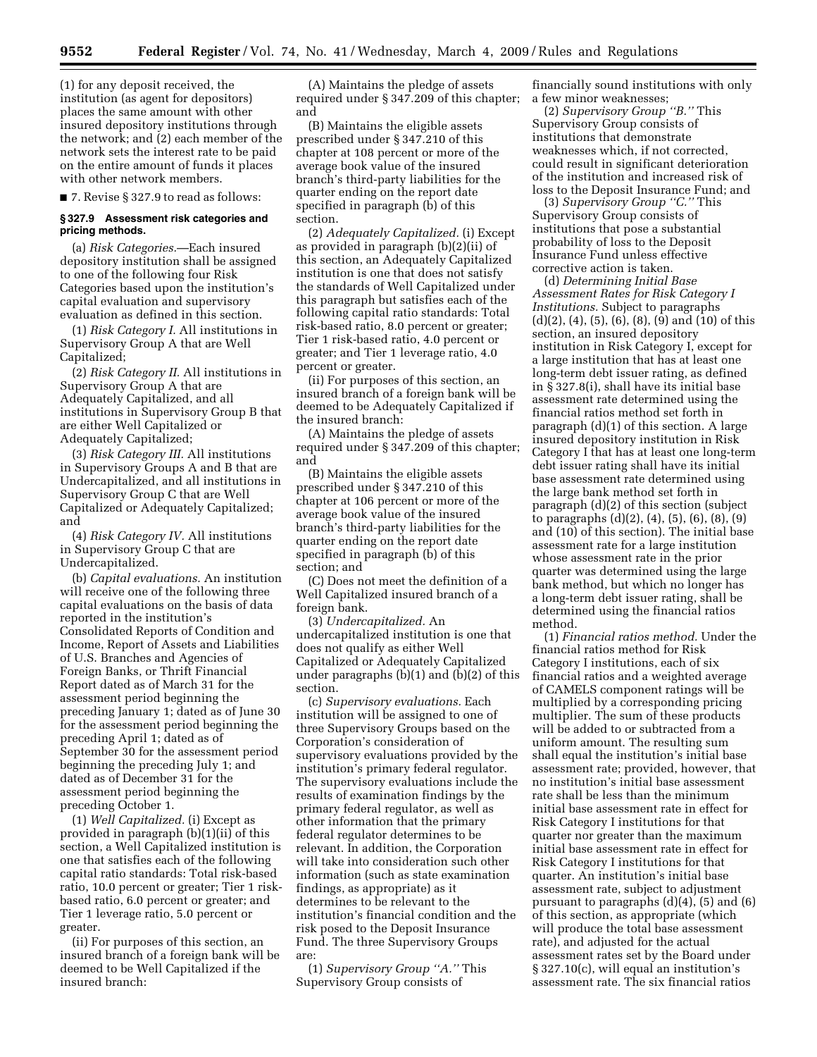(1) for any deposit received, the institution (as agent for depositors) places the same amount with other insured depository institutions through the network; and (2) each member of the network sets the interest rate to be paid on the entire amount of funds it places with other network members.

■ 7. Revise § 327.9 to read as follows:

### § 327.9 Assessment risk categories and pricing methods.

(a) *Risk Categories.*—Each insured depository institution shall be assigned to one of the following four Risk Categories based upon the institution's capital evaluation and supervisory evaluation as defined in this section.

(1) *Risk Category I.* All institutions in Supervisory Group A that are Well Capitalized;

(2) *Risk Category II.* All institutions in Supervisory Group A that are Adequately Capitalized, and all institutions in Supervisory Group B that are either Well Capitalized or Adequately Capitalized;

(3) *Risk Category III.* All institutions in Supervisory Groups A and B that are Undercapitalized, and all institutions in Supervisory Group C that are Well Capitalized or Adequately Capitalized; and

(4) *Risk Category IV.* All institutions in Supervisory Group C that are Undercapitalized.

(b) *Capital evaluations.* An institution will receive one of the following three capital evaluations on the basis of data reported in the institution's Consolidated Reports of Condition and Income, Report of Assets and Liabilities of U.S. Branches and Agencies of Foreign Banks, or Thrift Financial Report dated as of March 31 for the assessment period beginning the preceding January 1; dated as of June 30 for the assessment period beginning the preceding April 1; dated as of September 30 for the assessment period beginning the preceding July 1; and dated as of December 31 for the assessment period beginning the preceding October 1.

(1) *Well Capitalized.* (i) Except as provided in paragraph (b)(1)(ii) of this section, a Well Capitalized institution is one that satisfies each of the following capital ratio standards: Total risk-based ratio, 10.0 percent or greater; Tier 1 risk-based ratio, 6.0 percent or greater; and Tier 1 leverage ratio, 5.0 percent or greater.

(ii) For purposes of this section, an insured branch of a foreign bank will be deemed to be Well Capitalized if the insured branch:

(A) Maintains the pledge of assets required under § 347.209 of this chapter; and

(B) Maintains the eligible assets prescribed under § 347.210 of this chapter at 108 percent or more of the average book value of the insured branch's third-party liabilities for the quarter ending on the report date specified in paragraph (b) of this section.

(2) *Adequately Capitalized.* (i) Except as provided in paragraph (b)(2)(ii) of this section, an Adequately Capitalized institution is one that does not satisfy the standards of Well Capitalized under this paragraph but satisfies each of the following capital ratio standards: Total risk-based ratio, 8.0 percent or greater; Tier 1 risk-based ratio, 4.0 percent or greater; and Tier 1 leverage ratio, 4.0 percent or greater.

(ii) For purposes of this section, an insured branch of a foreign bank will be deemed to be Adequately Capitalized if the insured branch:

(A) Maintains the pledge of assets required under § 347.209 of this chapter; and

(B) Maintains the eligible assets prescribed under § 347.210 of this chapter at 106 percent or more of the average book value of the insured branch's third-party liabilities for the quarter ending on the report date specified in paragraph (b) of this section; and

(C) Does not meet the definition of a Well Capitalized insured branch of a foreign bank.

(3) *Undercapitalized.* An undercapitalized institution is one that does not qualify as either Well Capitalized or Adequately Capitalized under paragraphs (b)(1) and (b)(2) of this section.

(c) *Supervisory evaluations.* Each institution will be assigned to one of three Supervisory Groups based on the Corporation's consideration of supervisory evaluations provided by the institution's primary federal regulator. The supervisory evaluations include the results of examination findings by the primary federal regulator, as well as other information that the primary federal regulator determines to be relevant. In addition, the Corporation will take into consideration such other information (such as state examination findings, as appropriate) as it determines to be relevant to the institution's financial condition and the risk posed to the Deposit Insurance Fund. The three Supervisory Groups are:

(1) *Supervisory Group "A."* This Supervisory Group consists of financially sound institutions with only a few minor weaknesses;

(2) *Supervisory Group "B."* This Supervisory Group consists of institutions that demonstrate weaknesses which, if not corrected, could result in significant deterioration of the institution and increased risk of loss to the Deposit Insurance Fund; and

(3) *Supervisory Group "C."* This Supervisory Group consists of institutions that pose a substantial probability of loss to the Deposit Insurance Fund unless effective corrective action is taken.

(d) *Determining Initial Base Assessment Rates for Risk Category I Institutions.* Subject to paragraphs (d)(2), (4), (5), (6), (8), (9) and (10) of this section, an insured depository institution in Risk Category I, except for a large institution that has at least one long-term debt issuer rating, as defined in § 327.8(i), shall have its initial base assessment rate determined using the financial ratios method set forth in paragraph (d)(1) of this section. A large insured depository institution in Risk Category I that has at least one long-term debt issuer rating shall have its initial base assessment rate determined using the large bank method set forth in paragraph (d)(2) of this section (subject to paragraphs (d)(2), (4), (5), (6), (8), (9) and (10) of this section). The initial base assessment rate for a large institution whose assessment rate in the prior quarter was determined using the large bank method, but which no longer has a long-term debt issuer rating, shall be determined using the financial ratios method.

(1) *Financial ratios method.* Under the financial ratios method for Risk Category I institutions, each of six financial ratios and a weighted average of CAMELS component ratings will be multiplied by a corresponding pricing multiplier. The sum of these products will be added to or subtracted from a uniform amount. The resulting sum shall equal the institution's initial base assessment rate; provided, however, that no institution's initial base assessment rate shall be less than the minimum initial base assessment rate in effect for Risk Category I institutions for that quarter nor greater than the maximum initial base assessment rate in effect for Risk Category I institutions for that quarter. An institution's initial base assessment rate, subject to adjustment pursuant to paragraphs (d)(4), (5) and (6) of this section, as appropriate (which will produce the total base assessment rate), and adjusted for the actual assessment rates set by the Board under § 327.10(c), will equal an institution's assessment rate. The six financial ratios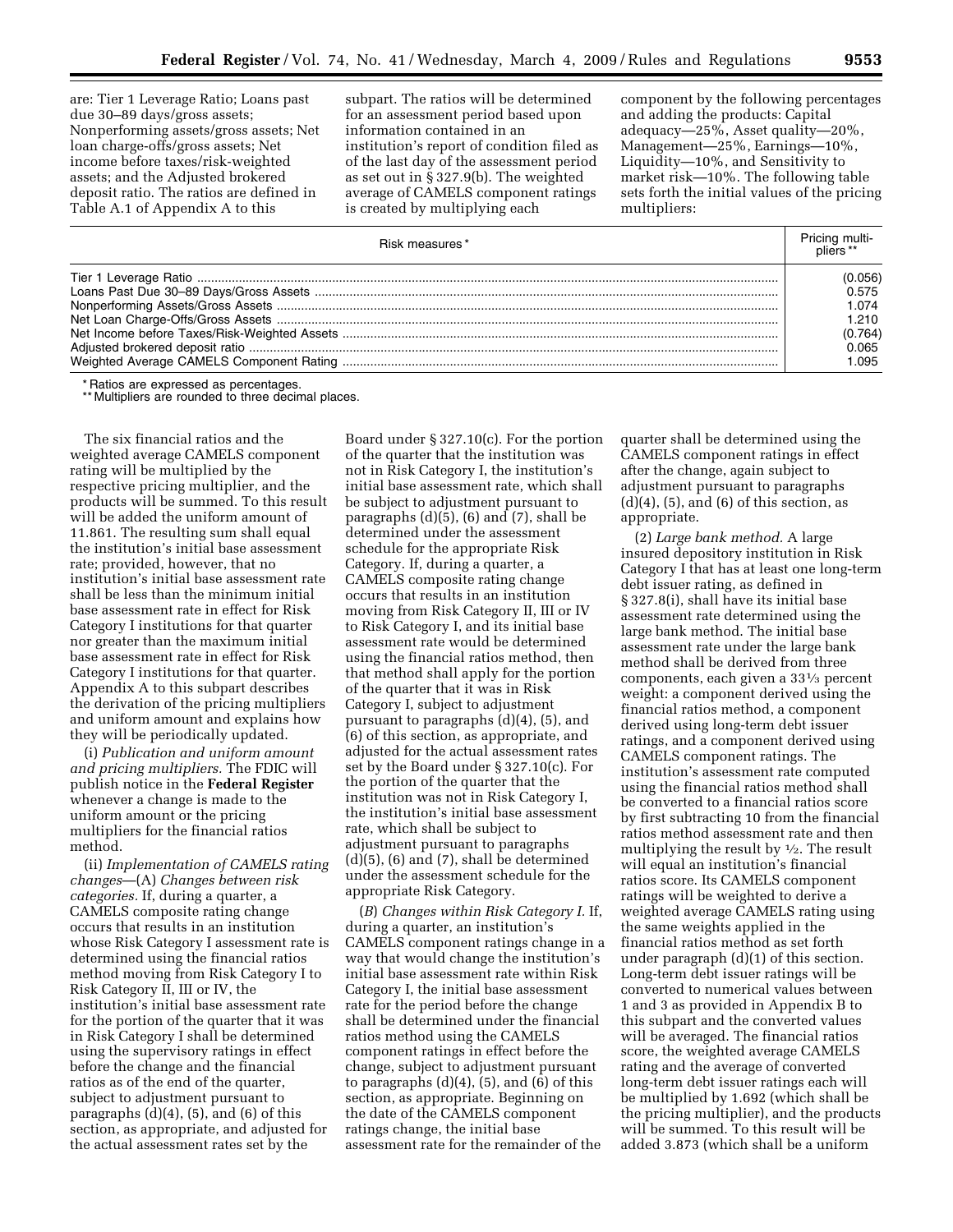are: Tier 1 Leverage Ratio; Loans past due 30–89 days/gross assets; Nonperforming assets/gross assets; Net loan charge-offs/gross assets; Net income before taxes/risk-weighted assets; and the Adjusted brokered deposit ratio. The ratios are defined in Table A.1 of Appendix A to this subpart. The ratios will be determined for an assessment period based upon information contained in an institution's report of condition filed as of the last day of the assessment period as set out in § 327.9(b). The weighted average of CAMELS component ratings is created by multiplying each component by the following percentages and adding the products: Capital adequacy—25%, Asset quality—20%, Management—25%, Earnings—10%, Liquidity—10%, and Sensitivity to market risk—10%. The following table sets forth the initial values of the pricing multipliers:

| Risk measures * | Pricing multipliers ** |
|---|---|
| Tier 1 Leverage Ratio | (0.056) |
| Loans Past Due 30–89 Days/Gross Assets | 0.575 |
| Nonperforming Assets/Gross Assets | 1.074 |
| Net Loan Charge-Offs/Gross Assets | 1.210 |
| Net Income before Taxes/Risk-Weighted Assets | (0.764) |
| Adjusted brokered deposit ratio | 0.065 |
| Weighted Average CAMELS Component Rating | 1.095 |

\* Ratios are expressed as percentages.
\*\* Multipliers are rounded to three decimal places.

The six financial ratios and the weighted average CAMELS component rating will be multiplied by the respective pricing multiplier, and the products will be summed. To this result will be added the uniform amount of 11.861. The resulting sum shall equal the institution's initial base assessment rate; provided, however, that no institution's initial base assessment rate shall be less than the minimum initial base assessment rate in effect for Risk Category I institutions for that quarter nor greater than the maximum initial base assessment rate in effect for Risk Category I institutions for that quarter. Appendix A to this subpart describes the derivation of the pricing multipliers and uniform amount and explains how they will be periodically updated.

(i) *Publication and uniform amount and pricing multipliers.* The FDIC will publish notice in the **Federal Register** whenever a change is made to the uniform amount or the pricing multipliers for the financial ratios method.

(ii) *Implementation of CAMELS rating changes*—(A) *Changes between risk categories.* If, during a quarter, a CAMELS composite rating change occurs that results in an institution whose Risk Category I assessment rate is determined using the financial ratios method moving from Risk Category I to Risk Category II, III or IV, the institution's initial base assessment rate for the portion of the quarter that it was in Risk Category I shall be determined using the supervisory ratings in effect before the change and the financial ratios as of the end of the quarter, subject to adjustment pursuant to paragraphs (d)(4), (5), and (6) of this section, as appropriate, and adjusted for the actual assessment rates set by the Board under § 327.10(c). For the portion of the quarter that the institution was not in Risk Category I, the institution's initial base assessment rate, which shall be subject to adjustment pursuant to paragraphs (d)(5), (6) and (7), shall be determined under the assessment schedule for the appropriate Risk Category. If, during a quarter, a CAMELS composite rating change occurs that results in an institution moving from Risk Category II, III or IV to Risk Category I, and its initial base assessment rate would be determined using the financial ratios method, then that method shall apply for the portion of the quarter that it was in Risk Category I, subject to adjustment pursuant to paragraphs (d)(4), (5), and (6) of this section, as appropriate, and adjusted for the actual assessment rates set by the Board under § 327.10(c). For the portion of the quarter that the institution was not in Risk Category I, the institution's initial base assessment rate, which shall be subject to adjustment pursuant to paragraphs (d)(5), (6) and (7), shall be determined under the assessment schedule for the appropriate Risk Category.

(*B*) *Changes within Risk Category I.* If, during a quarter, an institution's CAMELS component ratings change in a way that would change the institution's initial base assessment rate within Risk Category I, the initial base assessment rate for the period before the change shall be determined under the financial ratios method using the CAMELS component ratings in effect before the change, subject to adjustment pursuant to paragraphs (d)(4), (5), and (6) of this section, as appropriate. Beginning on the date of the CAMELS component ratings change, the initial base assessment rate for the remainder of the quarter shall be determined using the CAMELS component ratings in effect after the change, again subject to adjustment pursuant to paragraphs (d)(4), (5), and (6) of this section, as appropriate.

(2) *Large bank method.* A large insured depository institution in Risk Category I that has at least one long-term debt issuer rating, as defined in § 327.8(i), shall have its initial base assessment rate determined using the large bank method. The initial base assessment rate under the large bank method shall be derived from three components, each given a 33⅓ percent weight: a component derived using the financial ratios method, a component derived using long-term debt issuer ratings, and a component derived using CAMELS component ratings. The institution's assessment rate computed using the financial ratios method shall be converted to a financial ratios score by first subtracting 10 from the financial ratios method assessment rate and then multiplying the result by ½. The result will equal an institution's financial ratios score. Its CAMELS component ratings will be weighted to derive a weighted average CAMELS rating using the same weights applied in the financial ratios method as set forth under paragraph (d)(1) of this section. Long-term debt issuer ratings will be converted to numerical values between 1 and 3 as provided in Appendix B to this subpart and the converted values will be averaged. The financial ratios score, the weighted average CAMELS rating and the average of converted long-term debt issuer ratings each will be multiplied by 1.692 (which shall be the pricing multiplier), and the products will be summed. To this result will be added 3.873 (which shall be a uniform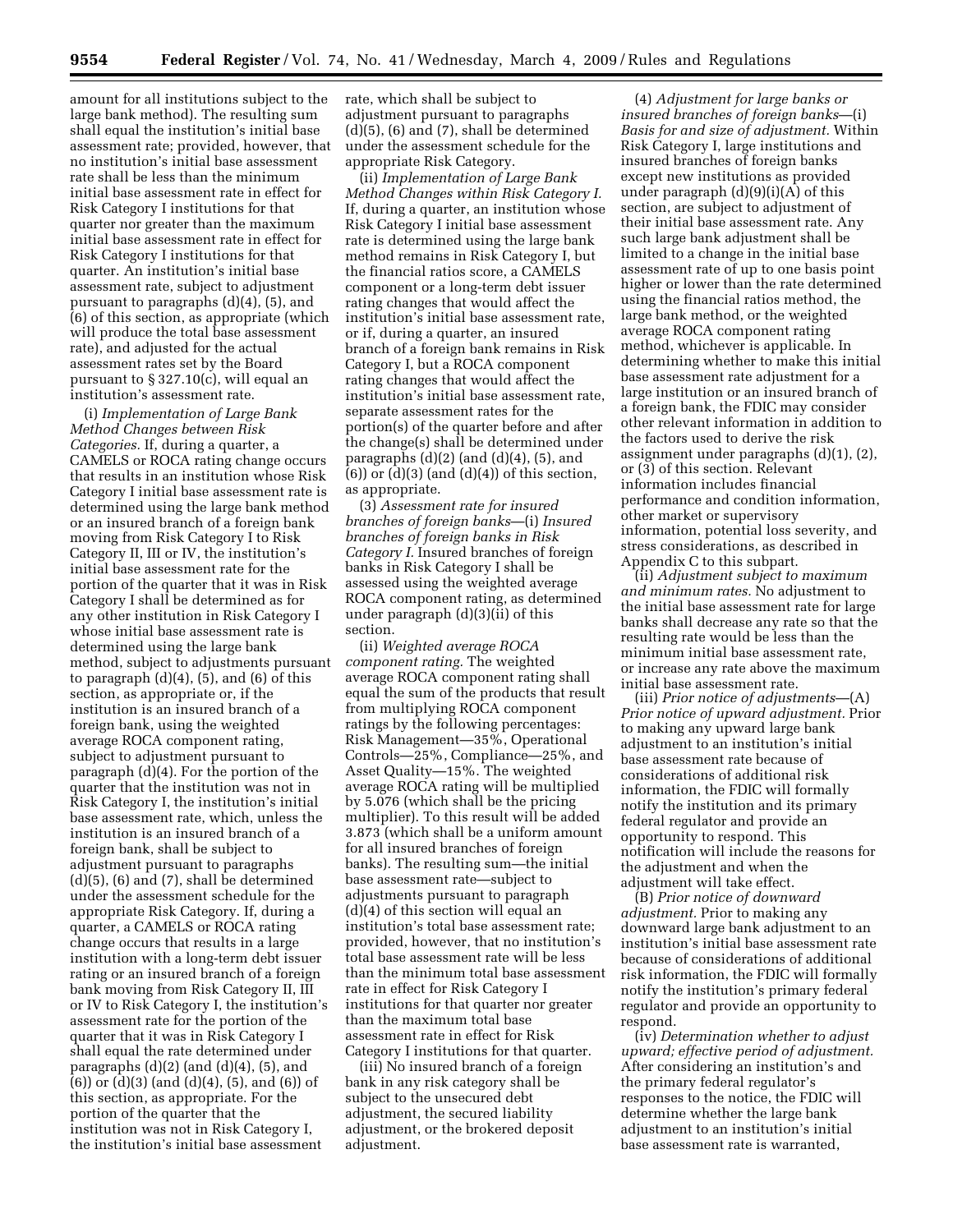amount for all institutions subject to the large bank method). The resulting sum shall equal the institution's initial base assessment rate; provided, however, that no institution's initial base assessment rate shall be less than the minimum initial base assessment rate in effect for Risk Category I institutions for that quarter nor greater than the maximum initial base assessment rate in effect for Risk Category I institutions for that quarter. An institution's initial base assessment rate, subject to adjustment pursuant to paragraphs (d)(4), (5), and (6) of this section, as appropriate (which will produce the total base assessment rate), and adjusted for the actual assessment rates set by the Board pursuant to § 327.10(c), will equal an institution's assessment rate.

(i) *Implementation of Large Bank Method Changes between Risk Categories.* If, during a quarter, a CAMELS or ROCA rating change occurs that results in an institution whose Risk Category I initial base assessment rate is determined using the large bank method or an insured branch of a foreign bank moving from Risk Category I to Risk Category II, III or IV, the institution's initial base assessment rate for the portion of the quarter that it was in Risk Category I shall be determined as for any other institution in Risk Category I whose initial base assessment rate is determined using the large bank method, subject to adjustments pursuant to paragraph (d)(4), (5), and (6) of this section, as appropriate or, if the institution is an insured branch of a foreign bank, using the weighted average ROCA component rating, subject to adjustment pursuant to paragraph (d)(4). For the portion of the quarter that the institution was not in Risk Category I, the institution's initial base assessment rate, which, unless the institution is an insured branch of a foreign bank, shall be subject to adjustment pursuant to paragraphs (d)(5), (6) and (7), shall be determined under the assessment schedule for the appropriate Risk Category. If, during a quarter, a CAMELS or ROCA rating change occurs that results in a large institution with a long-term debt issuer rating or an insured branch of a foreign bank moving from Risk Category II, III or IV to Risk Category I, the institution's assessment rate for the portion of the quarter that it was in Risk Category I shall equal the rate determined under paragraphs (d)(2) (and (d)(4), (5), and (6)) or (d)(3) (and (d)(4), (5), and (6)) of this section, as appropriate. For the portion of the quarter that the institution was not in Risk Category I, the institution's initial base assessment rate, which shall be subject to adjustment pursuant to paragraphs (d)(5), (6) and (7), shall be determined under the assessment schedule for the appropriate Risk Category.

(ii) *Implementation of Large Bank Method Changes within Risk Category I.* If, during a quarter, an institution whose Risk Category I initial base assessment rate is determined using the large bank method remains in Risk Category I, but the financial ratios score, a CAMELS component or a long-term debt issuer rating changes that would affect the institution's initial base assessment rate, or if, during a quarter, an insured branch of a foreign bank remains in Risk Category I, but a ROCA component rating changes that would affect the institution's initial base assessment rate, separate assessment rates for the portion(s) of the quarter before and after the change(s) shall be determined under paragraphs (d)(2) (and (d)(4), (5), and (6)) or (d)(3) (and (d)(4)) of this section, as appropriate.

(3) *Assessment rate for insured branches of foreign banks*—(i) *Insured branches of foreign banks in Risk Category I.* Insured branches of foreign banks in Risk Category I shall be assessed using the weighted average ROCA component rating, as determined under paragraph (d)(3)(ii) of this section.

(ii) *Weighted average ROCA component rating.* The weighted average ROCA component rating shall equal the sum of the products that result from multiplying ROCA component ratings by the following percentages: Risk Management—35%, Operational Controls—25%, Compliance—25%, and Asset Quality—15%. The weighted average ROCA rating will be multiplied by 5.076 (which shall be the pricing multiplier). To this result will be added 3.873 (which shall be a uniform amount for all insured branches of foreign banks). The resulting sum—the initial base assessment rate—subject to adjustments pursuant to paragraph (d)(4) of this section will equal an institution's total base assessment rate; provided, however, that no institution's total base assessment rate will be less than the minimum total base assessment rate in effect for Risk Category I institutions for that quarter nor greater than the maximum total base assessment rate in effect for Risk Category I institutions for that quarter.

(iii) No insured branch of a foreign bank in any risk category shall be subject to the unsecured debt adjustment, the secured liability adjustment, or the brokered deposit adjustment.

(4) *Adjustment for large banks or insured branches of foreign banks*—(i) *Basis for and size of adjustment.* Within Risk Category I, large institutions and insured branches of foreign banks except new institutions as provided under paragraph (d)(9)(i)(A) of this section, are subject to adjustment of their initial base assessment rate. Any such large bank adjustment shall be limited to a change in the initial base assessment rate of up to one basis point higher or lower than the rate determined using the financial ratios method, the large bank method, or the weighted average ROCA component rating method, whichever is applicable. In determining whether to make this initial base assessment rate adjustment for a large institution or an insured branch of a foreign bank, the FDIC may consider other relevant information in addition to the factors used to derive the risk assignment under paragraphs (d)(1), (2), or (3) of this section. Relevant information includes financial performance and condition information, other market or supervisory information, potential loss severity, and stress considerations, as described in Appendix C to this subpart.

(ii) *Adjustment subject to maximum and minimum rates.* No adjustment to the initial base assessment rate for large banks shall decrease any rate so that the resulting rate would be less than the minimum initial base assessment rate, or increase any rate above the maximum initial base assessment rate.

(iii) *Prior notice of adjustments*—(A) *Prior notice of upward adjustment.* Prior to making any upward large bank adjustment to an institution's initial base assessment rate because of considerations of additional risk information, the FDIC will formally notify the institution and its primary federal regulator and provide an opportunity to respond. This notification will include the reasons for the adjustment and when the adjustment will take effect.

(B) *Prior notice of downward adjustment.* Prior to making any downward large bank adjustment to an institution's initial base assessment rate because of considerations of additional risk information, the FDIC will formally notify the institution's primary federal regulator and provide an opportunity to respond.

(iv) *Determination whether to adjust upward; effective period of adjustment.* After considering an institution's and the primary federal regulator's responses to the notice, the FDIC will determine whether the large bank adjustment to an institution's initial base assessment rate is warranted,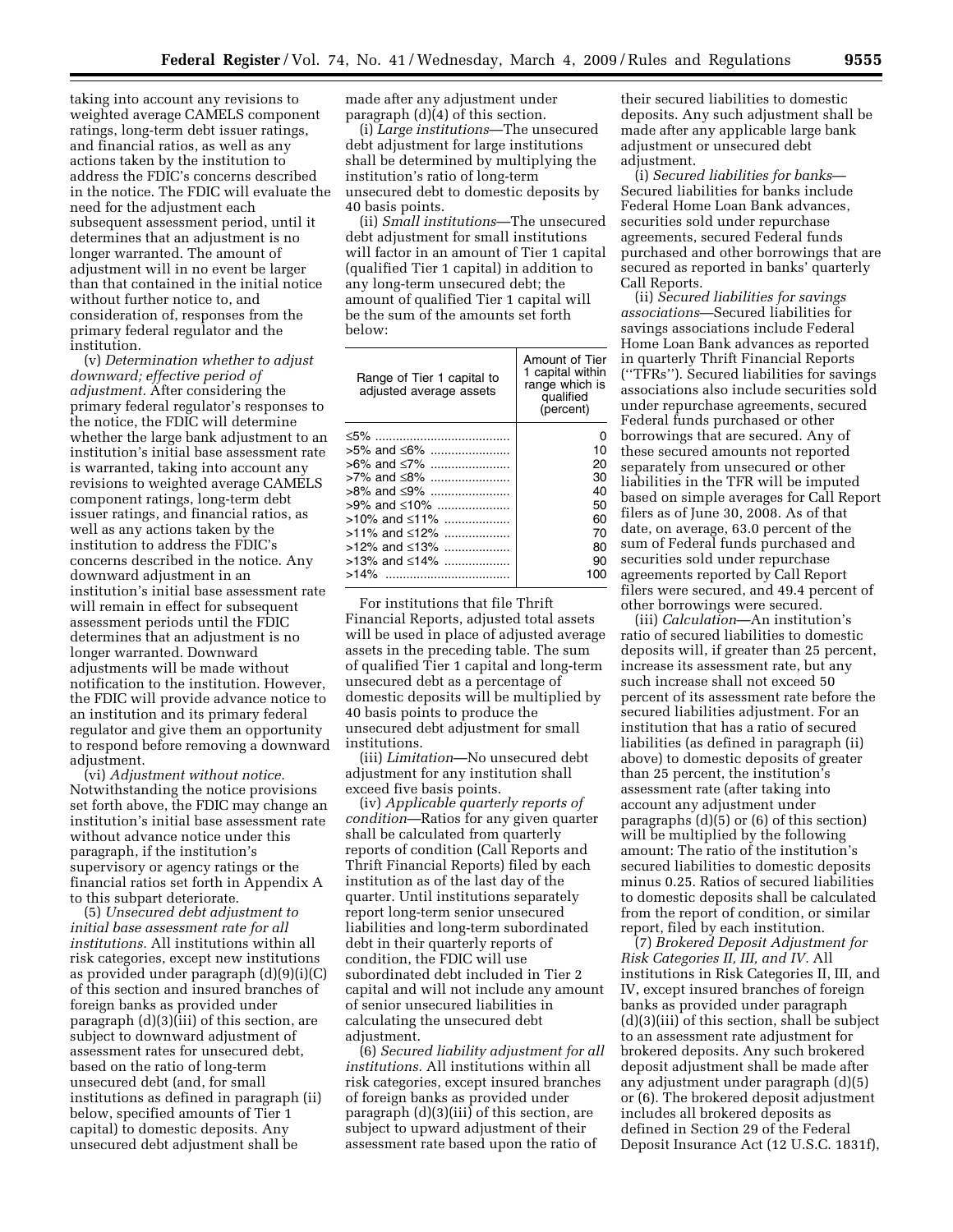taking into account any revisions to weighted average CAMELS component ratings, long-term debt issuer ratings, and financial ratios, as well as any actions taken by the institution to address the FDIC's concerns described in the notice. The FDIC will evaluate the need for the adjustment each subsequent assessment period, until it determines that an adjustment is no longer warranted. The amount of adjustment will in no event be larger than that contained in the initial notice without further notice to, and consideration of, responses from the primary federal regulator and the institution.

(v) *Determination whether to adjust downward; effective period of adjustment.* After considering the primary federal regulator's responses to the notice, the FDIC will determine whether the large bank adjustment to an institution's initial base assessment rate is warranted, taking into account any revisions to weighted average CAMELS component ratings, long-term debt issuer ratings, and financial ratios, as well as any actions taken by the institution to address the FDIC's concerns described in the notice. Any downward adjustment in an institution's initial base assessment rate will remain in effect for subsequent assessment periods until the FDIC determines that an adjustment is no longer warranted. Downward adjustments will be made without notification to the institution. However, the FDIC will provide advance notice to an institution and its primary federal regulator and give them an opportunity to respond before removing a downward adjustment.

(vi) *Adjustment without notice.* Notwithstanding the notice provisions set forth above, the FDIC may change an institution's initial base assessment rate without advance notice under this paragraph, if the institution's supervisory or agency ratings or the financial ratios set forth in Appendix A to this subpart deteriorate.

(5) *Unsecured debt adjustment to initial base assessment rate for all institutions.* All institutions within all risk categories, except new institutions as provided under paragraph (d)(9)(i)(C) of this section and insured branches of foreign banks as provided under paragraph (d)(3)(iii) of this section, are subject to downward adjustment of assessment rates for unsecured debt, based on the ratio of long-term unsecured debt (and, for small institutions as defined in paragraph (ii) below, specified amounts of Tier 1 capital) to domestic deposits. Any unsecured debt adjustment shall be made after any adjustment under paragraph (d)(4) of this section.

(i) *Large institutions*—The unsecured debt adjustment for large institutions shall be determined by multiplying the institution's ratio of long-term unsecured debt to domestic deposits by 40 basis points.

(ii) *Small institutions*—The unsecured debt adjustment for small institutions will factor in an amount of Tier 1 capital (qualified Tier 1 capital) in addition to any long-term unsecured debt; the amount of qualified Tier 1 capital will be the sum of the amounts set forth below:

| Range of Tier 1 capital to adjusted average assets | Amount of Tier 1 capital within range which is qualified (percent) |
|---|---|
| ≤5% | 0 |
| >5% and ≤6% | 10 |
| >6% and ≤7% | 20 |
| >7% and ≤8% | 30 |
| >8% and ≤9% | 40 |
| >9% and ≤10% | 50 |
| >10% and ≤11% | 60 |
| >11% and ≤12% | 70 |
| >12% and ≤13% | 80 |
| >13% and ≤14% | 90 |
| >14% | 100 |

For institutions that file Thrift Financial Reports, adjusted total assets will be used in place of adjusted average assets in the preceding table. The sum of qualified Tier 1 capital and long-term unsecured debt as a percentage of domestic deposits will be multiplied by 40 basis points to produce the unsecured debt adjustment for small institutions.

(iii) *Limitation*—No unsecured debt adjustment for any institution shall exceed five basis points.

(iv) *Applicable quarterly reports of condition*—Ratios for any given quarter shall be calculated from quarterly reports of condition (Call Reports and Thrift Financial Reports) filed by each institution as of the last day of the quarter. Until institutions separately report long-term senior unsecured liabilities and long-term subordinated debt in their quarterly reports of condition, the FDIC will use subordinated debt included in Tier 2 capital and will not include any amount of senior unsecured liabilities in calculating the unsecured debt adjustment.

(6) *Secured liability adjustment for all institutions.* All institutions within all risk categories, except insured branches of foreign banks as provided under paragraph (d)(3)(iii) of this section, are subject to upward adjustment of their assessment rate based upon the ratio of their secured liabilities to domestic deposits. Any such adjustment shall be made after any applicable large bank adjustment or unsecured debt adjustment.

(i) *Secured liabilities for banks*—Secured liabilities for banks include Federal Home Loan Bank advances, securities sold under repurchase agreements, secured Federal funds purchased and other borrowings that are secured as reported in banks' quarterly Call Reports.

(ii) *Secured liabilities for savings associations*—Secured liabilities for savings associations include Federal Home Loan Bank advances as reported in quarterly Thrift Financial Reports ("TFRs"). Secured liabilities for savings associations also include securities sold under repurchase agreements, secured Federal funds purchased or other borrowings that are secured. Any of these secured amounts not reported separately from unsecured or other liabilities in the TFR will be imputed based on simple averages for Call Report filers as of June 30, 2008. As of that date, on average, 63.0 percent of the sum of Federal funds purchased and securities sold under repurchase agreements reported by Call Report filers were secured, and 49.4 percent of other borrowings were secured.

(iii) *Calculation*—An institution's ratio of secured liabilities to domestic deposits will, if greater than 25 percent, increase its assessment rate, but any such increase shall not exceed 50 percent of its assessment rate before the secured liabilities adjustment. For an institution that has a ratio of secured liabilities (as defined in paragraph (ii) above) to domestic deposits of greater than 25 percent, the institution's assessment rate (after taking into account any adjustment under paragraphs (d)(5) or (6) of this section) will be multiplied by the following amount: The ratio of the institution's secured liabilities to domestic deposits minus 0.25. Ratios of secured liabilities to domestic deposits shall be calculated from the report of condition, or similar report, filed by each institution.

(7) *Brokered Deposit Adjustment for Risk Categories II, III, and IV.* All institutions in Risk Categories II, III, and IV, except insured branches of foreign banks as provided under paragraph (d)(3)(iii) of this section, shall be subject to an assessment rate adjustment for brokered deposits. Any such brokered deposit adjustment shall be made after any adjustment under paragraph (d)(5) or (6). The brokered deposit adjustment includes all brokered deposits as defined in Section 29 of the Federal Deposit Insurance Act (12 U.S.C. 1831f),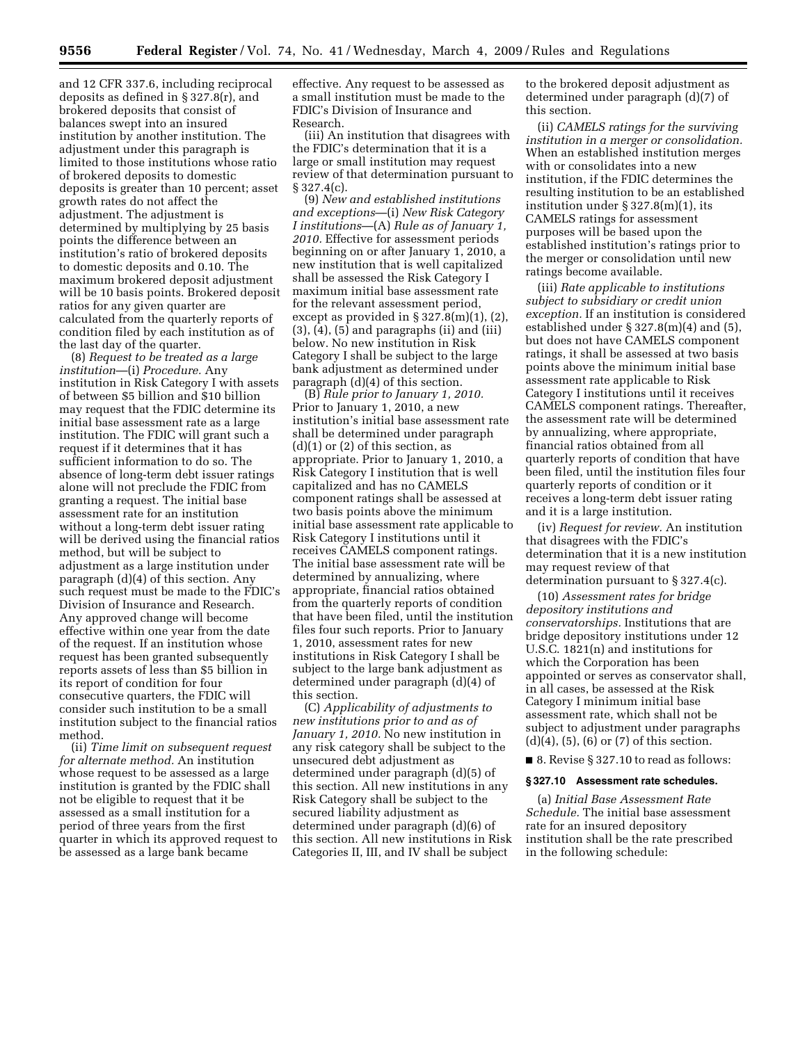and 12 CFR 337.6, including reciprocal deposits as defined in § 327.8(r), and brokered deposits that consist of balances swept into an insured institution by another institution. The adjustment under this paragraph is limited to those institutions whose ratio of brokered deposits to domestic deposits is greater than 10 percent; asset growth rates do not affect the adjustment. The adjustment is determined by multiplying by 25 basis points the difference between an institution's ratio of brokered deposits to domestic deposits and 0.10. The maximum brokered deposit adjustment will be 10 basis points. Brokered deposit ratios for any given quarter are calculated from the quarterly reports of condition filed by each institution as of the last day of the quarter.

(8) *Request to be treated as a large institution*—(i) *Procedure.* Any institution in Risk Category I with assets of between $5 billion and $10 billion may request that the FDIC determine its initial base assessment rate as a large institution. The FDIC will grant such a request if it determines that it has sufficient information to do so. The absence of long-term debt issuer ratings alone will not preclude the FDIC from granting a request. The initial base assessment rate for an institution without a long-term debt issuer rating will be derived using the financial ratios method, but will be subject to adjustment as a large institution under paragraph (d)(4) of this section. Any such request must be made to the FDIC's Division of Insurance and Research. Any approved change will become effective within one year from the date of the request. If an institution whose request has been granted subsequently reports assets of less than $5 billion in its report of condition for four consecutive quarters, the FDIC will consider such institution to be a small institution subject to the financial ratios method.

(ii) *Time limit on subsequent request for alternate method.* An institution whose request to be assessed as a large institution is granted by the FDIC shall not be eligible to request that it be assessed as a small institution for a period of three years from the first quarter in which its approved request to be assessed as a large bank became effective. Any request to be assessed as a small institution must be made to the FDIC's Division of Insurance and Research.

(iii) An institution that disagrees with the FDIC's determination that it is a large or small institution may request review of that determination pursuant to § 327.4(c).

(9) *New and established institutions and exceptions*—(i) *New Risk Category I institutions*—(A) *Rule as of January 1, 2010.* Effective for assessment periods beginning on or after January 1, 2010, a new institution that is well capitalized shall be assessed the Risk Category I maximum initial base assessment rate for the relevant assessment period, except as provided in § 327.8(m)(1), (2), (3), (4), (5) and paragraphs (ii) and (iii) below. No new institution in Risk Category I shall be subject to the large bank adjustment as determined under paragraph (d)(4) of this section.

(B) *Rule prior to January 1, 2010.* Prior to January 1, 2010, a new institution's initial base assessment rate shall be determined under paragraph (d)(1) or (2) of this section, as appropriate. Prior to January 1, 2010, a Risk Category I institution that is well capitalized and has no CAMELS component ratings shall be assessed at two basis points above the minimum initial base assessment rate applicable to Risk Category I institutions until it receives CAMELS component ratings. The initial base assessment rate will be determined by annualizing, where appropriate, financial ratios obtained from the quarterly reports of condition that have been filed, until the institution files four such reports. Prior to January 1, 2010, assessment rates for new institutions in Risk Category I shall be subject to the large bank adjustment as determined under paragraph (d)(4) of this section.

(C) *Applicability of adjustments to new institutions prior to and as of January 1, 2010.* No new institution in any risk category shall be subject to the unsecured debt adjustment as determined under paragraph (d)(5) of this section. All new institutions in any Risk Category shall be subject to the secured liability adjustment as determined under paragraph (d)(6) of this section. All new institutions in Risk Categories II, III, and IV shall be subject to the brokered deposit adjustment as determined under paragraph (d)(7) of this section.

(ii) *CAMELS ratings for the surviving institution in a merger or consolidation.* When an established institution merges with or consolidates into a new institution, if the FDIC determines the resulting institution to be an established institution under § 327.8(m)(1), its CAMELS ratings for assessment purposes will be based upon the established institution's ratings prior to the merger or consolidation until new ratings become available.

(iii) *Rate applicable to institutions subject to subsidiary or credit union exception.* If an institution is considered established under § 327.8(m)(4) and (5), but does not have CAMELS component ratings, it shall be assessed at two basis points above the minimum initial base assessment rate applicable to Risk Category I institutions until it receives CAMELS component ratings. Thereafter, the assessment rate will be determined by annualizing, where appropriate, financial ratios obtained from all quarterly reports of condition that have been filed, until the institution files four quarterly reports of condition or it receives a long-term debt issuer rating and it is a large institution.

(iv) *Request for review.* An institution that disagrees with the FDIC's determination that it is a new institution may request review of that determination pursuant to § 327.4(c).

(10) *Assessment rates for bridge depository institutions and conservatorships.* Institutions that are bridge depository institutions under 12 U.S.C. 1821(n) and institutions for which the Corporation has been appointed or serves as conservator shall, in all cases, be assessed at the Risk Category I minimum initial base assessment rate, which shall not be subject to adjustment under paragraphs (d)(4), (5), (6) or (7) of this section.

■ 8. Revise § 327.10 to read as follows:

**§ 327.10 Assessment rate schedules.**

(a) *Initial Base Assessment Rate Schedule.* The initial base assessment rate for an insured depository institution shall be the rate prescribed in the following schedule: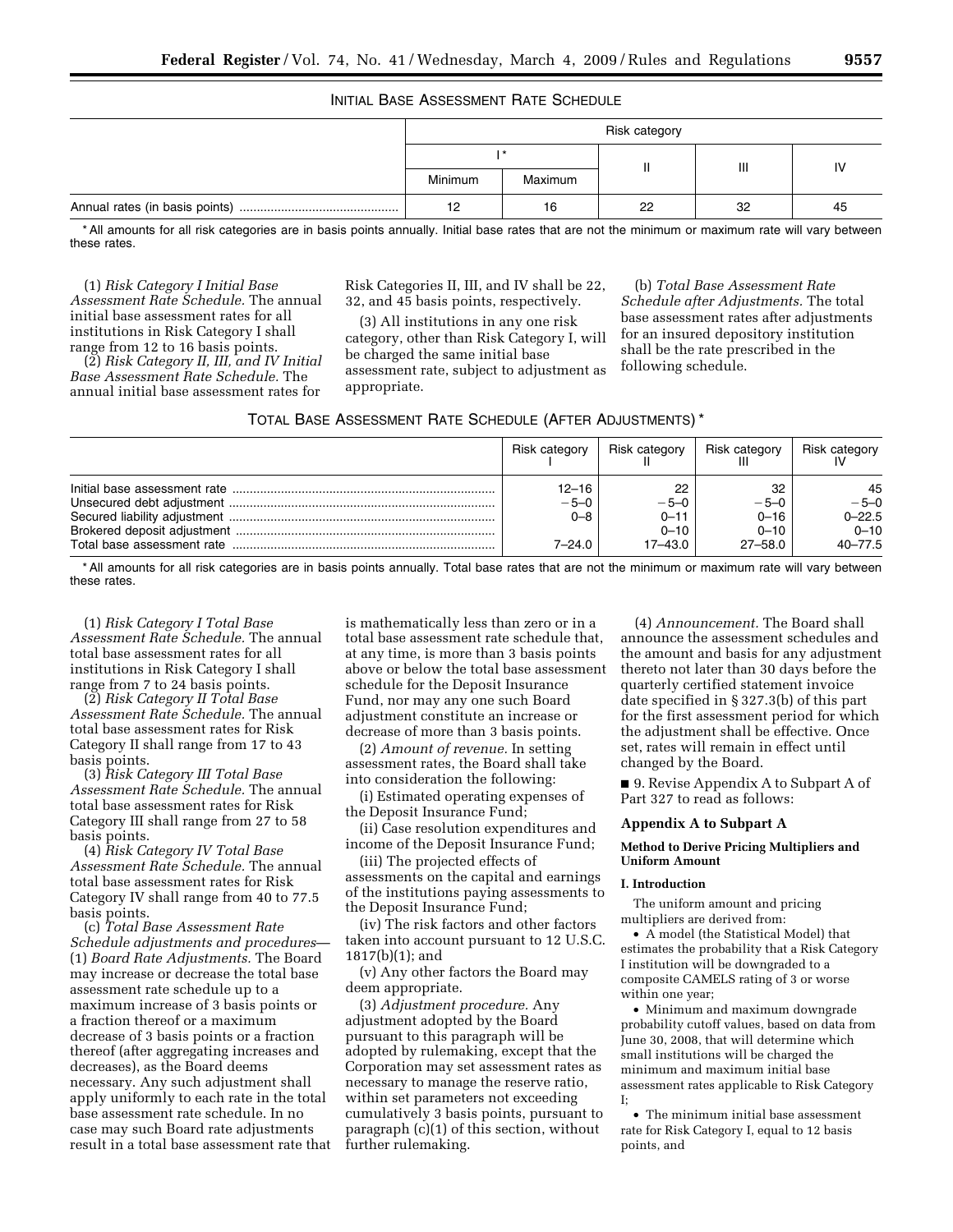INITIAL BASE ASSESSMENT RATE SCHEDULE

| | Risk category | | | | |
|---|---|---|---|---|---|
| | I * | | II | III | IV |
| | Minimum | Maximum | | | |
| Annual rates (in basis points) | 12 | 16 | 22 | 32 | 45 |

* All amounts for all risk categories are in basis points annually. Initial base rates that are not the minimum or maximum rate will vary between these rates.

(1) *Risk Category I Initial Base Assessment Rate Schedule.* The annual initial base assessment rates for all institutions in Risk Category I shall range from 12 to 16 basis points.

(2) *Risk Category II, III, and IV Initial Base Assessment Rate Schedule.* The annual initial base assessment rates for Risk Categories II, III, and IV shall be 22, 32, and 45 basis points, respectively.

(3) All institutions in any one risk category, other than Risk Category I, will be charged the same initial base assessment rate, subject to adjustment as appropriate.

(b) *Total Base Assessment Rate Schedule after Adjustments.* The total base assessment rates after adjustments for an insured depository institution shall be the rate prescribed in the following schedule.

TOTAL BASE ASSESSMENT RATE SCHEDULE (AFTER ADJUSTMENTS) *

| | Risk category I | Risk category II | Risk category III | Risk category IV |
|---|---|---|---|---|
| Initial base assessment rate | 12–16 | 22 | 32 | 45 |
| Unsecured debt adjustment | −5–0 | −5–0 | −5–0 | −5–0 |
| Secured liability adjustment | 0–8 | 0–11 | 0–16 | 0–22.5 |
| Brokered deposit adjustment | | 0–10 | 0–10 | 0–10 |
| Total base assessment rate | 7–24.0 | 17–43.0 | 27–58.0 | 40–77.5 |

* All amounts for all risk categories are in basis points annually. Total base rates that are not the minimum or maximum rate will vary between these rates.

(1) *Risk Category I Total Base Assessment Rate Schedule.* The annual total base assessment rates for all institutions in Risk Category I shall range from 7 to 24 basis points.

(2) *Risk Category II Total Base Assessment Rate Schedule.* The annual total base assessment rates for Risk Category II shall range from 17 to 43 basis points.

(3) *Risk Category III Total Base Assessment Rate Schedule.* The annual total base assessment rates for Risk Category III shall range from 27 to 58 basis points.

(4) *Risk Category IV Total Base Assessment Rate Schedule.* The annual total base assessment rates for Risk Category IV shall range from 40 to 77.5 basis points.

(c) *Total Base Assessment Rate Schedule adjustments and procedures*—(1) *Board Rate Adjustments.* The Board may increase or decrease the total base assessment rate schedule up to a maximum increase of 3 basis points or a fraction thereof or a maximum decrease of 3 basis points or a fraction thereof (after aggregating increases and decreases), as the Board deems necessary. Any such adjustment shall apply uniformly to each rate in the total base assessment rate schedule. In no case may such Board rate adjustments result in a total base assessment rate that is mathematically less than zero or in a total base assessment rate schedule that, at any time, is more than 3 basis points above or below the total base assessment schedule for the Deposit Insurance Fund, nor may any one such Board adjustment constitute an increase or decrease of more than 3 basis points.

(2) *Amount of revenue.* In setting assessment rates, the Board shall take into consideration the following:

(i) Estimated operating expenses of the Deposit Insurance Fund;

(ii) Case resolution expenditures and income of the Deposit Insurance Fund;

(iii) The projected effects of assessments on the capital and earnings of the institutions paying assessments to the Deposit Insurance Fund;

(iv) The risk factors and other factors taken into account pursuant to 12 U.S.C. 1817(b)(1); and

(v) Any other factors the Board may deem appropriate.

(3) *Adjustment procedure.* Any adjustment adopted by the Board pursuant to this paragraph will be adopted by rulemaking, except that the Corporation may set assessment rates as necessary to manage the reserve ratio, within set parameters not exceeding cumulatively 3 basis points, pursuant to paragraph (c)(1) of this section, without further rulemaking.

(4) *Announcement.* The Board shall announce the assessment schedules and the amount and basis for any adjustment thereto not later than 30 days before the quarterly certified statement invoice date specified in § 327.3(b) of this part for the first assessment period for which the adjustment shall be effective. Once set, rates will remain in effect until changed by the Board.

■ 9. Revise Appendix A to Subpart A of Part 327 to read as follows:

## Appendix A to Subpart A

### Method to Derive Pricing Multipliers and Uniform Amount

#### I. Introduction

The uniform amount and pricing multipliers are derived from:

• A model (the Statistical Model) that estimates the probability that a Risk Category I institution will be downgraded to a composite CAMELS rating of 3 or worse within one year;

• Minimum and maximum downgrade probability cutoff values, based on data from June 30, 2008, that will determine which small institutions will be charged the minimum and maximum initial base assessment rates applicable to Risk Category I;

• The minimum initial base assessment rate for Risk Category I, equal to 12 basis points, and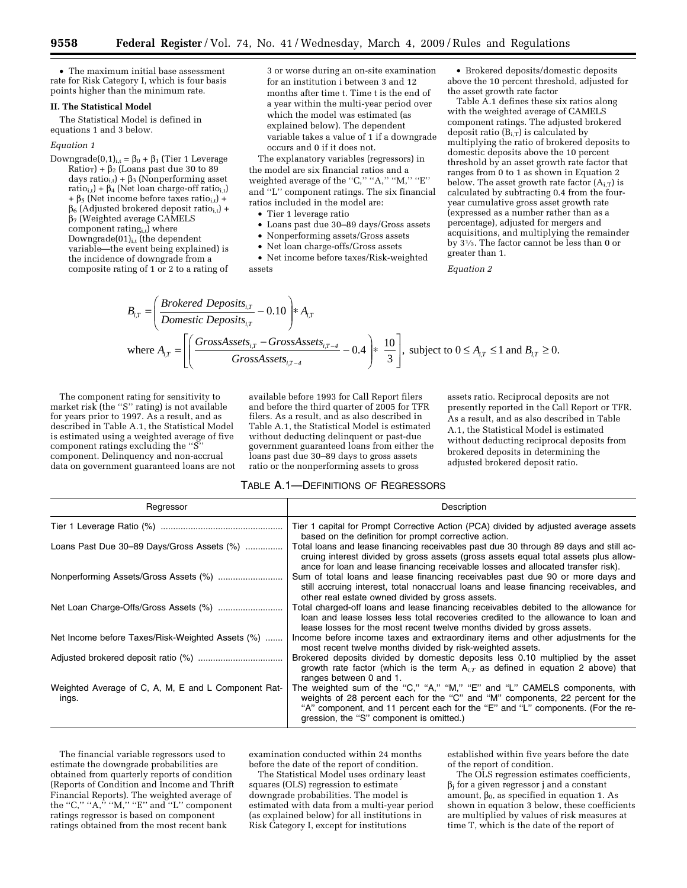• The maximum initial base assessment rate for Risk Category I, which is four basis points higher than the minimum rate.

**II. The Statistical Model**

The Statistical Model is defined in equations 1 and 3 below.

*Equation 1*

$\text{Downgrade}(0,1)_{i,t} = \beta_0 + \beta_1$ (Tier 1 Leverage $\text{Ratio}_T$) + $\beta_2$ (Loans past due 30 to 89 days $\text{ratio}_{i,t}$) + $\beta_3$ (Nonperforming asset $\text{ratio}_{i,t}$) + $\beta_4$ (Net loan charge-off $\text{ratio}_{i,t}$) + $\beta_5$ (Net income before taxes $\text{ratio}_{i,t}$) + $\beta_6$ (Adjusted brokered deposit $\text{ratio}_{i,t}$) + $\beta_7$ (Weighted average CAMELS component $\text{rating}_{i,t}$) where $\text{Downgrade}(01)_{i,t}$ (the dependent variable—the event being explained) is the incidence of downgrade from a composite rating of 1 or 2 to a rating of 3 or worse during an on-site examination for an institution i between 3 and 12 months after time t. Time t is the end of a year within the multi-year period over which the model was estimated (as explained below). The dependent variable takes a value of 1 if a downgrade occurs and 0 if it does not.

The explanatory variables (regressors) in the model are six financial ratios and a weighted average of the "C," "A," "M," "E" and "L" component ratings. The six financial ratios included in the model are:

• Tier 1 leverage ratio
• Loans past due 30–89 days/Gross assets
• Nonperforming assets/Gross assets
• Net loan charge-offs/Gross assets
• Net income before taxes/Risk-weighted assets
• Brokered deposits/domestic deposits above the 10 percent threshold, adjusted for the asset growth rate factor

Table A.1 defines these six ratios along with the weighted average of CAMELS component ratings. The adjusted brokered deposit ratio ($B_{i,T}$) is calculated by multiplying the ratio of brokered deposits to domestic deposits above the 10 percent threshold by an asset growth rate factor that ranges from 0 to 1 as shown in Equation 2 below. The asset growth rate factor ($A_{i,T}$) is calculated by subtracting 0.4 from the four-year cumulative gross asset growth rate (expressed as a number rather than as a percentage), adjusted for mergers and acquisitions, and multiplying the remainder by 3⅓. The factor cannot be less than 0 or greater than 1.

*Equation 2*

$$B_{i,T} = \left( \frac{\text{Brokered Deposits}_{i,T}}{\text{Domestic Deposits}_{i,T}} - 0.10 \right) * A_{i,T}$$

$$\text{where } A_{i,T} = \left[ \left( \frac{\text{GrossAssets}_{i,T} - \text{GrossAssets}_{i,T-4}}{\text{GrossAssets}_{i,T-4}} - 0.4 \right) * \frac{10}{3} \right], \text{ subject to } 0 \leq A_{i,T} \leq 1 \text{ and } B_{i,T} \geq 0.$$

The component rating for sensitivity to market risk (the "S" rating) is not available for years prior to 1997. As a result, and as described in Table A.1, the Statistical Model is estimated using a weighted average of five component ratings excluding the "S" component. Delinquency and non-accrual data on government guaranteed loans are not available before 1993 for Call Report filers and before the third quarter of 2005 for TFR filers. As a result, and as also described in Table A.1, the Statistical Model is estimated without deducting delinquent or past-due government guaranteed loans from either the loans past due 30–89 days to gross assets ratio or the nonperforming assets to gross assets ratio. Reciprocal deposits are not presently reported in the Call Report or TFR. As a result, and as also described in Table A.1, the Statistical Model is estimated without deducting reciprocal deposits from brokered deposits in determining the adjusted brokered deposit ratio.

TABLE A.1—DEFINITIONS OF REGRESSORS

| Regressor | Description |
|---|---|
| Tier 1 Leverage Ratio (%) | Tier 1 capital for Prompt Corrective Action (PCA) divided by adjusted average assets based on the definition for prompt corrective action. |
| Loans Past Due 30–89 Days/Gross Assets (%) | Total loans and lease financing receivables past due 30 through 89 days and still accruing interest divided by gross assets (gross assets equal total assets plus allowance for loan and lease financing receivable losses and allocated transfer risk). |
| Nonperforming Assets/Gross Assets (%) | Sum of total loans and lease financing receivables past due 90 or more days and still accruing interest, total nonaccrual loans and lease financing receivables, and other real estate owned divided by gross assets. |
| Net Loan Charge-Offs/Gross Assets (%) | Total charged-off loans and lease financing receivables debited to the allowance for loan and lease losses less total recoveries credited to the allowance to loan and lease losses for the most recent twelve months divided by gross assets. |
| Net Income before Taxes/Risk-Weighted Assets (%) | Income before income taxes and extraordinary items and other adjustments for the most recent twelve months divided by risk-weighted assets. |
| Adjusted brokered deposit ratio (%) | Brokered deposits divided by domestic deposits less 0.10 multiplied by the asset growth rate factor (which is the term $A_{i,T}$ as defined in equation 2 above) that ranges between 0 and 1. |
| Weighted Average of C, A, M, E and L Component Ratings. | The weighted sum of the "C," "A," "M," "E" and "L" CAMELS components, with weights of 28 percent each for the "C" and "M" components, 22 percent for the "A" component, and 11 percent each for the "E" and "L" components. (For the regression, the "S" component is omitted.) |

The financial variable regressors used to estimate the downgrade probabilities are obtained from quarterly reports of condition (Reports of Condition and Income and Thrift Financial Reports). The weighted average of the "C," "A," "M," "E" and "L" component ratings regressor is based on component ratings obtained from the most recent bank examination conducted within 24 months before the date of the report of condition.

The Statistical Model uses ordinary least squares (OLS) regression to estimate downgrade probabilities. The model is estimated with data from a multi-year period (as explained below) for all institutions in Risk Category I, except for institutions established within five years before the date of the report of condition.

The OLS regression estimates coefficients, $\beta_j$ for a given regressor j and a constant amount, $\beta_0$, as specified in equation 1. As shown in equation 3 below, these coefficients are multiplied by values of risk measures at time T, which is the date of the report of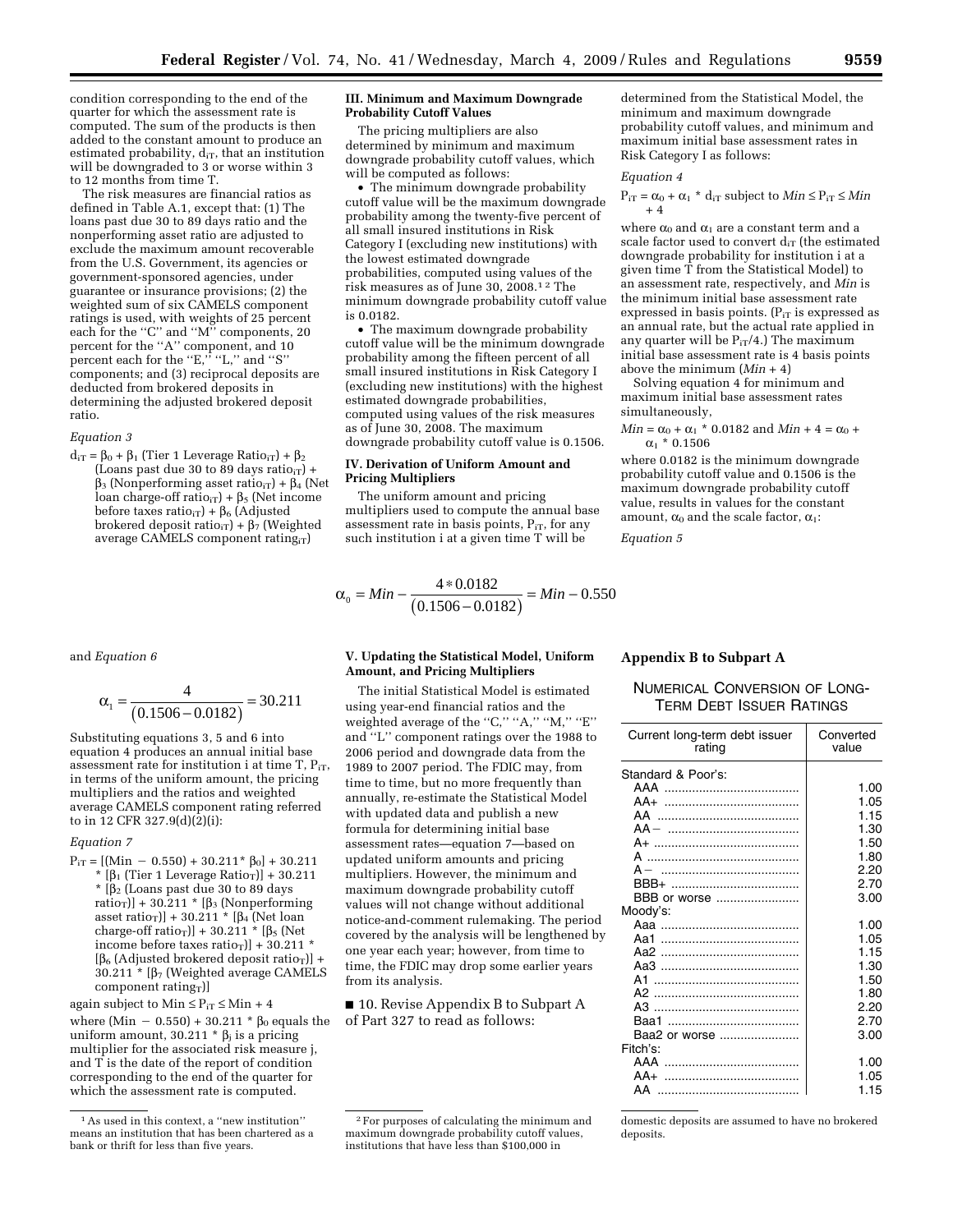condition corresponding to the end of the quarter for which the assessment rate is computed. The sum of the products is then added to the constant amount to produce an estimated probability, $d_{iT}$, that an institution will be downgraded to 3 or worse within 3 to 12 months from time T.

The risk measures are financial ratios as defined in Table A.1, except that: (1) The loans past due 30 to 89 days ratio and the nonperforming asset ratio are adjusted to exclude the maximum amount recoverable from the U.S. Government, its agencies or government-sponsored agencies, under guarantee or insurance provisions; (2) the weighted sum of six CAMELS component ratings is used, with weights of 25 percent each for the "C" and "M" components, 20 percent for the "A" component, and 10 percent each for the "E," "L," and "S" components; and (3) reciprocal deposits are deducted from brokered deposits in determining the adjusted brokered deposit ratio.

*Equation 3*

$d_{iT} = \beta_0 + \beta_1$ (Tier 1 Leverage Ratio$_{iT}$) + $\beta_2$ (Loans past due 30 to 89 days ratio$_{iT}$) + $\beta_3$ (Nonperforming asset ratio$_{iT}$) + $\beta_4$ (Net loan charge-off ratio$_{iT}$) + $\beta_5$ (Net income before taxes ratio$_{iT}$) + $\beta_6$ (Adjusted brokered deposit ratio$_{iT}$) + $\beta_7$ (Weighted average CAMELS component rating$_{iT}$)

## III. Minimum and Maximum Downgrade Probability Cutoff Values

The pricing multipliers are also determined by minimum and maximum downgrade probability cutoff values, which will be computed as follows:

- The minimum downgrade probability cutoff value will be the maximum downgrade probability among the twenty-five percent of all small insured institutions in Risk Category I (excluding new institutions) with the lowest estimated downgrade probabilities, computed using values of the risk measures as of June 30, 2008.[1] [2] The minimum downgrade probability cutoff value is 0.0182.
- The maximum downgrade probability cutoff value will be the minimum downgrade probability among the fifteen percent of all small insured institutions in Risk Category I (excluding new institutions) with the highest estimated downgrade probabilities, computed using values of the risk measures as of June 30, 2008. The maximum downgrade probability cutoff value is 0.1506.

## IV. Derivation of Uniform Amount and Pricing Multipliers

The uniform amount and pricing multipliers used to compute the annual base assessment rate in basis points, $P_{iT}$, for any such institution i at a given time T will be determined from the Statistical Model, the minimum and maximum downgrade probability cutoff values, and minimum and maximum initial base assessment rates in Risk Category I as follows:

*Equation 4*

$P_{iT} = \alpha_0 + \alpha_1 * d_{iT}$ subject to $Min \le P_{iT} \le Min + 4$

where $\alpha_0$ and $\alpha_1$ are a constant term and a scale factor used to convert $d_{iT}$ (the estimated downgrade probability for institution i at a given time T from the Statistical Model) to an assessment rate, respectively, and *Min* is the minimum initial base assessment rate expressed in basis points. ($P_{iT}$ is expressed as an annual rate, but the actual rate applied in any quarter will be $P_{iT}/4$.) The maximum initial base assessment rate is 4 basis points above the minimum (*Min* + 4)

Solving equation 4 for minimum and maximum initial base assessment rates simultaneously,

$Min = \alpha_0 + \alpha_1 * 0.0182$ and $Min + 4 = \alpha_0 + \alpha_1 * 0.1506$

where 0.0182 is the minimum downgrade probability cutoff value and 0.1506 is the maximum downgrade probability cutoff value, results in values for the constant amount, $\alpha_0$ and the scale factor, $\alpha_1$:

*Equation 5*

$$\alpha_0 = Min - \frac{4 * 0.0182}{(0.1506 - 0.0182)} = Min - 0.550$$

and *Equation 6*

$$\alpha_1 = \frac{4}{(0.1506 - 0.0182)} = 30.211$$

Substituting equations 3, 5 and 6 into equation 4 produces an annual initial base assessment rate for institution i at time T, $P_{iT}$, in terms of the uniform amount, the pricing multipliers and the ratios and weighted average CAMELS component rating referred to in 12 CFR 327.9(d)(2)(i):

*Equation 7*

$P_{iT} = [(Min - 0.550) + 30.211 * \beta_0] + 30.211 * [\beta_1$ (Tier 1 Leverage Ratio$_T$)] + 30.211 * [$\beta_2$ (Loans past due 30 to 89 days ratio$_T$)] + 30.211 * [$\beta_3$ (Nonperforming asset ratio$_T$)] + 30.211 * [$\beta_4$ (Net loan charge-off ratio$_T$)] + 30.211 * [$\beta_5$ (Net income before taxes ratio$_T$)] + 30.211 * [$\beta_6$ (Adjusted brokered deposit ratio$_T$)] + 30.211 * [$\beta_7$ (Weighted average CAMELS component rating$_T$)]

again subject to $Min \le P_{iT} \le Min + 4$

where $(Min - 0.550) + 30.211 * \beta_0$ equals the uniform amount, $30.211 * \beta_j$ is a pricing multiplier for the associated risk measure j, and T is the date of the report of condition corresponding to the end of the quarter for which the assessment rate is computed.

## V. Updating the Statistical Model, Uniform Amount, and Pricing Multipliers

The initial Statistical Model is estimated using year-end financial ratios and the weighted average of the "C," "A," "M," "E" and "L" component ratings over the 1988 to 2006 period and downgrade data from the 1989 to 2007 period. The FDIC may, from time to time, but no more frequently than annually, re-estimate the Statistical Model with updated data and publish a new formula for determining initial base assessment rates—equation 7—based on updated uniform amounts and pricing multipliers. However, the minimum and maximum downgrade probability cutoff values will not change without additional notice-and-comment rulemaking. The period covered by the analysis will be lengthened by one year each year; however, from time to time, the FDIC may drop some earlier years from its analysis.

■ 10. Revise Appendix B to Subpart A of Part 327 to read as follows:

## Appendix B to Subpart A

### Numerical Conversion of Long-Term Debt Issuer Ratings

| Current long-term debt issuer rating | Converted value |
|---|---|
| Standard & Poor's: | |
| AAA | 1.00 |
| AA+ | 1.05 |
| AA | 1.15 |
| AA− | 1.30 |
| A+ | 1.50 |
| A | 1.80 |
| A− | 2.20 |
| BBB+ | 2.70 |
| BBB or worse | 3.00 |
| Moody's: | |
| Aaa | 1.00 |
| Aa1 | 1.05 |
| Aa2 | 1.15 |
| Aa3 | 1.30 |
| A1 | 1.50 |
| A2 | 1.80 |
| A3 | 2.20 |
| Baa1 | 2.70 |
| Baa2 or worse | 3.00 |
| Fitch's: | |
| AAA | 1.00 |
| AA+ | 1.05 |
| AA | 1.15 |

---

[1] As used in this context, a "new institution" means an institution that has been chartered as a bank or thrift for less than five years.

[2] For purposes of calculating the minimum and maximum downgrade probability cutoff values, institutions that have less than $100,000 in domestic deposits are assumed to have no brokered deposits.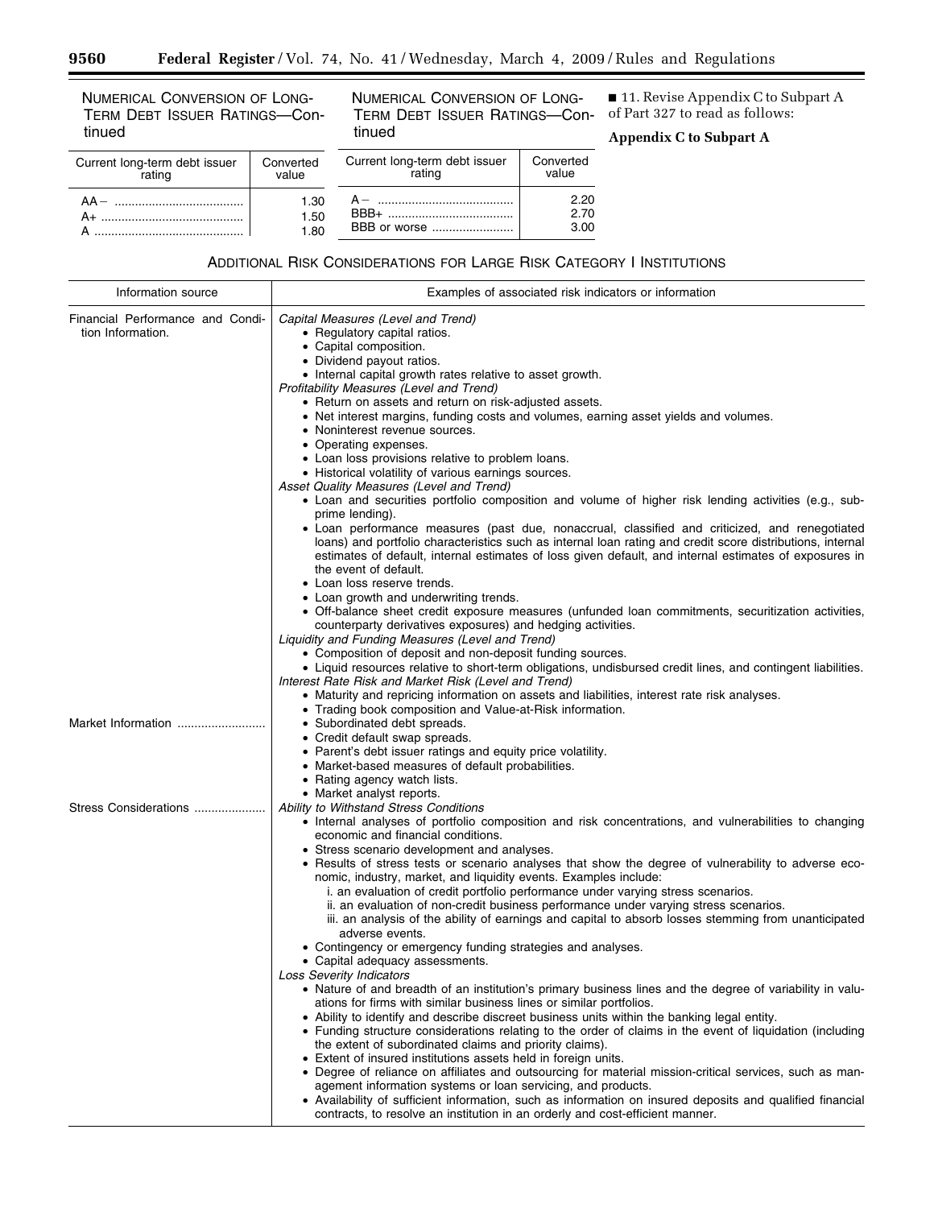NUMERICAL CONVERSION OF LONG-TERM DEBT ISSUER RATINGS—Continued

| Current long-term debt issuer rating | Converted value |
| --- | --- |
| AA− | 1.30 |
| A+ | 1.50 |
| A | 1.80 |
| A− | 2.20 |
| BBB+ | 2.70 |
| BBB or worse | 3.00 |

■ 11. Revise Appendix C to Subpart A of Part 327 to read as follows:

**Appendix C to Subpart A**

ADDITIONAL RISK CONSIDERATIONS FOR LARGE RISK CATEGORY I INSTITUTIONS

| Information source | Examples of associated risk indicators or information |
| --- | --- |
| Financial Performance and Condition Information. | *Capital Measures (Level and Trend)*<br>• Regulatory capital ratios.<br>• Capital composition.<br>• Dividend payout ratios.<br>• Internal capital growth rates relative to asset growth.<br>*Profitability Measures (Level and Trend)*<br>• Return on assets and return on risk-adjusted assets.<br>• Net interest margins, funding costs and volumes, earning asset yields and volumes.<br>• Noninterest revenue sources.<br>• Operating expenses.<br>• Loan loss provisions relative to problem loans.<br>• Historical volatility of various earnings sources.<br>*Asset Quality Measures (Level and Trend)*<br>• Loan and securities portfolio composition and volume of higher risk lending activities (e.g., sub-prime lending).<br>• Loan performance measures (past due, nonaccrual, classified and criticized, and renegotiated loans) and portfolio characteristics such as internal loan rating and credit score distributions, internal estimates of default, internal estimates of loss given default, and internal estimates of exposures in the event of default.<br>• Loan loss reserve trends.<br>• Loan growth and underwriting trends.<br>• Off-balance sheet credit exposure measures (unfunded loan commitments, securitization activities, counterparty derivatives exposures) and hedging activities.<br>*Liquidity and Funding Measures (Level and Trend)*<br>• Composition of deposit and non-deposit funding sources.<br>• Liquid resources relative to short-term obligations, undisbursed credit lines, and contingent liabilities.<br>*Interest Rate Risk and Market Risk (Level and Trend)*<br>• Maturity and repricing information on assets and liabilities, interest rate risk analyses.<br>• Trading book composition and Value-at-Risk information. |
| Market Information | • Subordinated debt spreads.<br>• Credit default swap spreads.<br>• Parent's debt issuer ratings and equity price volatility.<br>• Market-based measures of default probabilities.<br>• Rating agency watch lists.<br>• Market analyst reports. |
| Stress Considerations | *Ability to Withstand Stress Conditions*<br>• Internal analyses of portfolio composition and risk concentrations, and vulnerabilities to changing economic and financial conditions.<br>• Stress scenario development and analyses.<br>• Results of stress tests or scenario analyses that show the degree of vulnerability to adverse economic, industry, market, and liquidity events. Examples include:<br>i. an evaluation of credit portfolio performance under varying stress scenarios.<br>ii. an evaluation of non-credit business performance under varying stress scenarios.<br>iii. an analysis of the ability of earnings and capital to absorb losses stemming from unanticipated adverse events.<br>• Contingency or emergency funding strategies and analyses.<br>• Capital adequacy assessments.<br>*Loss Severity Indicators*<br>• Nature of and breadth of an institution's primary business lines and the degree of variability in valuations for firms with similar business lines or similar portfolios.<br>• Ability to identify and describe discreet business units within the banking legal entity.<br>• Funding structure considerations relating to the order of claims in the event of liquidation (including the extent of subordinated claims and priority claims).<br>• Extent of insured institutions assets held in foreign units.<br>• Degree of reliance on affiliates and outsourcing for material mission-critical services, such as management information systems or loan servicing, and products.<br>• Availability of sufficient information, such as information on insured deposits and qualified financial contracts, to resolve an institution in an orderly and cost-efficient manner. |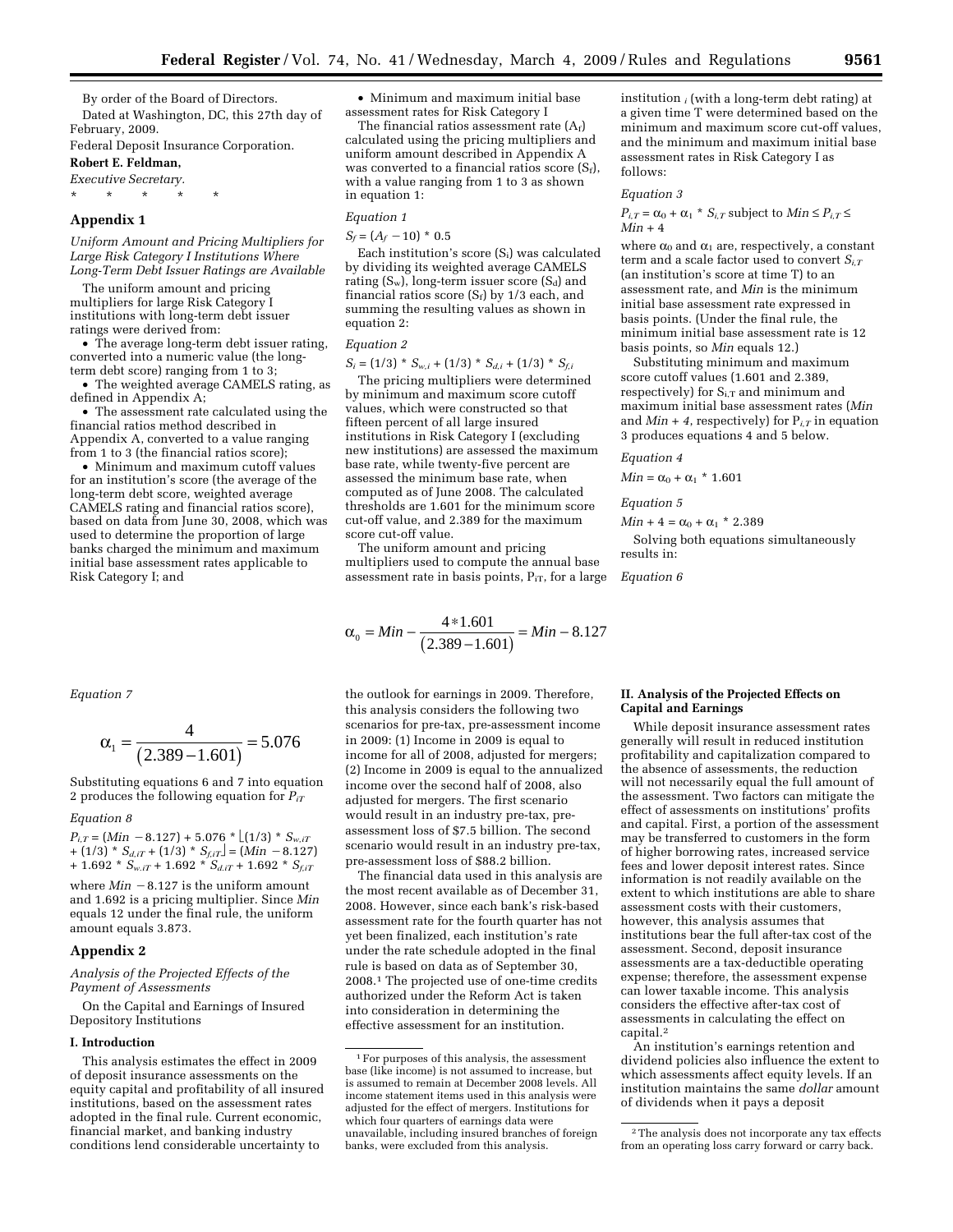By order of the Board of Directors.

Dated at Washington, DC, this 27th day of February, 2009.

Federal Deposit Insurance Corporation.

**Robert E. Feldman,**

*Executive Secretary.*

* * * * *

## Appendix 1

*Uniform Amount and Pricing Multipliers for Large Risk Category I Institutions Where Long-Term Debt Issuer Ratings are Available*

The uniform amount and pricing multipliers for large Risk Category I institutions with long-term debt issuer ratings were derived from:

- The average long-term debt issuer rating, converted into a numeric value (the long-term debt score) ranging from 1 to 3;
- The weighted average CAMELS rating, as defined in Appendix A;
- The assessment rate calculated using the financial ratios method described in Appendix A, converted to a value ranging from 1 to 3 (the financial ratios score);
- Minimum and maximum cutoff values for an institution's score (the average of the long-term debt score, weighted average CAMELS rating and financial ratios score), based on data from June 30, 2008, which was used to determine the proportion of large banks charged the minimum and maximum initial base assessment rates applicable to Risk Category I; and
- Minimum and maximum initial base assessment rates for Risk Category I

The financial ratios assessment rate ($A_f$) calculated using the pricing multipliers and uniform amount described in Appendix A was converted to a financial ratios score ($S_f$), with a value ranging from 1 to 3 as shown in equation 1:

*Equation 1*

$$S_f = (A_f - 10) * 0.5$$

Each institution's score ($S_i$) was calculated by dividing its weighted average CAMELS rating ($S_w$), long-term issuer score ($S_d$) and financial ratios score ($S_f$) by 1/3 each, and summing the resulting values as shown in equation 2:

*Equation 2*

$$S_i = (1/3) * S_{w,i} + (1/3) * S_{d,i} + (1/3) * S_{f,i}$$

The pricing multipliers were determined by minimum and maximum score cutoff values, which were constructed so that fifteen percent of all large insured institutions in Risk Category I (excluding new institutions) are assessed the maximum base rate, while twenty-five percent are assessed the minimum base rate, when computed as of June 2008. The calculated thresholds are 1.601 for the minimum score cut-off value, and 2.389 for the maximum score cut-off value.

The uniform amount and pricing multipliers used to compute the annual base assessment rate in basis points, $P_{iT}$, for a large institution $_i$ (with a long-term debt rating) at a given time T were determined based on the minimum and maximum score cut-off values, and the minimum and maximum initial base assessment rates in Risk Category I as follows:

*Equation 3*

$$P_{i,T} = \alpha_0 + \alpha_1 * S_{i,T} \text{ subject to } Min \leq P_{i,T} \leq Min + 4$$

where $\alpha_0$ and $\alpha_1$ are, respectively, a constant term and a scale factor used to convert $S_{i,T}$ (an institution's score at time T) to an assessment rate, and *Min* is the minimum initial base assessment rate expressed in basis points. (Under the final rule, the minimum initial base assessment rate is 12 basis points, so *Min* equals 12.)

Substituting minimum and maximum score cutoff values (1.601 and 2.389, respectively) for $S_{i,T}$ and minimum and maximum initial base assessment rates (*Min* and *Min* + 4, respectively) for $P_{i,T}$ in equation 3 produces equations 4 and 5 below.

*Equation 4*

$$Min = \alpha_0 + \alpha_1 * 1.601$$

*Equation 5*

$$Min + 4 = \alpha_0 + \alpha_1 * 2.389$$

Solving both equations simultaneously results in:

*Equation 6*

$$\alpha_0 = Min - \frac{4 * 1.601}{(2.389 - 1.601)} = Min - 8.127$$

*Equation 7*

$$\alpha_1 = \frac{4}{(2.389 - 1.601)} = 5.076$$

Substituting equations 6 and 7 into equation 2 produces the following equation for $P_{iT}$

*Equation 8*

$$P_{i,T} = (Min - 8.127) + 5.076 * \lfloor (1/3) * S_{w,iT} + (1/3) * S_{d,iT} + (1/3) * S_{f,iT} \rfloor = (Min - 8.127) + 1.692 * S_{w,iT} + 1.692 * S_{d,iT} + 1.692 * S_{f,iT}$$

where *Min* − 8.127 is the uniform amount and 1.692 is a pricing multiplier. Since *Min* equals 12 under the final rule, the uniform amount equals 3.873.

## Appendix 2

*Analysis of the Projected Effects of the Payment of Assessments*

On the Capital and Earnings of Insured Depository Institutions

### I. Introduction

This analysis estimates the effect in 2009 of deposit insurance assessments on the equity capital and profitability of all insured institutions, based on the assessment rates adopted in the final rule. Current economic, financial market, and banking industry conditions lend considerable uncertainty to the outlook for earnings in 2009. Therefore, this analysis considers the following two scenarios for pre-tax, pre-assessment income in 2009: (1) Income in 2009 is equal to income for all of 2008, adjusted for mergers; (2) Income in 2009 is equal to the annualized income over the second half of 2008, also adjusted for mergers. The first scenario would result in an industry pre-tax, pre-assessment loss of $7.5 billion. The second scenario would result in an industry pre-tax, pre-assessment loss of $88.2 billion.

The financial data used in this analysis are the most recent available as of December 31, 2008. However, since each bank's risk-based assessment rate for the fourth quarter has not yet been finalized, each institution's rate under the rate schedule adopted in the final rule is based on data as of September 30, 2008.[1] The projected use of one-time credits authorized under the Reform Act is taken into consideration in determining the effective assessment for an institution.

### II. Analysis of the Projected Effects on Capital and Earnings

While deposit insurance assessment rates generally will result in reduced institution profitability and capitalization compared to the absence of assessments, the reduction will not necessarily equal the full amount of the assessment. Two factors can mitigate the effect of assessments on institutions' profits and capital. First, a portion of the assessment may be transferred to customers in the form of higher borrowing rates, increased service fees and lower deposit interest rates. Since information is not readily available on the extent to which institutions are able to share assessment costs with their customers, however, this analysis assumes that institutions bear the full after-tax cost of the assessment. Second, deposit insurance assessments are a tax-deductible operating expense; therefore, the assessment expense can lower taxable income. This analysis considers the effective after-tax cost of assessments in calculating the effect on capital.[2]

An institution's earnings retention and dividend policies also influence the extent to which assessments affect equity levels. If an institution maintains the same *dollar* amount of dividends when it pays a deposit

---

[1] For purposes of this analysis, the assessment base (like income) is not assumed to increase, but is assumed to remain at December 2008 levels. All income statement items used in this analysis were adjusted for the effect of mergers. Institutions for which four quarters of earnings data were unavailable, including insured branches of foreign banks, were excluded from this analysis.

[2] The analysis does not incorporate any tax effects from an operating loss carry forward or carry back.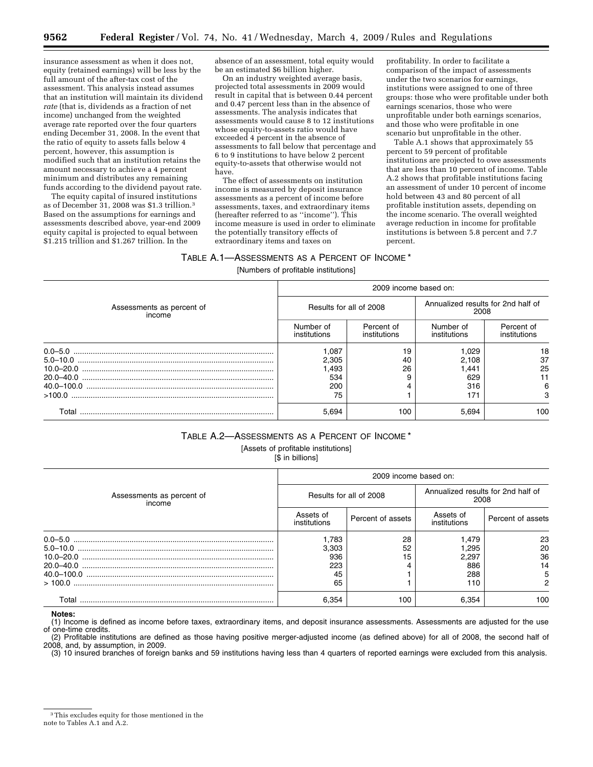insurance assessment as when it does not, equity (retained earnings) will be less by the full amount of the after-tax cost of the assessment. This analysis instead assumes that an institution will maintain its dividend *rate* (that is, dividends as a fraction of net income) unchanged from the weighted average rate reported over the four quarters ending December 31, 2008. In the event that the ratio of equity to assets falls below 4 percent, however, this assumption is modified such that an institution retains the amount necessary to achieve a 4 percent minimum and distributes any remaining funds according to the dividend payout rate.

The equity capital of insured institutions as of December 31, 2008 was $1.3 trillion.[3] Based on the assumptions for earnings and assessments described above, year-end 2009 equity capital is projected to equal between $1.215 trillion and $1.267 trillion. In the absence of an assessment, total equity would be an estimated $6 billion higher.

On an industry weighted average basis, projected total assessments in 2009 would result in capital that is between 0.44 percent and 0.47 percent less than in the absence of assessments. The analysis indicates that assessments would cause 8 to 12 institutions whose equity-to-assets ratio would have exceeded 4 percent in the absence of assessments to fall below that percentage and 6 to 9 institutions to have below 2 percent equity-to-assets that otherwise would not have.

The effect of assessments on institution income is measured by deposit insurance assessments as a percent of income before assessments, taxes, and extraordinary items (hereafter referred to as "income"). This income measure is used in order to eliminate the potentially transitory effects of extraordinary items and taxes on profitability. In order to facilitate a comparison of the impact of assessments under the two scenarios for earnings, institutions were assigned to one of three groups: those who were profitable under both earnings scenarios, those who were unprofitable under both earnings scenarios, and those who were profitable in one scenario but unprofitable in the other.

Table A.1 shows that approximately 55 percent to 59 percent of profitable institutions are projected to owe assessments that are less than 10 percent of income. Table A.2 shows that profitable institutions facing an assessment of under 10 percent of income hold between 43 and 80 percent of all profitable institution assets, depending on the income scenario. The overall weighted average reduction in income for profitable institutions is between 5.8 percent and 7.7 percent.

TABLE A.1—ASSESSMENTS AS A PERCENT OF INCOME *

[Numbers of profitable institutions]

| Assessments as percent of income | 2009 income based on: | | | |
|---|---|---|---|---|
| | Results for all of 2008 | | Annualized results for 2nd half of 2008 | |
| | Number of institutions | Percent of institutions | Number of institutions | Percent of institutions |
| 0.0–5.0 | 1,087 | 19 | 1,029 | 18 |
| 5.0–10.0 | 2,305 | 40 | 2,108 | 37 |
| 10.0–20.0 | 1,493 | 26 | 1,441 | 25 |
| 20.0–40.0 | 534 | 9 | 629 | 11 |
| 40.0–100.0 | 200 | 4 | 316 | 6 |
| >100.0 | 75 | 1 | 171 | 3 |
| Total | 5,694 | 100 | 5,694 | 100 |

TABLE A.2—ASSESSMENTS AS A PERCENT OF INCOME *

[Assets of profitable institutions]

[$ in billions]

| Assessments as percent of income | 2009 income based on: | | | |
|---|---|---|---|---|
| | Results for all of 2008 | | Annualized results for 2nd half of 2008 | |
| | Assets of institutions | Percent of assets | Assets of institutions | Percent of assets |
| 0.0–5.0 | 1,783 | 28 | 1,479 | 23 |
| 5.0–10.0 | 3,303 | 52 | 1,295 | 20 |
| 10.0–20.0 | 936 | 15 | 2,297 | 36 |
| 20.0–40.0 | 223 | 4 | 886 | 14 |
| 40.0–100.0 | 45 | 1 | 288 | 5 |
| > 100.0 | 65 | 1 | 110 | 2 |
| Total | 6,354 | 100 | 6,354 | 100 |

**Notes:**

(1) Income is defined as income before taxes, extraordinary items, and deposit insurance assessments. Assessments are adjusted for the use of one-time credits.

(2) Profitable institutions are defined as those having positive merger-adjusted income (as defined above) for all of 2008, the second half of 2008, and, by assumption, in 2009.

(3) 10 insured branches of foreign banks and 59 institutions having less than 4 quarters of reported earnings were excluded from this analysis.

[3] This excludes equity for those mentioned in the note to Tables A.1 and A.2.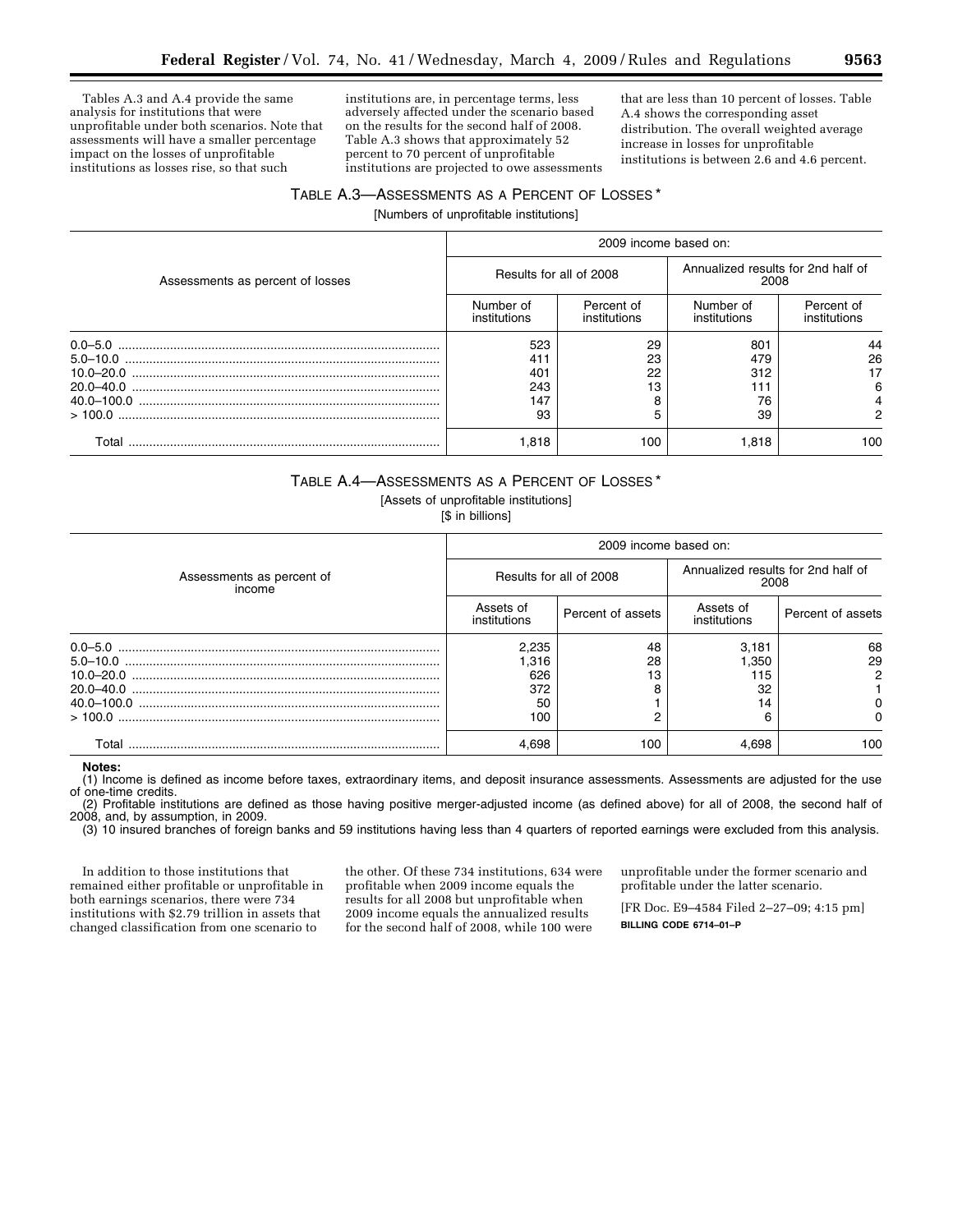Tables A.3 and A.4 provide the same analysis for institutions that were unprofitable under both scenarios. Note that assessments will have a smaller percentage impact on the losses of unprofitable institutions as losses rise, so that such institutions are, in percentage terms, less adversely affected under the scenario based on the results for the second half of 2008. Table A.3 shows that approximately 52 percent to 70 percent of unprofitable institutions are projected to owe assessments that are less than 10 percent of losses. Table A.4 shows the corresponding asset distribution. The overall weighted average increase in losses for unprofitable institutions is between 2.6 and 4.6 percent.

TABLE A.3—ASSESSMENTS AS A PERCENT OF LOSSES *

[Numbers of unprofitable institutions]

| Assessments as percent of losses | 2009 income based on: | | | |
|---|---|---|---|---|
| | Results for all of 2008 | | Annualized results for 2nd half of 2008 | |
| | Number of institutions | Percent of institutions | Number of institutions | Percent of institutions |
| 0.0–5.0 | 523 | 29 | 801 | 44 |
| 5.0–10.0 | 411 | 23 | 479 | 26 |
| 10.0–20.0 | 401 | 22 | 312 | 17 |
| 20.0–40.0 | 243 | 13 | 111 | 6 |
| 40.0–100.0 | 147 | 8 | 76 | 4 |
| > 100.0 | 93 | 5 | 39 | 2 |
| Total | 1,818 | 100 | 1,818 | 100 |

TABLE A.4—ASSESSMENTS AS A PERCENT OF LOSSES *

[Assets of unprofitable institutions]

[$ in billions]

| Assessments as percent of income | 2009 income based on: | | | |
|---|---|---|---|---|
| | Results for all of 2008 | | Annualized results for 2nd half of 2008 | |
| | Assets of institutions | Percent of assets | Assets of institutions | Percent of assets |
| 0.0–5.0 | 2,235 | 48 | 3,181 | 68 |
| 5.0–10.0 | 1,316 | 28 | 1,350 | 29 |
| 10.0–20.0 | 626 | 13 | 115 | 2 |
| 20.0–40.0 | 372 | 8 | 32 | 1 |
| 40.0–100.0 | 50 | 1 | 14 | 0 |
| > 100.0 | 100 | 2 | 6 | 0 |
| Total | 4,698 | 100 | 4,698 | 100 |

**Notes:**

(1) Income is defined as income before taxes, extraordinary items, and deposit insurance assessments. Assessments are adjusted for the use of one-time credits.

(2) Profitable institutions are defined as those having positive merger-adjusted income (as defined above) for all of 2008, the second half of 2008, and, by assumption, in 2009.

(3) 10 insured branches of foreign banks and 59 institutions having less than 4 quarters of reported earnings were excluded from this analysis.

In addition to those institutions that remained either profitable or unprofitable in both earnings scenarios, there were 734 institutions with $2.79 trillion in assets that changed classification from one scenario to the other. Of these 734 institutions, 634 were profitable when 2009 income equals the results for all 2008 but unprofitable when 2009 income equals the annualized results for the second half of 2008, while 100 were unprofitable under the former scenario and profitable under the latter scenario.

[FR Doc. E9–4584 Filed 2–27–09; 4:15 pm]

**BILLING CODE 6714–01–P**